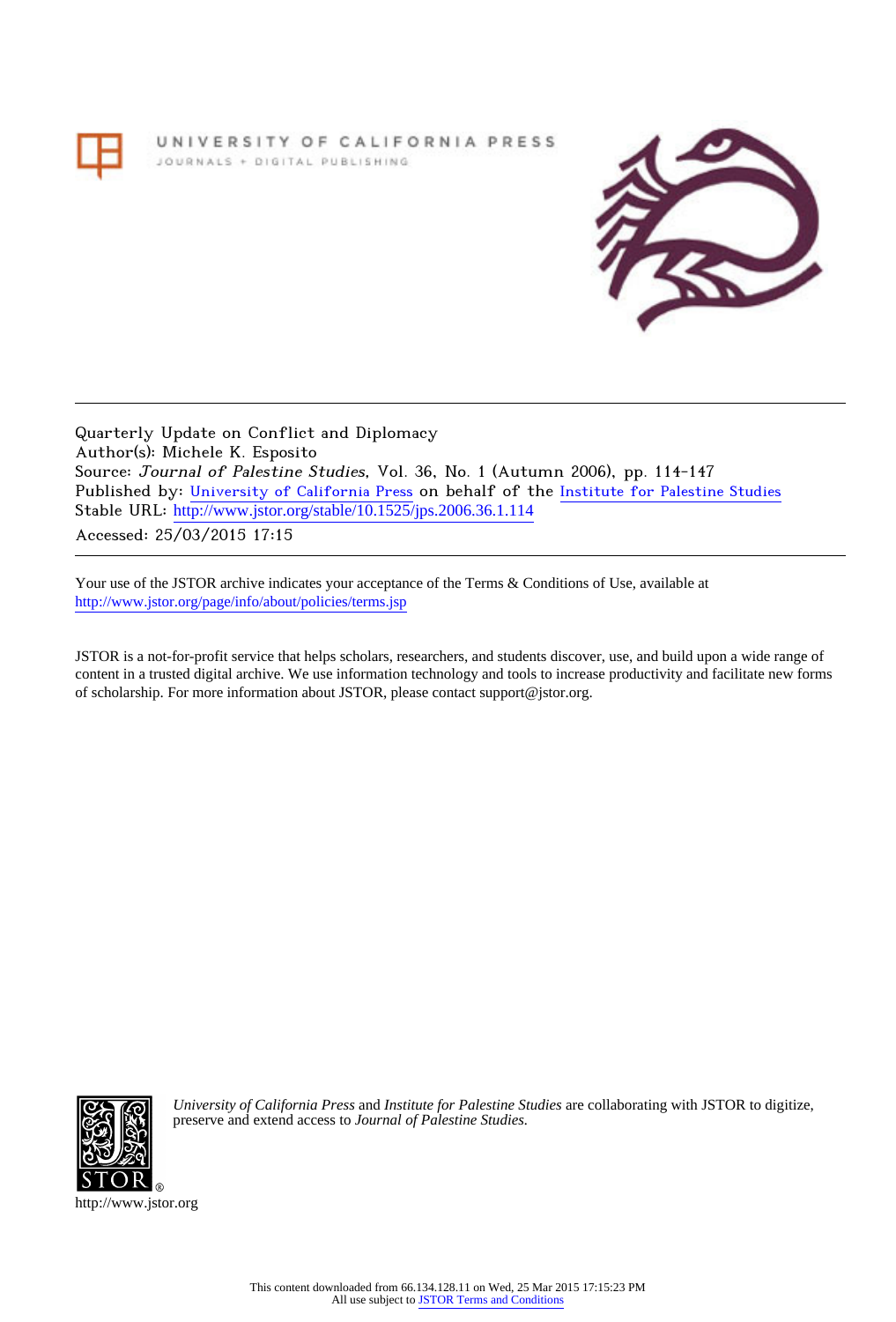UNIVERSITY OF CALIFORNIA PRESS
JOURNALS + DIGITAL PUBLISHING

Quarterly Update on Conflict and Diplomacy
Author(s): Michele K. Esposito
Source: *Journal of Palestine Studies*, Vol. 36, No. 1 (Autumn 2006), pp. 114-147
Published by: University of California Press on behalf of the Institute for Palestine Studies
Stable URL: http://www.jstor.org/stable/10.1525/jps.2006.36.1.114
Accessed: 25/03/2015 17:15

Your use of the JSTOR archive indicates your acceptance of the Terms & Conditions of Use, available at http://www.jstor.org/page/info/about/policies/terms.jsp

JSTOR is a not-for-profit service that helps scholars, researchers, and students discover, use, and build upon a wide range of content in a trusted digital archive. We use information technology and tools to increase productivity and facilitate new forms of scholarship. For more information about JSTOR, please contact support@jstor.org.

*University of California Press* and *Institute for Palestine Studies* are collaborating with JSTOR to digitize, preserve and extend access to *Journal of Palestine Studies.*

http://www.jstor.org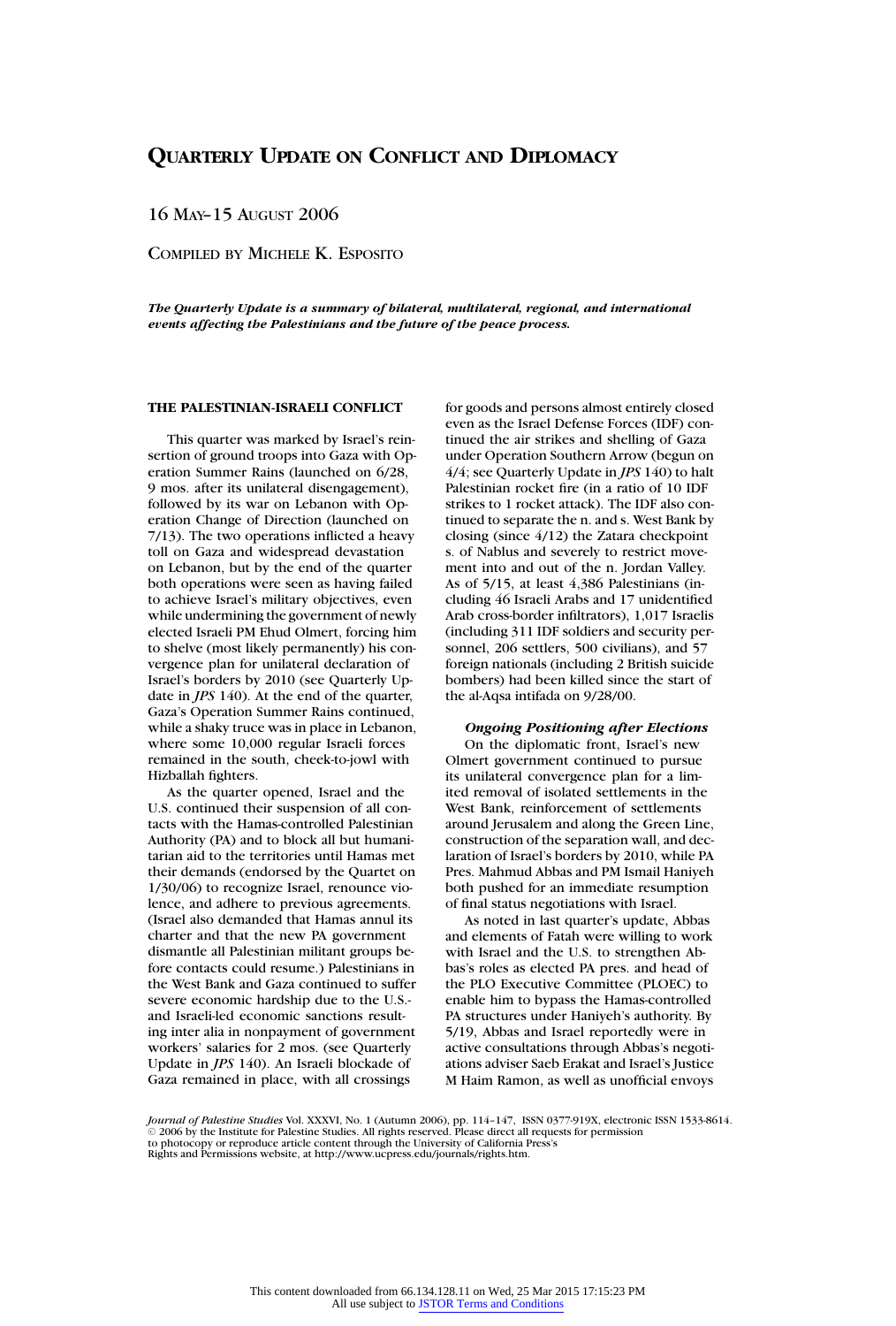# Quarterly Update on Conflict and Diplomacy

16 May–15 August 2006

Compiled by Michele K. Esposito

***The Quarterly Update is a summary of bilateral, multilateral, regional, and international events affecting the Palestinians and the future of the peace process.***

## THE PALESTINIAN-ISRAELI CONFLICT

This quarter was marked by Israel's reinsertion of ground troops into Gaza with Operation Summer Rains (launched on 6/28, 9 mos. after its unilateral disengagement), followed by its war on Lebanon with Operation Change of Direction (launched on 7/13). The two operations inflicted a heavy toll on Gaza and widespread devastation on Lebanon, but by the end of the quarter both operations were seen as having failed to achieve Israel's military objectives, even while undermining the government of newly elected Israeli PM Ehud Olmert, forcing him to shelve (most likely permanently) his convergence plan for unilateral declaration of Israel's borders by 2010 (see Quarterly Update in *JPS* 140). At the end of the quarter, Gaza's Operation Summer Rains continued, while a shaky truce was in place in Lebanon, where some 10,000 regular Israeli forces remained in the south, cheek-to-jowl with Hizballah fighters.

As the quarter opened, Israel and the U.S. continued their suspension of all contacts with the Hamas-controlled Palestinian Authority (PA) and to block all but humanitarian aid to the territories until Hamas met their demands (endorsed by the Quartet on 1/30/06) to recognize Israel, renounce violence, and adhere to previous agreements. (Israel also demanded that Hamas annul its charter and that the new PA government dismantle all Palestinian militant groups before contacts could resume.) Palestinians in the West Bank and Gaza continued to suffer severe economic hardship due to the U.S.- and Israeli-led economic sanctions resulting inter alia in nonpayment of government workers' salaries for 2 mos. (see Quarterly Update in *JPS* 140). An Israeli blockade of Gaza remained in place, with all crossings for goods and persons almost entirely closed even as the Israel Defense Forces (IDF) continued the air strikes and shelling of Gaza under Operation Southern Arrow (begun on 4/4; see Quarterly Update in *JPS* 140) to halt Palestinian rocket fire (in a ratio of 10 IDF strikes to 1 rocket attack). The IDF also continued to separate the n. and s. West Bank by closing (since 4/12) the Zatara checkpoint s. of Nablus and severely to restrict movement into and out of the n. Jordan Valley. As of 5/15, at least 4,386 Palestinians (including 46 Israeli Arabs and 17 unidentified Arab cross-border infiltrators), 1,017 Israelis (including 311 IDF soldiers and security personnel, 206 settlers, 500 civilians), and 57 foreign nationals (including 2 British suicide bombers) had been killed since the start of the al-Aqsa intifada on 9/28/00.

### *Ongoing Positioning after Elections*

On the diplomatic front, Israel's new Olmert government continued to pursue its unilateral convergence plan for a limited removal of isolated settlements in the West Bank, reinforcement of settlements around Jerusalem and along the Green Line, construction of the separation wall, and declaration of Israel's borders by 2010, while PA Pres. Mahmud Abbas and PM Ismail Haniyeh both pushed for an immediate resumption of final status negotiations with Israel.

As noted in last quarter's update, Abbas and elements of Fatah were willing to work with Israel and the U.S. to strengthen Abbas's roles as elected PA pres. and head of the PLO Executive Committee (PLOEC) to enable him to bypass the Hamas-controlled PA structures under Haniyeh's authority. By 5/19, Abbas and Israel reportedly were in active consultations through Abbas's negotiations adviser Saeb Erakat and Israel's Justice M Haim Ramon, as well as unofficial envoys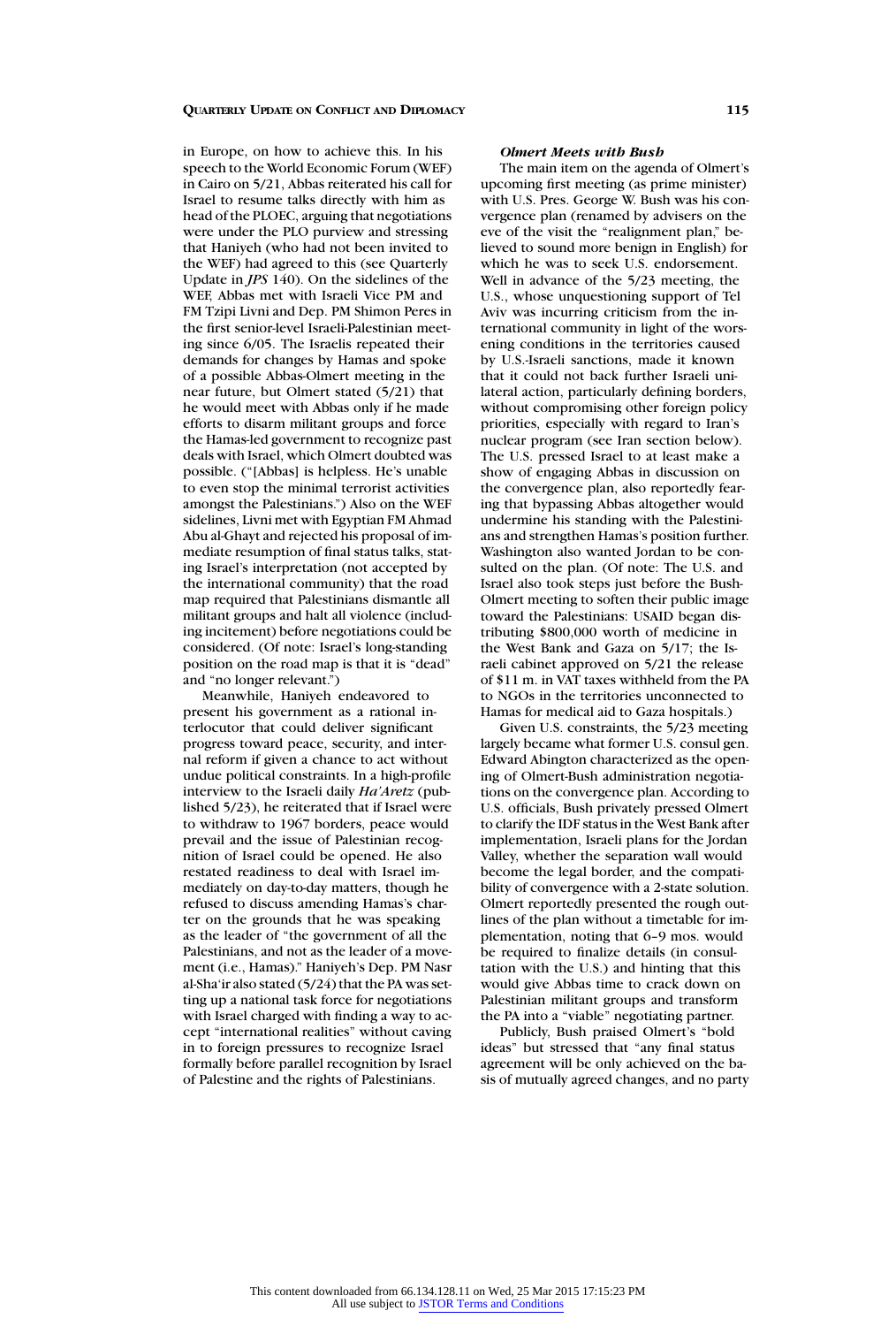in Europe, on how to achieve this. In his speech to the World Economic Forum (WEF) in Cairo on 5/21, Abbas reiterated his call for Israel to resume talks directly with him as head of the PLOEC, arguing that negotiations were under the PLO purview and stressing that Haniyeh (who had not been invited to the WEF) had agreed to this (see Quarterly Update in *JPS* 140). On the sidelines of the WEF, Abbas met with Israeli Vice PM and FM Tzipi Livni and Dep. PM Shimon Peres in the first senior-level Israeli-Palestinian meeting since 6/05. The Israelis repeated their demands for changes by Hamas and spoke of a possible Abbas-Olmert meeting in the near future, but Olmert stated (5/21) that he would meet with Abbas only if he made efforts to disarm militant groups and force the Hamas-led government to recognize past deals with Israel, which Olmert doubted was possible. ("[Abbas] is helpless. He's unable to even stop the minimal terrorist activities amongst the Palestinians.") Also on the WEF sidelines, Livni met with Egyptian FM Ahmad Abu al-Ghayt and rejected his proposal of immediate resumption of final status talks, stating Israel's interpretation (not accepted by the international community) that the road map required that Palestinians dismantle all militant groups and halt all violence (including incitement) before negotiations could be considered. (Of note: Israel's long-standing position on the road map is that it is "dead" and "no longer relevant.")

Meanwhile, Haniyeh endeavored to present his government as a rational interlocutor that could deliver significant progress toward peace, security, and internal reform if given a chance to act without undue political constraints. In a high-profile interview to the Israeli daily *Ha'Aretz* (published 5/23), he reiterated that if Israel were to withdraw to 1967 borders, peace would prevail and the issue of Palestinian recognition of Israel could be opened. He also restated readiness to deal with Israel immediately on day-to-day matters, though he refused to discuss amending Hamas's charter on the grounds that he was speaking as the leader of "the government of all the Palestinians, and not as the leader of a movement (i.e., Hamas)." Haniyeh's Dep. PM Nasr al-Sha'ir also stated (5/24) that the PA was setting up a national task force for negotiations with Israel charged with finding a way to accept "international realities" without caving in to foreign pressures to recognize Israel formally before parallel recognition by Israel of Palestine and the rights of Palestinians.

***Olmert Meets with Bush***

The main item on the agenda of Olmert's upcoming first meeting (as prime minister) with U.S. Pres. George W. Bush was his convergence plan (renamed by advisers on the eve of the visit the "realignment plan," believed to sound more benign in English) for which he was to seek U.S. endorsement. Well in advance of the 5/23 meeting, the U.S., whose unquestioning support of Tel Aviv was incurring criticism from the international community in light of the worsening conditions in the territories caused by U.S.-Israeli sanctions, made it known that it could not back further Israeli unilateral action, particularly defining borders, without compromising other foreign policy priorities, especially with regard to Iran's nuclear program (see Iran section below). The U.S. pressed Israel to at least make a show of engaging Abbas in discussion on the convergence plan, also reportedly fearing that bypassing Abbas altogether would undermine his standing with the Palestinians and strengthen Hamas's position further. Washington also wanted Jordan to be consulted on the plan. (Of note: The U.S. and Israel also took steps just before the Bush-Olmert meeting to soften their public image toward the Palestinians: USAID began distributing $800,000 worth of medicine in the West Bank and Gaza on 5/17; the Israeli cabinet approved on 5/21 the release of $11 m. in VAT taxes withheld from the PA to NGOs in the territories unconnected to Hamas for medical aid to Gaza hospitals.)

Given U.S. constraints, the 5/23 meeting largely became what former U.S. consul gen. Edward Abington characterized as the opening of Olmert-Bush administration negotiations on the convergence plan. According to U.S. officials, Bush privately pressed Olmert to clarify the IDF status in the West Bank after implementation, Israeli plans for the Jordan Valley, whether the separation wall would become the legal border, and the compatibility of convergence with a 2-state solution. Olmert reportedly presented the rough outlines of the plan without a timetable for implementation, noting that 6–9 mos. would be required to finalize details (in consultation with the U.S.) and hinting that this would give Abbas time to crack down on Palestinian militant groups and transform the PA into a "viable" negotiating partner.

Publicly, Bush praised Olmert's "bold ideas" but stressed that "any final status agreement will be only achieved on the basis of mutually agreed changes, and no party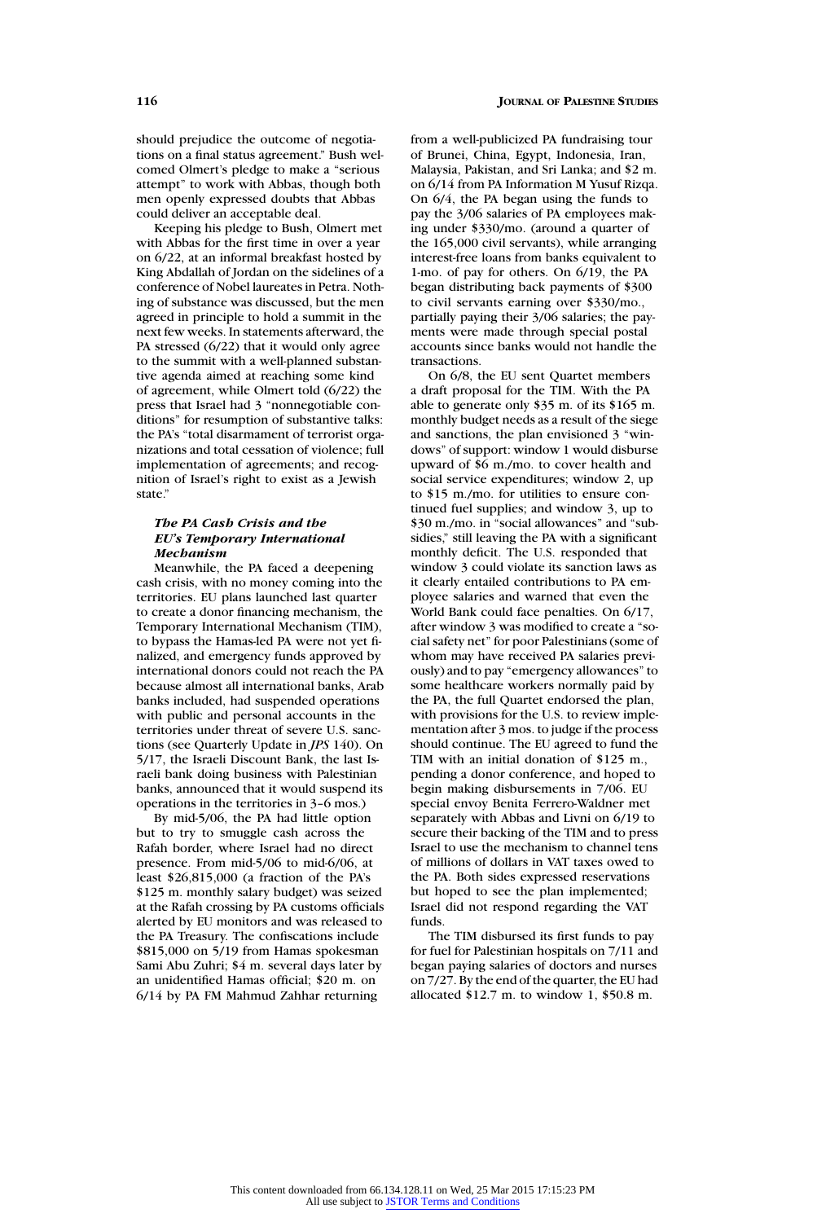should prejudice the outcome of negotiations on a final status agreement." Bush welcomed Olmert's pledge to make a "serious attempt" to work with Abbas, though both men openly expressed doubts that Abbas could deliver an acceptable deal.

Keeping his pledge to Bush, Olmert met with Abbas for the first time in over a year on 6/22, at an informal breakfast hosted by King Abdallah of Jordan on the sidelines of a conference of Nobel laureates in Petra. Nothing of substance was discussed, but the men agreed in principle to hold a summit in the next few weeks. In statements afterward, the PA stressed (6/22) that it would only agree to the summit with a well-planned substantive agenda aimed at reaching some kind of agreement, while Olmert told (6/22) the press that Israel had 3 "nonnegotiable conditions" for resumption of substantive talks: the PA's "total disarmament of terrorist organizations and total cessation of violence; full implementation of agreements; and recognition of Israel's right to exist as a Jewish state."

### *The PA Cash Crisis and the EU's Temporary International Mechanism*

Meanwhile, the PA faced a deepening cash crisis, with no money coming into the territories. EU plans launched last quarter to create a donor financing mechanism, the Temporary International Mechanism (TIM), to bypass the Hamas-led PA were not yet finalized, and emergency funds approved by international donors could not reach the PA because almost all international banks, Arab banks included, had suspended operations with public and personal accounts in the territories under threat of severe U.S. sanctions (see Quarterly Update in *JPS* 140). On 5/17, the Israeli Discount Bank, the last Israeli bank doing business with Palestinian banks, announced that it would suspend its operations in the territories in 3–6 mos.)

By mid-5/06, the PA had little option but to try to smuggle cash across the Rafah border, where Israel had no direct presence. From mid-5/06 to mid-6/06, at least $26,815,000 (a fraction of the PA's $125 m. monthly salary budget) was seized at the Rafah crossing by PA customs officials alerted by EU monitors and was released to the PA Treasury. The confiscations include $815,000 on 5/19 from Hamas spokesman Sami Abu Zuhri; $4 m. several days later by an unidentified Hamas official; $20 m. on 6/14 by PA FM Mahmud Zahhar returning from a well-publicized PA fundraising tour of Brunei, China, Egypt, Indonesia, Iran, Malaysia, Pakistan, and Sri Lanka; and $2 m. on 6/14 from PA Information M Yusuf Rizqa. On 6/4, the PA began using the funds to pay the 3/06 salaries of PA employees making under $330/mo. (around a quarter of the 165,000 civil servants), while arranging interest-free loans from banks equivalent to 1-mo. of pay for others. On 6/19, the PA began distributing back payments of $300 to civil servants earning over $330/mo., partially paying their 3/06 salaries; the payments were made through special postal accounts since banks would not handle the transactions.

On 6/8, the EU sent Quartet members a draft proposal for the TIM. With the PA able to generate only $35 m. of its $165 m. monthly budget needs as a result of the siege and sanctions, the plan envisioned 3 "windows" of support: window 1 would disburse upward of $6 m./mo. to cover health and social service expenditures; window 2, up to $15 m./mo. for utilities to ensure continued fuel supplies; and window 3, up to $30 m./mo. in "social allowances" and "subsidies," still leaving the PA with a significant monthly deficit. The U.S. responded that window 3 could violate its sanction laws as it clearly entailed contributions to PA employee salaries and warned that even the World Bank could face penalties. On 6/17, after window 3 was modified to create a "social safety net" for poor Palestinians (some of whom may have received PA salaries previously) and to pay "emergency allowances" to some healthcare workers normally paid by the PA, the full Quartet endorsed the plan, with provisions for the U.S. to review implementation after 3 mos. to judge if the process should continue. The EU agreed to fund the TIM with an initial donation of $125 m., pending a donor conference, and hoped to begin making disbursements in 7/06. EU special envoy Benita Ferrero-Waldner met separately with Abbas and Livni on 6/19 to secure their backing of the TIM and to press Israel to use the mechanism to channel tens of millions of dollars in VAT taxes owed to the PA. Both sides expressed reservations but hoped to see the plan implemented; Israel did not respond regarding the VAT funds.

The TIM disbursed its first funds to pay for fuel for Palestinian hospitals on 7/11 and began paying salaries of doctors and nurses on 7/27. By the end of the quarter, the EU had allocated $12.7 m. to window 1, $50.8 m.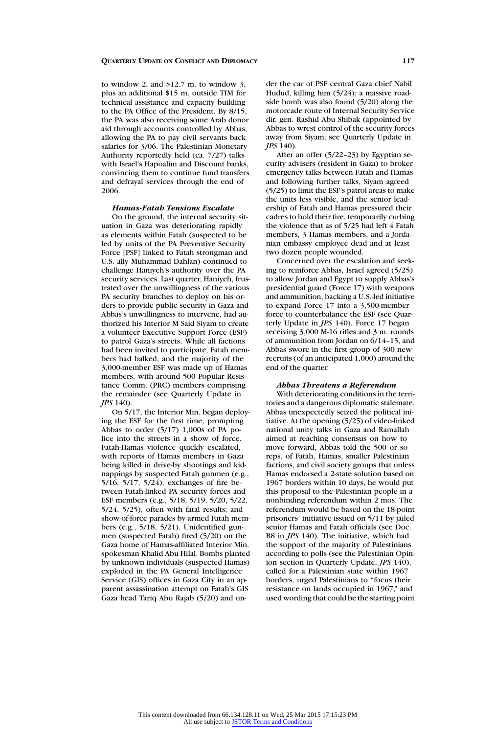to window 2, and $12.7 m. to window 3, plus an additional $15 m. outside TIM for technical assistance and capacity building to the PA Office of the President. By 8/15, the PA was also receiving some Arab donor aid through accounts controlled by Abbas, allowing the PA to pay civil servants back salaries for 3/06. The Palestinian Monetary Authority reportedly held (ca. 7/27) talks with Israel's Hapoalim and Discount banks, convincing them to continue fund transfers and defrayal services through the end of 2006.

### *Hamas-Fatah Tensions Escalate*

On the ground, the internal security situation in Gaza was deteriorating rapidly as elements within Fatah (suspected to be led by units of the PA Preventive Security Force [PSF] linked to Fatah strongman and U.S. ally Muhammad Dahlan) continued to challenge Haniyeh's authority over the PA security services. Last quarter, Haniyeh, frustrated over the unwillingness of the various PA security branches to deploy on his orders to provide public security in Gaza and Abbas's unwillingness to intervene, had authorized his Interior M Said Siyam to create a volunteer Executive Support Force (ESF) to patrol Gaza's streets. While all factions had been invited to participate, Fatah members had balked, and the majority of the 3,000-member ESF was made up of Hamas members, with around 500 Popular Resistance Comm. (PRC) members comprising the remainder (see Quarterly Update in *JPS* 140).

On 5/17, the Interior Min. began deploying the ESF for the first time, prompting Abbas to order (5/17) 1,000s of PA police into the streets in a show of force. Fatah-Hamas violence quickly escalated, with reports of Hamas members in Gaza being killed in drive-by shootings and kidnappings by suspected Fatah gunmen (e.g., 5/16, 5/17, 5/24); exchanges of fire between Fatah-linked PA security forces and ESF members (e.g., 5/18, 5/19, 5/20, 5/22, 5/24, 5/25), often with fatal results; and show-of-force parades by armed Fatah members (e.g., 5/18, 5/21). Unidentified gunmen (suspected Fatah) fired (5/20) on the Gaza home of Hamas-affiliated Interior Min. spokesman Khalid Abu Hilal. Bombs planted by unknown individuals (suspected Hamas) exploded in the PA General Intelligence Service (GIS) offices in Gaza City in an apparent assassination attempt on Fatah's GIS Gaza head Tariq Abu Rajab (5/20) and under the car of PSF central Gaza chief Nabil Hudud, killing him (5/24); a massive roadside bomb was also found (5/20) along the motorcade route of Internal Security Service dir. gen. Rashid Abu Shibak (appointed by Abbas to wrest control of the security forces away from Siyam; see Quarterly Update in *JPS* 140).

After an offer (5/22–23) by Egyptian security advisers (resident in Gaza) to broker emergency talks between Fatah and Hamas and following further talks, Siyam agreed (5/25) to limit the ESF's patrol areas to make the units less visible, and the senior leadership of Fatah and Hamas pressured their cadres to hold their fire, temporarily curbing the violence that as of 5/25 had left 4 Fatah members, 3 Hamas members, and a Jordanian embassy employee dead and at least two dozen people wounded.

Concerned over the escalation and seeking to reinforce Abbas, Israel agreed (5/25) to allow Jordan and Egypt to supply Abbas's presidential guard (Force 17) with weapons and ammunition, backing a U.S.-led initiative to expand Force 17 into a 3,500-member force to counterbalance the ESF (see Quarterly Update in *JPS* 140). Force 17 began receiving 3,000 M-16 rifles and 3 m. rounds of ammunition from Jordan on 6/14–15, and Abbas swore in the first group of 300 new recruits (of an anticipated 1,000) around the end of the quarter.

### *Abbas Threatens a Referendum*

With deteriorating conditions in the territories and a dangerous diplomatic stalemate, Abbas unexpectedly seized the political initiative. At the opening (5/25) of video-linked national unity talks in Gaza and Ramallah aimed at reaching consensus on how to move forward, Abbas told the 500 or so reps. of Fatah, Hamas, smaller Palestinian factions, and civil society groups that unless Hamas endorsed a 2-state solution based on 1967 borders within 10 days, he would put this proposal to the Palestinian people in a nonbinding referendum within 2 mos. The referendum would be based on the 18-point prisoners' initiative issued on 5/11 by jailed senior Hamas and Fatah officials (see Doc. B8 in *JPS* 140). The initiative, which had the support of the majority of Palestinians according to polls (see the Palestinian Opinion section in Quarterly Update, *JPS* 140), called for a Palestinian state within 1967 borders, urged Palestinians to "focus their resistance on lands occupied in 1967," and used wording that could be the starting point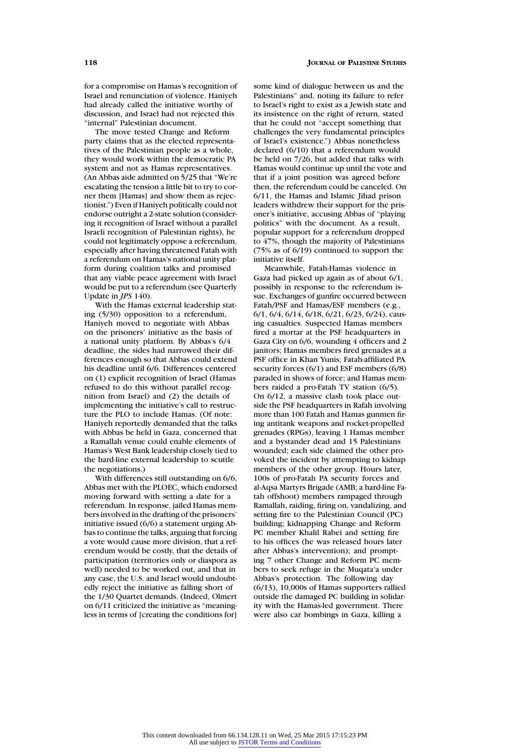for a compromise on Hamas's recognition of Israel and renunciation of violence. Haniyeh had already called the initiative worthy of discussion, and Israel had not rejected this "internal" Palestinian document.

The move tested Change and Reform party claims that as the elected representatives of the Palestinian people as a whole, they would work within the democratic PA system and not as Hamas representatives. (An Abbas aide admitted on 5/25 that "We're escalating the tension a little bit to try to corner them [Hamas] and show them as rejectionist.") Even if Haniyeh politically could not endorse outright a 2-state solution (considering it recognition of Israel without a parallel Israeli recognition of Palestinian rights), he could not legitimately oppose a referendum, especially after having threatened Fatah with a referendum on Hamas's national unity platform during coalition talks and promised that any viable peace agreement with Israel would be put to a referendum (see Quarterly Update in *JPS* 140).

With the Hamas external leadership stating (5/30) opposition to a referendum, Haniyeh moved to negotiate with Abbas on the prisoners' initiative as the basis of a national unity platform. By Abbas's 6/4 deadline, the sides had narrowed their differences enough so that Abbas could extend his deadline until 6/6. Differences centered on (1) explicit recognition of Israel (Hamas refused to do this without parallel recognition from Israel) and (2) the details of implementing the initiative's call to restructure the PLO to include Hamas. (Of note: Haniyeh reportedly demanded that the talks with Abbas be held in Gaza, concerned that a Ramallah venue could enable elements of Hamas's West Bank leadership closely tied to the hard-line external leadership to scuttle the negotiations.)

With differences still outstanding on 6/6, Abbas met with the PLOEC, which endorsed moving forward with setting a date for a referendum. In response, jailed Hamas members involved in the drafting of the prisoners' initiative issued (6/6) a statement urging Abbas to continue the talks, arguing that forcing a vote would cause more division, that a referendum would be costly, that the details of participation (territories only or diaspora as well) needed to be worked out, and that in any case, the U.S. and Israel would undoubtedly reject the initiative as falling short of the 1/30 Quartet demands. (Indeed, Olmert on 6/11 criticized the initiative as "meaningless in terms of [creating the conditions for] some kind of dialogue between us and the Palestinians" and, noting its failure to refer to Israel's right to exist as a Jewish state and its insistence on the right of return, stated that he could not "accept something that challenges the very fundamental principles of Israel's existence.") Abbas nonetheless declared (6/10) that a referendum would be held on 7/26, but added that talks with Hamas would continue up until the vote and that if a joint position was agreed before then, the referendum could be canceled. On 6/11, the Hamas and Islamic Jihad prison leaders withdrew their support for the prisoner's initiative, accusing Abbas of "playing politics" with the document. As a result, popular support for a referendum dropped to 47%, though the majority of Palestinians (75% as of 6/19) continued to support the initiative itself.

Meanwhile, Fatah-Hamas violence in Gaza had picked up again as of about 6/1, possibly in response to the referendum issue. Exchanges of gunfire occurred between Fatah/PSF and Hamas/ESF members (e.g., 6/1, 6/4, 6/14, 6/18, 6/21, 6/23, 6/24), causing casualties. Suspected Hamas members fired a mortar at the PSF headquarters in Gaza City on 6/6, wounding 4 officers and 2 janitors; Hamas members fired grenades at a PSF office in Khan Yunis; Fatah-affiliated PA security forces (6/1) and ESF members (6/8) paraded in shows of force; and Hamas members raided a pro-Fatah TV station (6/5). On 6/12, a massive clash took place outside the PSF headquarters in Rafah involving more than 100 Fatah and Hamas gunmen firing antitank weapons and rocket-propelled grenades (RPGs), leaving 1 Hamas member and a bystander dead and 15 Palestinians wounded; each side claimed the other provoked the incident by attempting to kidnap members of the other group. Hours later, 100s of pro-Fatah PA security forces and al-Aqsa Martyrs Brigade (AMB; a hard-line Fatah offshoot) members rampaged through Ramallah, raiding, firing on, vandalizing, and setting fire to the Palestinian Council (PC) building; kidnapping Change and Reform PC member Khalil Rabei and setting fire to his offices (he was released hours later after Abbas's intervention); and prompting 7 other Change and Reform PC members to seek refuge in the Muqata'a under Abbas's protection. The following day (6/13), 10,000s of Hamas supporters rallied outside the damaged PC building in solidarity with the Hamas-led government. There were also car bombings in Gaza, killing a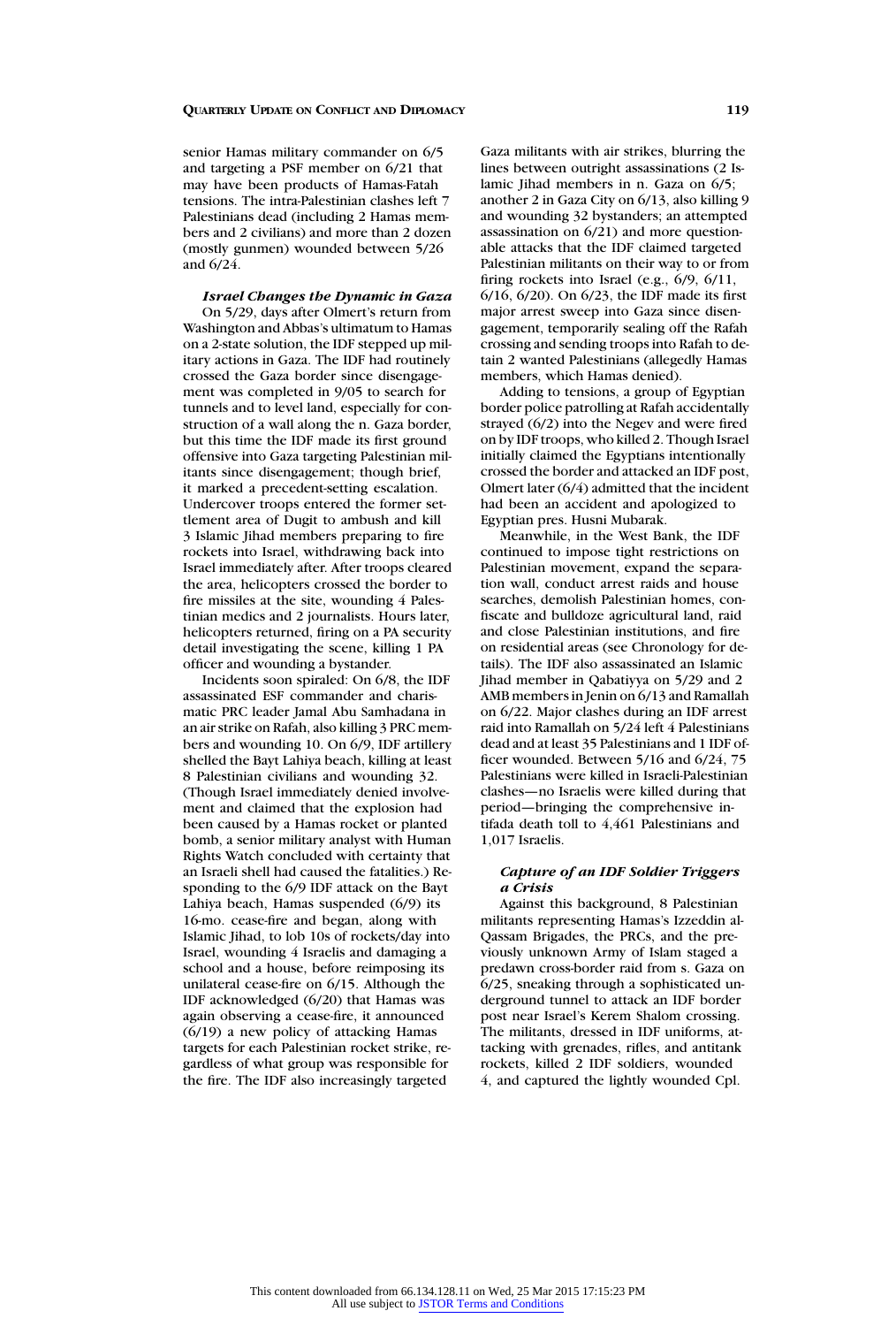senior Hamas military commander on 6/5 and targeting a PSF member on 6/21 that may have been products of Hamas-Fatah tensions. The intra-Palestinian clashes left 7 Palestinians dead (including 2 Hamas members and 2 civilians) and more than 2 dozen (mostly gunmen) wounded between 5/26 and 6/24.

### *Israel Changes the Dynamic in Gaza*

On 5/29, days after Olmert's return from Washington and Abbas's ultimatum to Hamas on a 2-state solution, the IDF stepped up military actions in Gaza. The IDF had routinely crossed the Gaza border since disengagement was completed in 9/05 to search for tunnels and to level land, especially for construction of a wall along the n. Gaza border, but this time the IDF made its first ground offensive into Gaza targeting Palestinian militants since disengagement; though brief, it marked a precedent-setting escalation. Undercover troops entered the former settlement area of Dugit to ambush and kill 3 Islamic Jihad members preparing to fire rockets into Israel, withdrawing back into Israel immediately after. After troops cleared the area, helicopters crossed the border to fire missiles at the site, wounding 4 Palestinian medics and 2 journalists. Hours later, helicopters returned, firing on a PA security detail investigating the scene, killing 1 PA officer and wounding a bystander.

Incidents soon spiraled: On 6/8, the IDF assassinated ESF commander and charismatic PRC leader Jamal Abu Samhadana in an air strike on Rafah, also killing 3 PRC members and wounding 10. On 6/9, IDF artillery shelled the Bayt Lahiya beach, killing at least 8 Palestinian civilians and wounding 32. (Though Israel immediately denied involvement and claimed that the explosion had been caused by a Hamas rocket or planted bomb, a senior military analyst with Human Rights Watch concluded with certainty that an Israeli shell had caused the fatalities.) Responding to the 6/9 IDF attack on the Bayt Lahiya beach, Hamas suspended (6/9) its 16-mo. cease-fire and began, along with Islamic Jihad, to lob 10s of rockets/day into Israel, wounding 4 Israelis and damaging a school and a house, before reimposing its unilateral cease-fire on 6/15. Although the IDF acknowledged (6/20) that Hamas was again observing a cease-fire, it announced (6/19) a new policy of attacking Hamas targets for each Palestinian rocket strike, regardless of what group was responsible for the fire. The IDF also increasingly targeted Gaza militants with air strikes, blurring the lines between outright assassinations (2 Islamic Jihad members in n. Gaza on 6/5; another 2 in Gaza City on 6/13, also killing 9 and wounding 32 bystanders; an attempted assassination on 6/21) and more questionable attacks that the IDF claimed targeted Palestinian militants on their way to or from firing rockets into Israel (e.g., 6/9, 6/11, 6/16, 6/20). On 6/23, the IDF made its first major arrest sweep into Gaza since disengagement, temporarily sealing off the Rafah crossing and sending troops into Rafah to detain 2 wanted Palestinians (allegedly Hamas members, which Hamas denied).

Adding to tensions, a group of Egyptian border police patrolling at Rafah accidentally strayed (6/2) into the Negev and were fired on by IDF troops, who killed 2. Though Israel initially claimed the Egyptians intentionally crossed the border and attacked an IDF post, Olmert later (6/4) admitted that the incident had been an accident and apologized to Egyptian pres. Husni Mubarak.

Meanwhile, in the West Bank, the IDF continued to impose tight restrictions on Palestinian movement, expand the separation wall, conduct arrest raids and house searches, demolish Palestinian homes, confiscate and bulldoze agricultural land, raid and close Palestinian institutions, and fire on residential areas (see Chronology for details). The IDF also assassinated an Islamic Jihad member in Qabatiyya on 5/29 and 2 AMB members in Jenin on 6/13 and Ramallah on 6/22. Major clashes during an IDF arrest raid into Ramallah on 5/24 left 4 Palestinians dead and at least 35 Palestinians and 1 IDF officer wounded. Between 5/16 and 6/24, 75 Palestinians were killed in Israeli-Palestinian clashes—no Israelis were killed during that period—bringing the comprehensive intifada death toll to 4,461 Palestinians and 1,017 Israelis.

### *Capture of an IDF Soldier Triggers a Crisis*

Against this background, 8 Palestinian militants representing Hamas's Izzeddin al-Qassam Brigades, the PRCs, and the previously unknown Army of Islam staged a predawn cross-border raid from s. Gaza on 6/25, sneaking through a sophisticated underground tunnel to attack an IDF border post near Israel's Kerem Shalom crossing. The militants, dressed in IDF uniforms, attacking with grenades, rifles, and antitank rockets, killed 2 IDF soldiers, wounded 4, and captured the lightly wounded Cpl.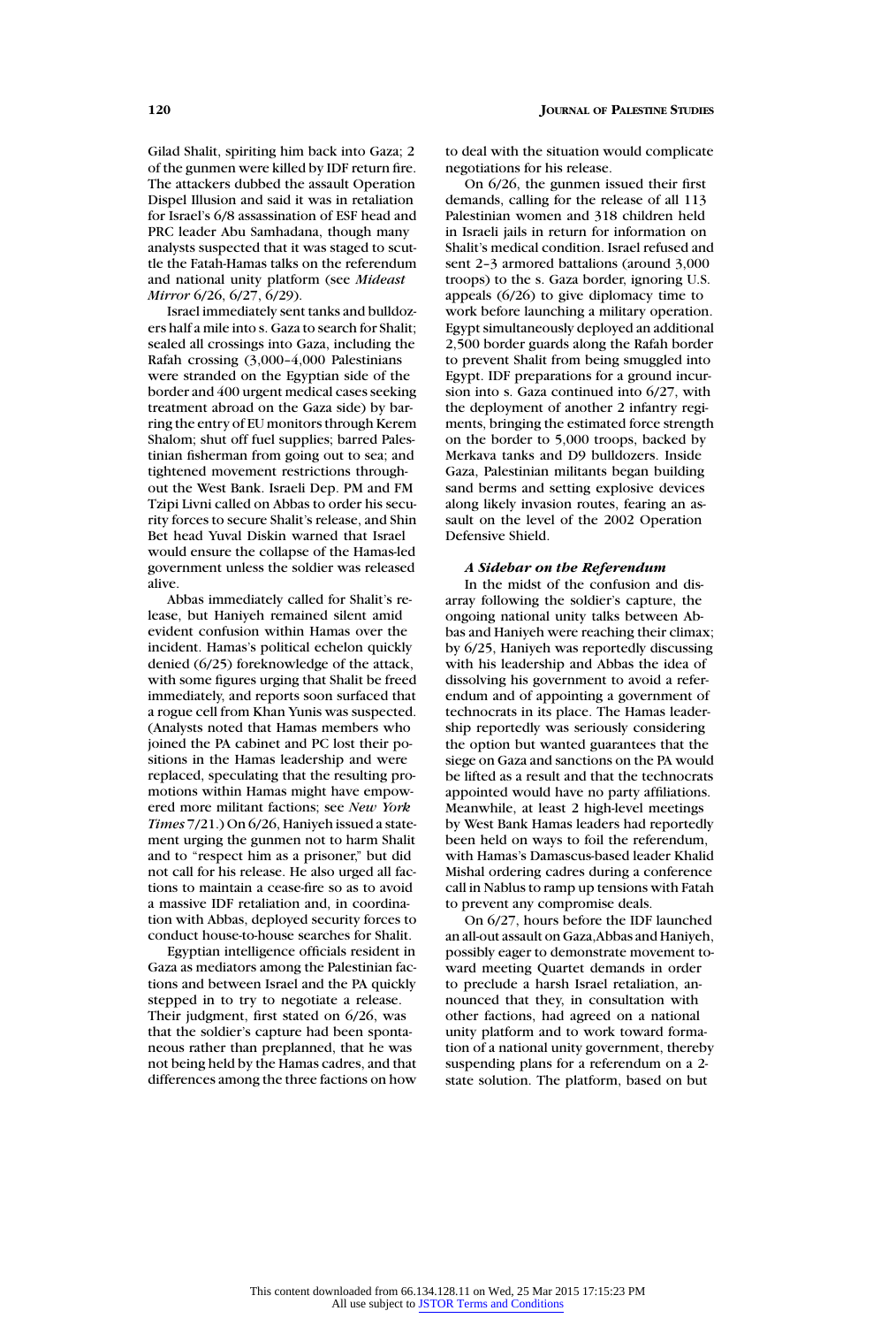Gilad Shalit, spiriting him back into Gaza; 2 of the gunmen were killed by IDF return fire. The attackers dubbed the assault Operation Dispel Illusion and said it was in retaliation for Israel's 6/8 assassination of ESF head and PRC leader Abu Samhadana, though many analysts suspected that it was staged to scuttle the Fatah-Hamas talks on the referendum and national unity platform (see *Mideast Mirror* 6/26, 6/27, 6/29).

Israel immediately sent tanks and bulldozers half a mile into s. Gaza to search for Shalit; sealed all crossings into Gaza, including the Rafah crossing (3,000–4,000 Palestinians were stranded on the Egyptian side of the border and 400 urgent medical cases seeking treatment abroad on the Gaza side) by barring the entry of EU monitors through Kerem Shalom; shut off fuel supplies; barred Palestinian fisherman from going out to sea; and tightened movement restrictions throughout the West Bank. Israeli Dep. PM and FM Tzipi Livni called on Abbas to order his security forces to secure Shalit's release, and Shin Bet head Yuval Diskin warned that Israel would ensure the collapse of the Hamas-led government unless the soldier was released alive.

Abbas immediately called for Shalit's release, but Haniyeh remained silent amid evident confusion within Hamas over the incident. Hamas's political echelon quickly denied (6/25) foreknowledge of the attack, with some figures urging that Shalit be freed immediately, and reports soon surfaced that a rogue cell from Khan Yunis was suspected. (Analysts noted that Hamas members who joined the PA cabinet and PC lost their positions in the Hamas leadership and were replaced, speculating that the resulting promotions within Hamas might have empowered more militant factions; see *New York Times* 7/21.) On 6/26, Haniyeh issued a statement urging the gunmen not to harm Shalit and to "respect him as a prisoner," but did not call for his release. He also urged all factions to maintain a cease-fire so as to avoid a massive IDF retaliation and, in coordination with Abbas, deployed security forces to conduct house-to-house searches for Shalit.

Egyptian intelligence officials resident in Gaza as mediators among the Palestinian factions and between Israel and the PA quickly stepped in to try to negotiate a release. Their judgment, first stated on 6/26, was that the soldier's capture had been spontaneous rather than preplanned, that he was not being held by the Hamas cadres, and that differences among the three factions on how to deal with the situation would complicate negotiations for his release.

On 6/26, the gunmen issued their first demands, calling for the release of all 113 Palestinian women and 318 children held in Israeli jails in return for information on Shalit's medical condition. Israel refused and sent 2–3 armored battalions (around 3,000 troops) to the s. Gaza border, ignoring U.S. appeals (6/26) to give diplomacy time to work before launching a military operation. Egypt simultaneously deployed an additional 2,500 border guards along the Rafah border to prevent Shalit from being smuggled into Egypt. IDF preparations for a ground incursion into s. Gaza continued into 6/27, with the deployment of another 2 infantry regiments, bringing the estimated force strength on the border to 5,000 troops, backed by Merkava tanks and D9 bulldozers. Inside Gaza, Palestinian militants began building sand berms and setting explosive devices along likely invasion routes, fearing an assault on the level of the 2002 Operation Defensive Shield.

### *A Sidebar on the Referendum*

In the midst of the confusion and disarray following the soldier's capture, the ongoing national unity talks between Abbas and Haniyeh were reaching their climax; by 6/25, Haniyeh was reportedly discussing with his leadership and Abbas the idea of dissolving his government to avoid a referendum and of appointing a government of technocrats in its place. The Hamas leadership reportedly was seriously considering the option but wanted guarantees that the siege on Gaza and sanctions on the PA would be lifted as a result and that the technocrats appointed would have no party affiliations. Meanwhile, at least 2 high-level meetings by West Bank Hamas leaders had reportedly been held on ways to foil the referendum, with Hamas's Damascus-based leader Khalid Mishal ordering cadres during a conference call in Nablus to ramp up tensions with Fatah to prevent any compromise deals.

On 6/27, hours before the IDF launched an all-out assault on Gaza, Abbas and Haniyeh, possibly eager to demonstrate movement toward meeting Quartet demands in order to preclude a harsh Israel retaliation, announced that they, in consultation with other factions, had agreed on a national unity platform and to work toward formation of a national unity government, thereby suspending plans for a referendum on a 2-state solution. The platform, based on but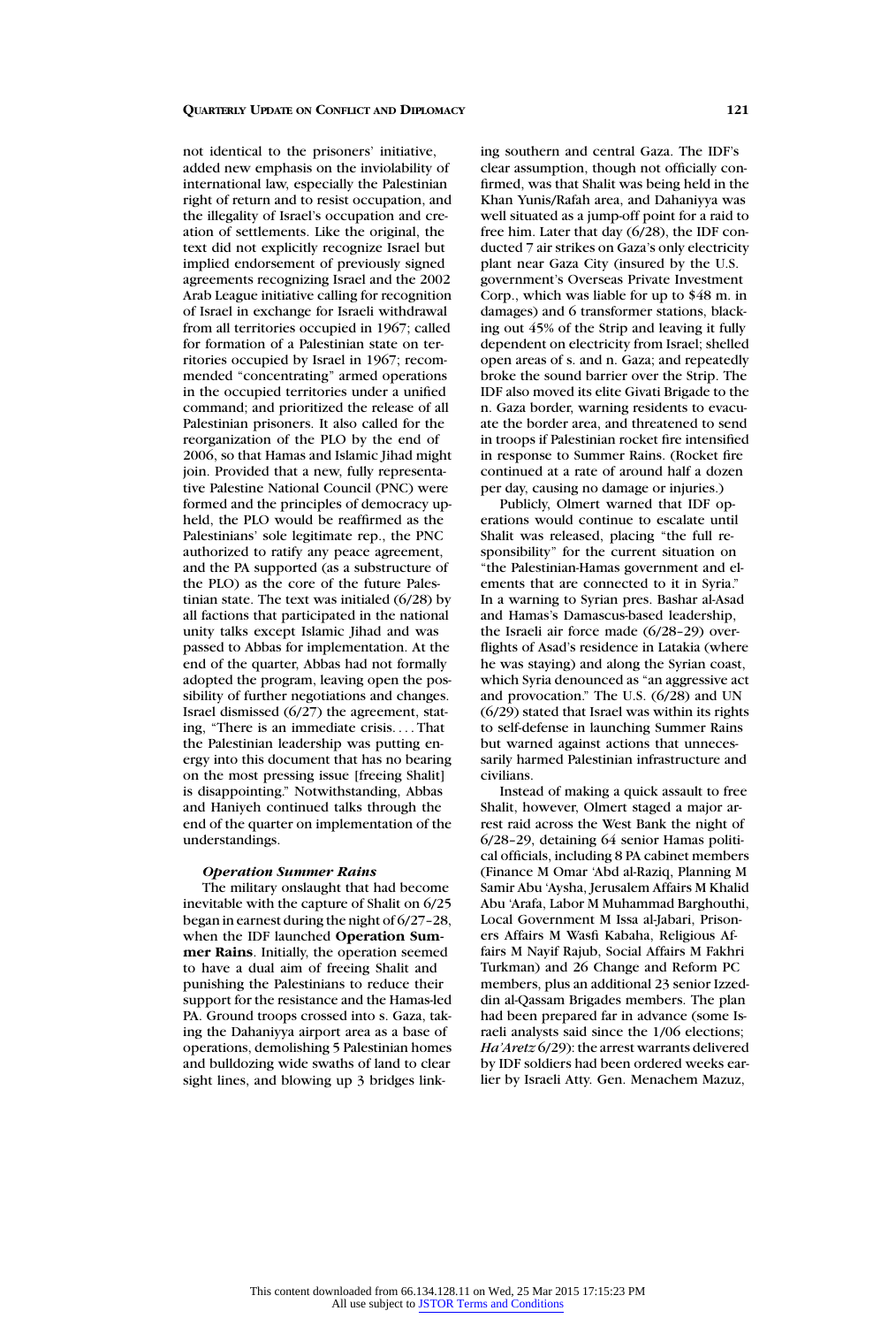not identical to the prisoners' initiative, added new emphasis on the inviolability of international law, especially the Palestinian right of return and to resist occupation, and the illegality of Israel's occupation and creation of settlements. Like the original, the text did not explicitly recognize Israel but implied endorsement of previously signed agreements recognizing Israel and the 2002 Arab League initiative calling for recognition of Israel in exchange for Israeli withdrawal from all territories occupied in 1967; called for formation of a Palestinian state on territories occupied by Israel in 1967; recommended "concentrating" armed operations in the occupied territories under a unified command; and prioritized the release of all Palestinian prisoners. It also called for the reorganization of the PLO by the end of 2006, so that Hamas and Islamic Jihad might join. Provided that a new, fully representative Palestine National Council (PNC) were formed and the principles of democracy upheld, the PLO would be reaffirmed as the Palestinians' sole legitimate rep., the PNC authorized to ratify any peace agreement, and the PA supported (as a substructure of the PLO) as the core of the future Palestinian state. The text was initialed (6/28) by all factions that participated in the national unity talks except Islamic Jihad and was passed to Abbas for implementation. At the end of the quarter, Abbas had not formally adopted the program, leaving open the possibility of further negotiations and changes. Israel dismissed (6/27) the agreement, stating, "There is an immediate crisis. . . . That the Palestinian leadership was putting energy into this document that has no bearing on the most pressing issue [freeing Shalit] is disappointing." Notwithstanding, Abbas and Haniyeh continued talks through the end of the quarter on implementation of the understandings.

### *Operation Summer Rains*

The military onslaught that had become inevitable with the capture of Shalit on 6/25 began in earnest during the night of 6/27–28, when the IDF launched **Operation Summer Rains**. Initially, the operation seemed to have a dual aim of freeing Shalit and punishing the Palestinians to reduce their support for the resistance and the Hamas-led PA. Ground troops crossed into s. Gaza, taking the Dahaniyya airport area as a base of operations, demolishing 5 Palestinian homes and bulldozing wide swaths of land to clear sight lines, and blowing up 3 bridges linking southern and central Gaza. The IDF's clear assumption, though not officially confirmed, was that Shalit was being held in the Khan Yunis/Rafah area, and Dahaniyya was well situated as a jump-off point for a raid to free him. Later that day (6/28), the IDF conducted 7 air strikes on Gaza's only electricity plant near Gaza City (insured by the U.S. government's Overseas Private Investment Corp., which was liable for up to $48 m. in damages) and 6 transformer stations, blacking out 45% of the Strip and leaving it fully dependent on electricity from Israel; shelled open areas of s. and n. Gaza; and repeatedly broke the sound barrier over the Strip. The IDF also moved its elite Givati Brigade to the n. Gaza border, warning residents to evacuate the border area, and threatened to send in troops if Palestinian rocket fire intensified in response to Summer Rains. (Rocket fire continued at a rate of around half a dozen per day, causing no damage or injuries.)

Publicly, Olmert warned that IDF operations would continue to escalate until Shalit was released, placing "the full responsibility" for the current situation on "the Palestinian-Hamas government and elements that are connected to it in Syria." In a warning to Syrian pres. Bashar al-Asad and Hamas's Damascus-based leadership, the Israeli air force made (6/28–29) overflights of Asad's residence in Latakia (where he was staying) and along the Syrian coast, which Syria denounced as "an aggressive act and provocation." The U.S. (6/28) and UN (6/29) stated that Israel was within its rights to self-defense in launching Summer Rains but warned against actions that unnecessarily harmed Palestinian infrastructure and civilians.

Instead of making a quick assault to free Shalit, however, Olmert staged a major arrest raid across the West Bank the night of 6/28–29, detaining 64 senior Hamas political officials, including 8 PA cabinet members (Finance M Omar 'Abd al-Raziq, Planning M Samir Abu 'Aysha, Jerusalem Affairs M Khalid Abu 'Arafa, Labor M Muhammad Barghouthi, Local Government M Issa al-Jabari, Prisoners Affairs M Wasfi Kabaha, Religious Affairs M Nayif Rajub, Social Affairs M Fakhri Turkman) and 26 Change and Reform PC members, plus an additional 23 senior Izzeddin al-Qassam Brigades members. The plan had been prepared far in advance (some Israeli analysts said since the 1/06 elections; *Ha'Aretz* 6/29): the arrest warrants delivered by IDF soldiers had been ordered weeks earlier by Israeli Atty. Gen. Menachem Mazuz,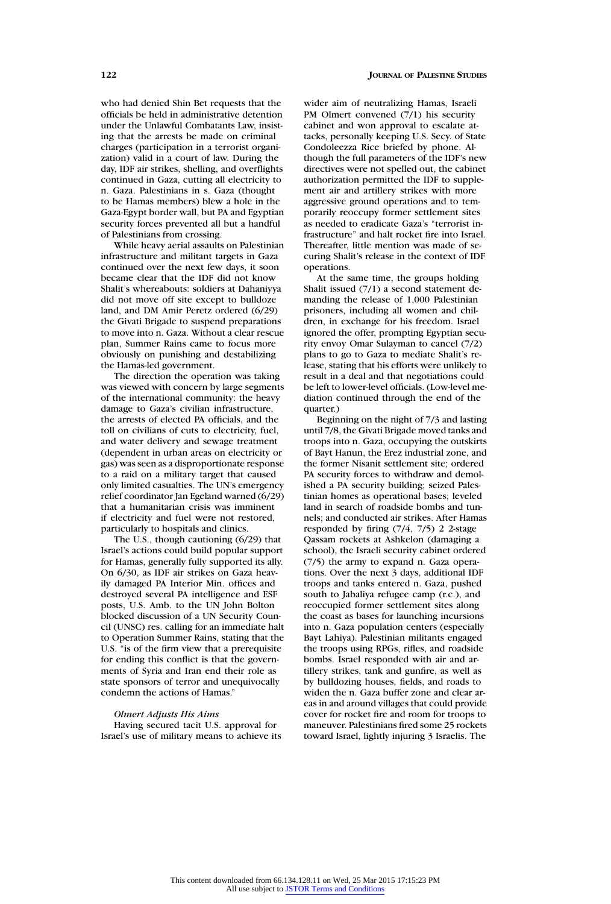who had denied Shin Bet requests that the officials be held in administrative detention under the Unlawful Combatants Law, insisting that the arrests be made on criminal charges (participation in a terrorist organization) valid in a court of law. During the day, IDF air strikes, shelling, and overflights continued in Gaza, cutting all electricity to n. Gaza. Palestinians in s. Gaza (thought to be Hamas members) blew a hole in the Gaza-Egypt border wall, but PA and Egyptian security forces prevented all but a handful of Palestinians from crossing.

While heavy aerial assaults on Palestinian infrastructure and militant targets in Gaza continued over the next few days, it soon became clear that the IDF did not know Shalit's whereabouts: soldiers at Dahaniyya did not move off site except to bulldoze land, and DM Amir Peretz ordered (6/29) the Givati Brigade to suspend preparations to move into n. Gaza. Without a clear rescue plan, Summer Rains came to focus more obviously on punishing and destabilizing the Hamas-led government.

The direction the operation was taking was viewed with concern by large segments of the international community: the heavy damage to Gaza's civilian infrastructure, the arrests of elected PA officials, and the toll on civilians of cuts to electricity, fuel, and water delivery and sewage treatment (dependent in urban areas on electricity or gas) was seen as a disproportionate response to a raid on a military target that caused only limited casualties. The UN's emergency relief coordinator Jan Egeland warned (6/29) that a humanitarian crisis was imminent if electricity and fuel were not restored, particularly to hospitals and clinics.

The U.S., though cautioning (6/29) that Israel's actions could build popular support for Hamas, generally fully supported its ally. On 6/30, as IDF air strikes on Gaza heavily damaged PA Interior Min. offices and destroyed several PA intelligence and ESF posts, U.S. Amb. to the UN John Bolton blocked discussion of a UN Security Council (UNSC) res. calling for an immediate halt to Operation Summer Rains, stating that the U.S. "is of the firm view that a prerequisite for ending this conflict is that the governments of Syria and Iran end their role as state sponsors of terror and unequivocally condemn the actions of Hamas."

*Olmert Adjusts His Aims*

Having secured tacit U.S. approval for Israel's use of military means to achieve its wider aim of neutralizing Hamas, Israeli PM Olmert convened (7/1) his security cabinet and won approval to escalate attacks, personally keeping U.S. Secy. of State Condoleezza Rice briefed by phone. Although the full parameters of the IDF's new directives were not spelled out, the cabinet authorization permitted the IDF to supplement air and artillery strikes with more aggressive ground operations and to temporarily reoccupy former settlement sites as needed to eradicate Gaza's "terrorist infrastructure" and halt rocket fire into Israel. Thereafter, little mention was made of securing Shalit's release in the context of IDF operations.

At the same time, the groups holding Shalit issued (7/1) a second statement demanding the release of 1,000 Palestinian prisoners, including all women and children, in exchange for his freedom. Israel ignored the offer, prompting Egyptian security envoy Omar Sulayman to cancel (7/2) plans to go to Gaza to mediate Shalit's release, stating that his efforts were unlikely to result in a deal and that negotiations could be left to lower-level officials. (Low-level mediation continued through the end of the quarter.)

Beginning on the night of 7/3 and lasting until 7/8, the Givati Brigade moved tanks and troops into n. Gaza, occupying the outskirts of Bayt Hanun, the Erez industrial zone, and the former Nisanit settlement site; ordered PA security forces to withdraw and demolished a PA security building; seized Palestinian homes as operational bases; leveled land in search of roadside bombs and tunnels; and conducted air strikes. After Hamas responded by firing (7/4, 7/5) 2 2-stage Qassam rockets at Ashkelon (damaging a school), the Israeli security cabinet ordered (7/5) the army to expand n. Gaza operations. Over the next 3 days, additional IDF troops and tanks entered n. Gaza, pushed south to Jabaliya refugee camp (r.c.), and reoccupied former settlement sites along the coast as bases for launching incursions into n. Gaza population centers (especially Bayt Lahiya). Palestinian militants engaged the troops using RPGs, rifles, and roadside bombs. Israel responded with air and artillery strikes, tank and gunfire, as well as by bulldozing houses, fields, and roads to widen the n. Gaza buffer zone and clear areas in and around villages that could provide cover for rocket fire and room for troops to maneuver. Palestinians fired some 25 rockets toward Israel, lightly injuring 3 Israelis. The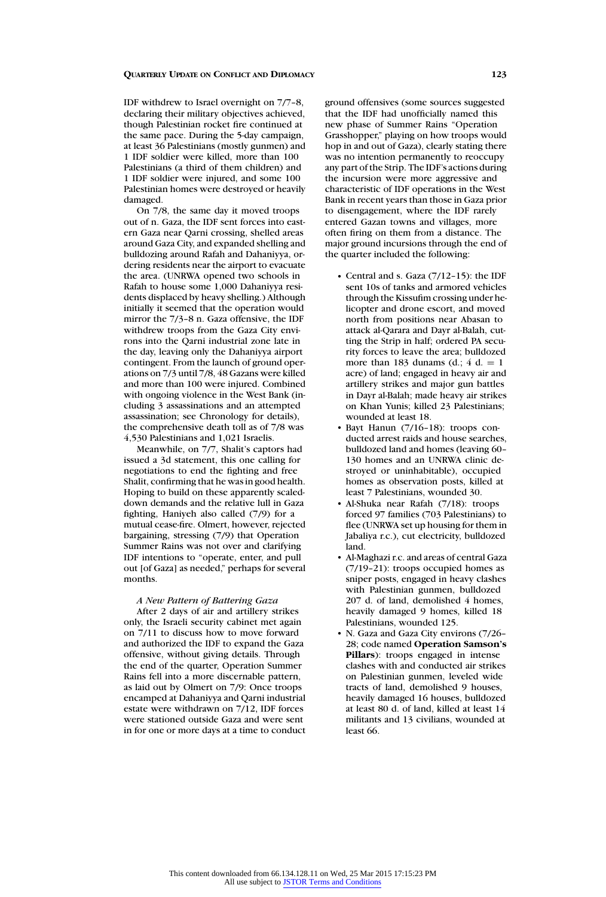IDF withdrew to Israel overnight on 7/7–8, declaring their military objectives achieved, though Palestinian rocket fire continued at the same pace. During the 5-day campaign, at least 36 Palestinians (mostly gunmen) and 1 IDF soldier were killed, more than 100 Palestinians (a third of them children) and 1 IDF soldier were injured, and some 100 Palestinian homes were destroyed or heavily damaged.

On 7/8, the same day it moved troops out of n. Gaza, the IDF sent forces into eastern Gaza near Qarni crossing, shelled areas around Gaza City, and expanded shelling and bulldozing around Rafah and Dahaniyya, ordering residents near the airport to evacuate the area. (UNRWA opened two schools in Rafah to house some 1,000 Dahaniyya residents displaced by heavy shelling.) Although initially it seemed that the operation would mirror the 7/3–8 n. Gaza offensive, the IDF withdrew troops from the Gaza City environs into the Qarni industrial zone late in the day, leaving only the Dahaniyya airport contingent. From the launch of ground operations on 7/3 until 7/8, 48 Gazans were killed and more than 100 were injured. Combined with ongoing violence in the West Bank (including 3 assassinations and an attempted assassination; see Chronology for details), the comprehensive death toll as of 7/8 was 4,530 Palestinians and 1,021 Israelis.

Meanwhile, on 7/7, Shalit's captors had issued a 3d statement, this one calling for negotiations to end the fighting and free Shalit, confirming that he was in good health. Hoping to build on these apparently scaled-down demands and the relative lull in Gaza fighting, Haniyeh also called (7/9) for a mutual cease-fire. Olmert, however, rejected bargaining, stressing (7/9) that Operation Summer Rains was not over and clarifying IDF intentions to "operate, enter, and pull out [of Gaza] as needed," perhaps for several months.

*A New Pattern of Battering Gaza*

After 2 days of air and artillery strikes only, the Israeli security cabinet met again on 7/11 to discuss how to move forward and authorized the IDF to expand the Gaza offensive, without giving details. Through the end of the quarter, Operation Summer Rains fell into a more discernable pattern, as laid out by Olmert on 7/9: Once troops encamped at Dahaniyya and Qarni industrial estate were withdrawn on 7/12, IDF forces were stationed outside Gaza and were sent in for one or more days at a time to conduct ground offensives (some sources suggested that the IDF had unofficially named this new phase of Summer Rains "Operation Grasshopper," playing on how troops would hop in and out of Gaza), clearly stating there was no intention permanently to reoccupy any part of the Strip. The IDF's actions during the incursion were more aggressive and characteristic of IDF operations in the West Bank in recent years than those in Gaza prior to disengagement, where the IDF rarely entered Gazan towns and villages, more often firing on them from a distance. The major ground incursions through the end of the quarter included the following:

- Central and s. Gaza (7/12–15): the IDF sent 10s of tanks and armored vehicles through the Kissufim crossing under helicopter and drone escort, and moved north from positions near Abasan to attack al-Qarara and Dayr al-Balah, cutting the Strip in half; ordered PA security forces to leave the area; bulldozed more than 183 dunams (d.; 4 d. = 1 acre) of land; engaged in heavy air and artillery strikes and major gun battles in Dayr al-Balah; made heavy air strikes on Khan Yunis; killed 23 Palestinians; wounded at least 18.
- Bayt Hanun (7/16–18): troops conducted arrest raids and house searches, bulldozed land and homes (leaving 60–130 homes and an UNRWA clinic destroyed or uninhabitable), occupied homes as observation posts, killed at least 7 Palestinians, wounded 30.
- Al-Shuka near Rafah (7/18): troops forced 97 families (703 Palestinians) to flee (UNRWA set up housing for them in Jabaliya r.c.), cut electricity, bulldozed land.
- Al-Maghazi r.c. and areas of central Gaza (7/19–21): troops occupied homes as sniper posts, engaged in heavy clashes with Palestinian gunmen, bulldozed 207 d. of land, demolished 4 homes, heavily damaged 9 homes, killed 18 Palestinians, wounded 125.
- N. Gaza and Gaza City environs (7/26–28; code named **Operation Samson's Pillars**): troops engaged in intense clashes with and conducted air strikes on Palestinian gunmen, leveled wide tracts of land, demolished 9 houses, heavily damaged 16 houses, bulldozed at least 80 d. of land, killed at least 14 militants and 13 civilians, wounded at least 66.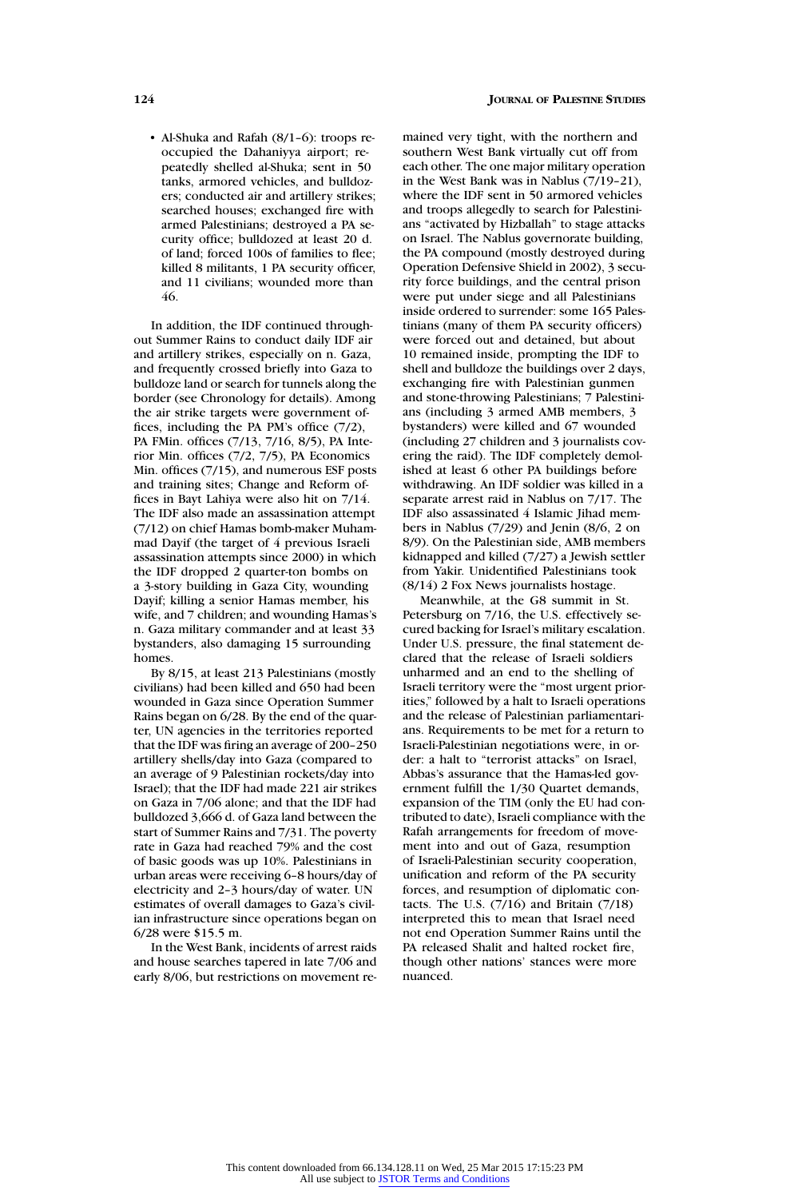- Al-Shuka and Rafah (8/1–6): troops reoccupied the Dahaniyya airport; repeatedly shelled al-Shuka; sent in 50 tanks, armored vehicles, and bulldozers; conducted air and artillery strikes; searched houses; exchanged fire with armed Palestinians; destroyed a PA security office; bulldozed at least 20 d. of land; forced 100s of families to flee; killed 8 militants, 1 PA security officer, and 11 civilians; wounded more than 46.

In addition, the IDF continued throughout Summer Rains to conduct daily IDF air and artillery strikes, especially on n. Gaza, and frequently crossed briefly into Gaza to bulldoze land or search for tunnels along the border (see Chronology for details). Among the air strike targets were government offices, including the PA PM's office (7/2), PA FMin. offices (7/13, 7/16, 8/5), PA Interior Min. offices (7/2, 7/5), PA Economics Min. offices (7/15), and numerous ESF posts and training sites; Change and Reform offices in Bayt Lahiya were also hit on 7/14. The IDF also made an assassination attempt (7/12) on chief Hamas bomb-maker Muhammad Dayif (the target of 4 previous Israeli assassination attempts since 2000) in which the IDF dropped 2 quarter-ton bombs on a 3-story building in Gaza City, wounding Dayif; killing a senior Hamas member, his wife, and 7 children; and wounding Hamas's n. Gaza military commander and at least 33 bystanders, also damaging 15 surrounding homes.

By 8/15, at least 213 Palestinians (mostly civilians) had been killed and 650 had been wounded in Gaza since Operation Summer Rains began on 6/28. By the end of the quarter, UN agencies in the territories reported that the IDF was firing an average of 200–250 artillery shells/day into Gaza (compared to an average of 9 Palestinian rockets/day into Israel); that the IDF had made 221 air strikes on Gaza in 7/06 alone; and that the IDF had bulldozed 3,666 d. of Gaza land between the start of Summer Rains and 7/31. The poverty rate in Gaza had reached 79% and the cost of basic goods was up 10%. Palestinians in urban areas were receiving 6–8 hours/day of electricity and 2–3 hours/day of water. UN estimates of overall damages to Gaza's civilian infrastructure since operations began on 6/28 were $15.5 m.

In the West Bank, incidents of arrest raids and house searches tapered in late 7/06 and early 8/06, but restrictions on movement remained very tight, with the northern and southern West Bank virtually cut off from each other. The one major military operation in the West Bank was in Nablus (7/19–21), where the IDF sent in 50 armored vehicles and troops allegedly to search for Palestinians "activated by Hizballah" to stage attacks on Israel. The Nablus governorate building, the PA compound (mostly destroyed during Operation Defensive Shield in 2002), 3 security force buildings, and the central prison were put under siege and all Palestinians inside ordered to surrender: some 165 Palestinians (many of them PA security officers) were forced out and detained, but about 10 remained inside, prompting the IDF to shell and bulldoze the buildings over 2 days, exchanging fire with Palestinian gunmen and stone-throwing Palestinians; 7 Palestinians (including 3 armed AMB members, 3 bystanders) were killed and 67 wounded (including 27 children and 3 journalists covering the raid). The IDF completely demolished at least 6 other PA buildings before withdrawing. An IDF soldier was killed in a separate arrest raid in Nablus on 7/17. The IDF also assassinated 4 Islamic Jihad members in Nablus (7/29) and Jenin (8/6, 2 on 8/9). On the Palestinian side, AMB members kidnapped and killed (7/27) a Jewish settler from Yakir. Unidentified Palestinians took (8/14) 2 Fox News journalists hostage.

Meanwhile, at the G8 summit in St. Petersburg on 7/16, the U.S. effectively secured backing for Israel's military escalation. Under U.S. pressure, the final statement declared that the release of Israeli soldiers unharmed and an end to the shelling of Israeli territory were the "most urgent priorities," followed by a halt to Israeli operations and the release of Palestinian parliamentarians. Requirements to be met for a return to Israeli-Palestinian negotiations were, in order: a halt to "terrorist attacks" on Israel, Abbas's assurance that the Hamas-led government fulfill the 1/30 Quartet demands, expansion of the TIM (only the EU had contributed to date), Israeli compliance with the Rafah arrangements for freedom of movement into and out of Gaza, resumption of Israeli-Palestinian security cooperation, unification and reform of the PA security forces, and resumption of diplomatic contacts. The U.S. (7/16) and Britain (7/18) interpreted this to mean that Israel need not end Operation Summer Rains until the PA released Shalit and halted rocket fire, though other nations' stances were more nuanced.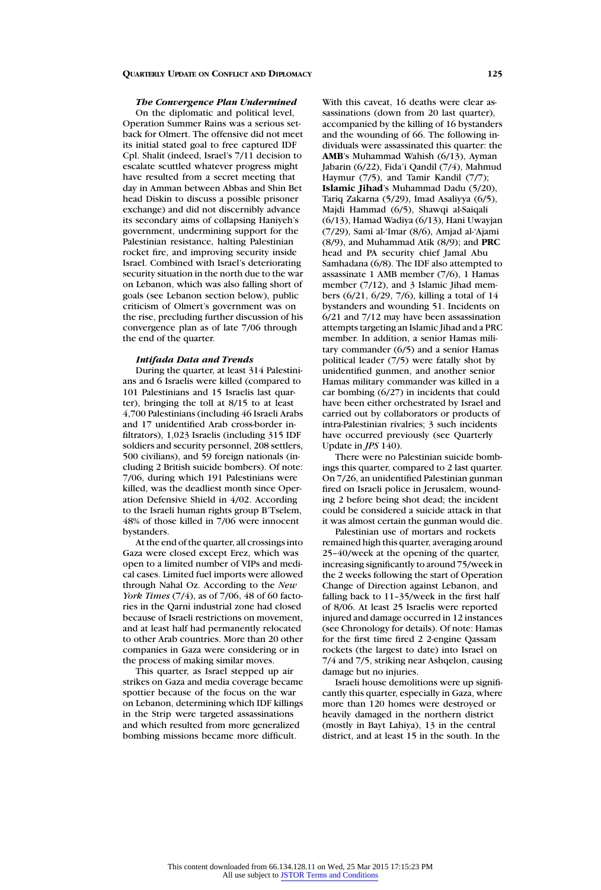### *The Convergence Plan Undermined*

On the diplomatic and political level, Operation Summer Rains was a serious setback for Olmert. The offensive did not meet its initial stated goal to free captured IDF Cpl. Shalit (indeed, Israel's 7/11 decision to escalate scuttled whatever progress might have resulted from a secret meeting that day in Amman between Abbas and Shin Bet head Diskin to discuss a possible prisoner exchange) and did not discernibly advance its secondary aims of collapsing Haniyeh's government, undermining support for the Palestinian resistance, halting Palestinian rocket fire, and improving security inside Israel. Combined with Israel's deteriorating security situation in the north due to the war on Lebanon, which was also falling short of goals (see Lebanon section below), public criticism of Olmert's government was on the rise, precluding further discussion of his convergence plan as of late 7/06 through the end of the quarter.

### *Intifada Data and Trends*

During the quarter, at least 314 Palestinians and 6 Israelis were killed (compared to 101 Palestinians and 15 Israelis last quarter), bringing the toll at 8/15 to at least 4,700 Palestinians (including 46 Israeli Arabs and 17 unidentified Arab cross-border infiltrators), 1,023 Israelis (including 315 IDF soldiers and security personnel, 208 settlers, 500 civilians), and 59 foreign nationals (including 2 British suicide bombers). Of note: 7/06, during which 191 Palestinians were killed, was the deadliest month since Operation Defensive Shield in 4/02. According to the Israeli human rights group B'Tselem, 48% of those killed in 7/06 were innocent bystanders.

At the end of the quarter, all crossings into Gaza were closed except Erez, which was open to a limited number of VIPs and medical cases. Limited fuel imports were allowed through Nahal Oz. According to the *New York Times* (7/4), as of 7/06, 48 of 60 factories in the Qarni industrial zone had closed because of Israeli restrictions on movement, and at least half had permanently relocated to other Arab countries. More than 20 other companies in Gaza were considering or in the process of making similar moves.

This quarter, as Israel stepped up air strikes on Gaza and media coverage became spottier because of the focus on the war on Lebanon, determining which IDF killings in the Strip were targeted assassinations and which resulted from more generalized bombing missions became more difficult. With this caveat, 16 deaths were clear assassinations (down from 20 last quarter), accompanied by the killing of 16 bystanders and the wounding of 66. The following individuals were assassinated this quarter: the **AMB**'s Muhammad Wahish (6/13), Ayman Jabarin (6/22), Fida'i Qandil (7/4), Mahmud Haymur (7/5), and Tamir Kandil (7/7); **Islamic Jihad**'s Muhammad Dadu (5/20), Tariq Zakarna (5/29), Imad Asaliyya (6/5), Majdi Hammad (6/5), Shawqi al-Saiqali (6/13), Hamad Wadiya (6/13), Hani Uwayjan (7/29), Sami al-'Imar (8/6), Amjad al-'Ajami (8/9), and Muhammad Atik (8/9); and **PRC** head and PA security chief Jamal Abu Samhadana (6/8). The IDF also attempted to assassinate 1 AMB member (7/6), 1 Hamas member (7/12), and 3 Islamic Jihad members (6/21, 6/29, 7/6), killing a total of 14 bystanders and wounding 51. Incidents on 6/21 and 7/12 may have been assassination attempts targeting an Islamic Jihad and a PRC member. In addition, a senior Hamas military commander (6/5) and a senior Hamas political leader (7/5) were fatally shot by unidentified gunmen, and another senior Hamas military commander was killed in a car bombing (6/27) in incidents that could have been either orchestrated by Israel and carried out by collaborators or products of intra-Palestinian rivalries; 3 such incidents have occurred previously (see Quarterly Update in *JPS* 140).

There were no Palestinian suicide bombings this quarter, compared to 2 last quarter. On 7/26, an unidentified Palestinian gunman fired on Israeli police in Jerusalem, wounding 2 before being shot dead; the incident could be considered a suicide attack in that it was almost certain the gunman would die.

Palestinian use of mortars and rockets remained high this quarter, averaging around 25–40/week at the opening of the quarter, increasing significantly to around 75/week in the 2 weeks following the start of Operation Change of Direction against Lebanon, and falling back to 11–35/week in the first half of 8/06. At least 25 Israelis were reported injured and damage occurred in 12 instances (see Chronology for details). Of note: Hamas for the first time fired 2 2-engine Qassam rockets (the largest to date) into Israel on 7/4 and 7/5, striking near Ashqelon, causing damage but no injuries.

Israeli house demolitions were up significantly this quarter, especially in Gaza, where more than 120 homes were destroyed or heavily damaged in the northern district (mostly in Bayt Lahiya), 13 in the central district, and at least 15 in the south. In the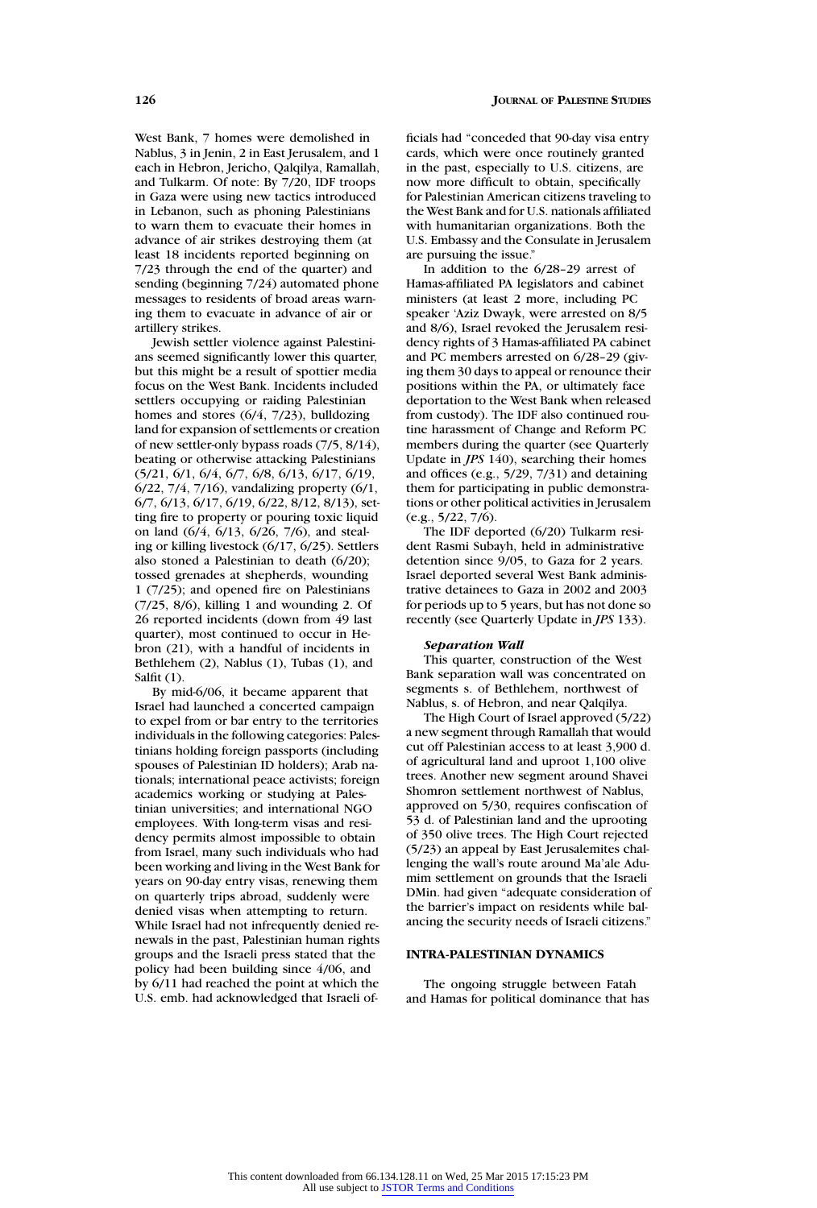West Bank, 7 homes were demolished in Nablus, 3 in Jenin, 2 in East Jerusalem, and 1 each in Hebron, Jericho, Qalqilya, Ramallah, and Tulkarm. Of note: By 7/20, IDF troops in Gaza were using new tactics introduced in Lebanon, such as phoning Palestinians to warn them to evacuate their homes in advance of air strikes destroying them (at least 18 incidents reported beginning on 7/23 through the end of the quarter) and sending (beginning 7/24) automated phone messages to residents of broad areas warning them to evacuate in advance of air or artillery strikes.

Jewish settler violence against Palestinians seemed significantly lower this quarter, but this might be a result of spottier media focus on the West Bank. Incidents included settlers occupying or raiding Palestinian homes and stores (6/4, 7/23), bulldozing land for expansion of settlements or creation of new settler-only bypass roads (7/5, 8/14), beating or otherwise attacking Palestinians (5/21, 6/1, 6/4, 6/7, 6/8, 6/13, 6/17, 6/19, 6/22, 7/4, 7/16), vandalizing property (6/1, 6/7, 6/13, 6/17, 6/19, 6/22, 8/12, 8/13), setting fire to property or pouring toxic liquid on land (6/4, 6/13, 6/26, 7/6), and stealing or killing livestock (6/17, 6/25). Settlers also stoned a Palestinian to death (6/20); tossed grenades at shepherds, wounding 1 (7/25); and opened fire on Palestinians (7/25, 8/6), killing 1 and wounding 2. Of 26 reported incidents (down from 49 last quarter), most continued to occur in Hebron (21), with a handful of incidents in Bethlehem (2), Nablus (1), Tubas (1), and Salfit (1).

By mid-6/06, it became apparent that Israel had launched a concerted campaign to expel from or bar entry to the territories individuals in the following categories: Palestinians holding foreign passports (including spouses of Palestinian ID holders); Arab nationals; international peace activists; foreign academics working or studying at Palestinian universities; and international NGO employees. With long-term visas and residency permits almost impossible to obtain from Israel, many such individuals who had been working and living in the West Bank for years on 90-day entry visas, renewing them on quarterly trips abroad, suddenly were denied visas when attempting to return. While Israel had not infrequently denied renewals in the past, Palestinian human rights groups and the Israeli press stated that the policy had been building since 4/06, and by 6/11 had reached the point at which the U.S. emb. had acknowledged that Israeli officials had "conceded that 90-day visa entry cards, which were once routinely granted in the past, especially to U.S. citizens, are now more difficult to obtain, specifically for Palestinian American citizens traveling to the West Bank and for U.S. nationals affiliated with humanitarian organizations. Both the U.S. Embassy and the Consulate in Jerusalem are pursuing the issue."

In addition to the 6/28–29 arrest of Hamas-affiliated PA legislators and cabinet ministers (at least 2 more, including PC speaker 'Aziz Dwayk, were arrested on 8/5 and 8/6), Israel revoked the Jerusalem residency rights of 3 Hamas-affiliated PA cabinet and PC members arrested on 6/28–29 (giving them 30 days to appeal or renounce their positions within the PA, or ultimately face deportation to the West Bank when released from custody). The IDF also continued routine harassment of Change and Reform PC members during the quarter (see Quarterly Update in *JPS* 140), searching their homes and offices (e.g., 5/29, 7/31) and detaining them for participating in public demonstrations or other political activities in Jerusalem (e.g., 5/22, 7/6).

The IDF deported (6/20) Tulkarm resident Rasmi Subayh, held in administrative detention since 9/05, to Gaza for 2 years. Israel deported several West Bank administrative detainees to Gaza in 2002 and 2003 for periods up to 5 years, but has not done so recently (see Quarterly Update in *JPS* 133).

#### *Separation Wall*

This quarter, construction of the West Bank separation wall was concentrated on segments s. of Bethlehem, northwest of Nablus, s. of Hebron, and near Qalqilya.

The High Court of Israel approved (5/22) a new segment through Ramallah that would cut off Palestinian access to at least 3,900 d. of agricultural land and uproot 1,100 olive trees. Another new segment around Shavei Shomron settlement northwest of Nablus, approved on 5/30, requires confiscation of 53 d. of Palestinian land and the uprooting of 350 olive trees. The High Court rejected (5/23) an appeal by East Jerusalemites challenging the wall's route around Ma'ale Adumim settlement on grounds that the Israeli DMin. had given "adequate consideration of the barrier's impact on residents while balancing the security needs of Israeli citizens."

### INTRA-PALESTINIAN DYNAMICS

The ongoing struggle between Fatah and Hamas for political dominance that has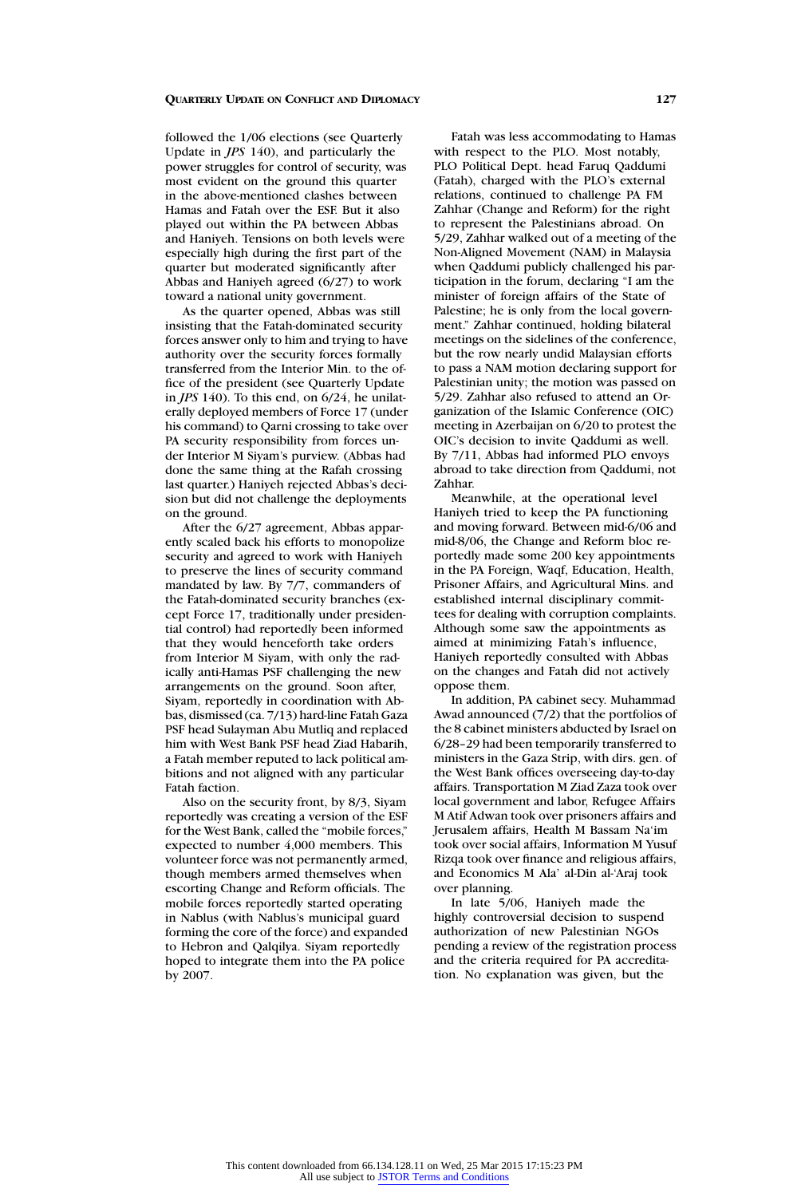followed the 1/06 elections (see Quarterly Update in *JPS* 140), and particularly the power struggles for control of security, was most evident on the ground this quarter in the above-mentioned clashes between Hamas and Fatah over the ESF. But it also played out within the PA between Abbas and Haniyeh. Tensions on both levels were especially high during the first part of the quarter but moderated significantly after Abbas and Haniyeh agreed (6/27) to work toward a national unity government.

As the quarter opened, Abbas was still insisting that the Fatah-dominated security forces answer only to him and trying to have authority over the security forces formally transferred from the Interior Min. to the office of the president (see Quarterly Update in *JPS* 140). To this end, on 6/24, he unilaterally deployed members of Force 17 (under his command) to Qarni crossing to take over PA security responsibility from forces under Interior M Siyam's purview. (Abbas had done the same thing at the Rafah crossing last quarter.) Haniyeh rejected Abbas's decision but did not challenge the deployments on the ground.

After the 6/27 agreement, Abbas apparently scaled back his efforts to monopolize security and agreed to work with Haniyeh to preserve the lines of security command mandated by law. By 7/7, commanders of the Fatah-dominated security branches (except Force 17, traditionally under presidential control) had reportedly been informed that they would henceforth take orders from Interior M Siyam, with only the radically anti-Hamas PSF challenging the new arrangements on the ground. Soon after, Siyam, reportedly in coordination with Abbas, dismissed (ca. 7/13) hard-line Fatah Gaza PSF head Sulayman Abu Mutliq and replaced him with West Bank PSF head Ziad Habarih, a Fatah member reputed to lack political ambitions and not aligned with any particular Fatah faction.

Also on the security front, by 8/3, Siyam reportedly was creating a version of the ESF for the West Bank, called the "mobile forces," expected to number 4,000 members. This volunteer force was not permanently armed, though members armed themselves when escorting Change and Reform officials. The mobile forces reportedly started operating in Nablus (with Nablus's municipal guard forming the core of the force) and expanded to Hebron and Qalqilya. Siyam reportedly hoped to integrate them into the PA police by 2007.

Fatah was less accommodating to Hamas with respect to the PLO. Most notably, PLO Political Dept. head Faruq Qaddumi (Fatah), charged with the PLO's external relations, continued to challenge PA FM Zahhar (Change and Reform) for the right to represent the Palestinians abroad. On 5/29, Zahhar walked out of a meeting of the Non-Aligned Movement (NAM) in Malaysia when Qaddumi publicly challenged his participation in the forum, declaring "I am the minister of foreign affairs of the State of Palestine; he is only from the local government." Zahhar continued, holding bilateral meetings on the sidelines of the conference, but the row nearly undid Malaysian efforts to pass a NAM motion declaring support for Palestinian unity; the motion was passed on 5/29. Zahhar also refused to attend an Organization of the Islamic Conference (OIC) meeting in Azerbaijan on 6/20 to protest the OIC's decision to invite Qaddumi as well. By 7/11, Abbas had informed PLO envoys abroad to take direction from Qaddumi, not Zahhar.

Meanwhile, at the operational level Haniyeh tried to keep the PA functioning and moving forward. Between mid-6/06 and mid-8/06, the Change and Reform bloc reportedly made some 200 key appointments in the PA Foreign, Waqf, Education, Health, Prisoner Affairs, and Agricultural Mins. and established internal disciplinary committees for dealing with corruption complaints. Although some saw the appointments as aimed at minimizing Fatah's influence, Haniyeh reportedly consulted with Abbas on the changes and Fatah did not actively oppose them.

In addition, PA cabinet secy. Muhammad Awad announced (7/2) that the portfolios of the 8 cabinet ministers abducted by Israel on 6/28–29 had been temporarily transferred to ministers in the Gaza Strip, with dirs. gen. of the West Bank offices overseeing day-to-day affairs. Transportation M Ziad Zaza took over local government and labor, Refugee Affairs M Atif Adwan took over prisoners affairs and Jerusalem affairs, Health M Bassam Na'im took over social affairs, Information M Yusuf Rizqa took over finance and religious affairs, and Economics M Ala' al-Din al-'Araj took over planning.

In late 5/06, Haniyeh made the highly controversial decision to suspend authorization of new Palestinian NGOs pending a review of the registration process and the criteria required for PA accreditation. No explanation was given, but the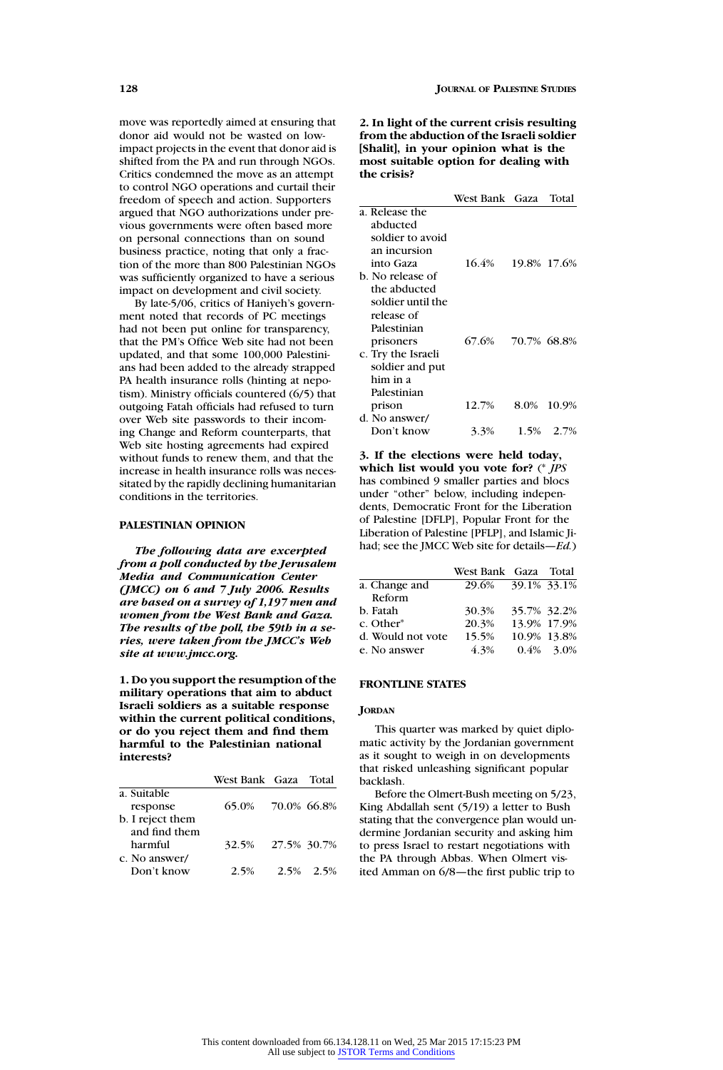move was reportedly aimed at ensuring that donor aid would not be wasted on low-impact projects in the event that donor aid is shifted from the PA and run through NGOs. Critics condemned the move as an attempt to control NGO operations and curtail their freedom of speech and action. Supporters argued that NGO authorizations under previous governments were often based more on personal connections than on sound business practice, noting that only a fraction of the more than 800 Palestinian NGOs was sufficiently organized to have a serious impact on development and civil society.

By late-5/06, critics of Haniyeh's government noted that records of PC meetings had not been put online for transparency, that the PM's Office Web site had not been updated, and that some 100,000 Palestinians had been added to the already strapped PA health insurance rolls (hinting at nepotism). Ministry officials countered (6/5) that outgoing Fatah officials had refused to turn over Web site passwords to their incoming Change and Reform counterparts, that Web site hosting agreements had expired without funds to renew them, and that the increase in health insurance rolls was necessitated by the rapidly declining humanitarian conditions in the territories.

## PALESTINIAN OPINION

***The following data are excerpted from a poll conducted by the Jerusalem Media and Communication Center (JMCC) on 6 and 7 July 2006. Results are based on a survey of 1,197 men and women from the West Bank and Gaza. The results of the poll, the 59th in a series, were taken from the JMCC's Web site at www.jmcc.org.***

**1. Do you support the resumption of the military operations that aim to abduct Israeli soldiers as a suitable response within the current political conditions, or do you reject them and find them harmful to the Palestinian national interests?**

| | West Bank | Gaza | Total |
|---|---|---|---|
| a. Suitable response | 65.0% | 70.0% | 66.8% |
| b. I reject them and find them harmful | 32.5% | 27.5% | 30.7% |
| c. No answer/ Don't know | 2.5% | 2.5% | 2.5% |

**2. In light of the current crisis resulting from the abduction of the Israeli soldier [Shalit], in your opinion what is the most suitable option for dealing with the crisis?**

| | West Bank | Gaza | Total |
|---|---|---|---|
| a. Release the abducted soldier to avoid an incursion into Gaza | 16.4% | 19.8% | 17.6% |
| b. No release of the abducted soldier until the release of Palestinian prisoners | 67.6% | 70.7% | 68.8% |
| c. Try the Israeli soldier and put him in a Palestinian prison | 12.7% | 8.0% | 10.9% |
| d. No answer/ Don't know | 3.3% | 1.5% | 2.7% |

**3. If the elections were held today, which list would you vote for?** (* *JPS* has combined 9 smaller parties and blocs under "other" below, including independents, Democratic Front for the Liberation of Palestine [DFLP], Popular Front for the Liberation of Palestine [PFLP], and Islamic Jihad; see the JMCC Web site for details—*Ed.*)

| | West Bank | Gaza | Total |
|---|---|---|---|
| a. Change and Reform | 29.6% | 39.1% | 33.1% |
| b. Fatah | 30.3% | 35.7% | 32.2% |
| c. Other* | 20.3% | 13.9% | 17.9% |
| d. Would not vote | 15.5% | 10.9% | 13.8% |
| e. No answer | 4.3% | 0.4% | 3.0% |

## FRONTLINE STATES

### JORDAN

This quarter was marked by quiet diplomatic activity by the Jordanian government as it sought to weigh in on developments that risked unleashing significant popular backlash.

Before the Olmert-Bush meeting on 5/23, King Abdallah sent (5/19) a letter to Bush stating that the convergence plan would undermine Jordanian security and asking him to press Israel to restart negotiations with the PA through Abbas. When Olmert visited Amman on 6/8—the first public trip to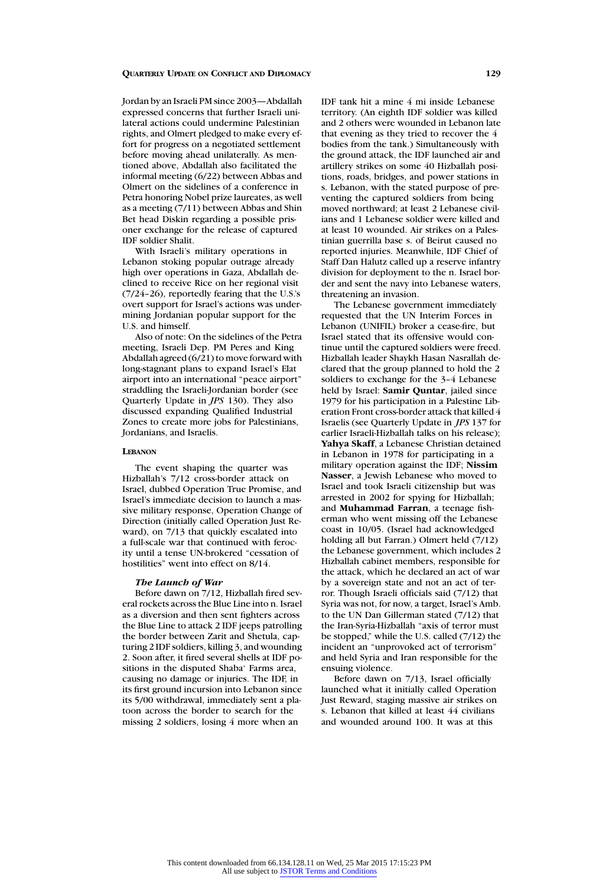Jordan by an Israeli PM since 2003—Abdallah expressed concerns that further Israeli unilateral actions could undermine Palestinian rights, and Olmert pledged to make every effort for progress on a negotiated settlement before moving ahead unilaterally. As mentioned above, Abdallah also facilitated the informal meeting (6/22) between Abbas and Olmert on the sidelines of a conference in Petra honoring Nobel prize laureates, as well as a meeting (7/11) between Abbas and Shin Bet head Diskin regarding a possible prisoner exchange for the release of captured IDF soldier Shalit.

With Israeli's military operations in Lebanon stoking popular outrage already high over operations in Gaza, Abdallah declined to receive Rice on her regional visit (7/24–26), reportedly fearing that the U.S.'s overt support for Israel's actions was undermining Jordanian popular support for the U.S. and himself.

Also of note: On the sidelines of the Petra meeting, Israeli Dep. PM Peres and King Abdallah agreed (6/21) to move forward with long-stagnant plans to expand Israel's Elat airport into an international "peace airport" straddling the Israeli-Jordanian border (see Quarterly Update in *JPS* 130). They also discussed expanding Qualified Industrial Zones to create more jobs for Palestinians, Jordanians, and Israelis.

## LEBANON

The event shaping the quarter was Hizballah's 7/12 cross-border attack on Israel, dubbed Operation True Promise, and Israel's immediate decision to launch a massive military response, Operation Change of Direction (initially called Operation Just Reward), on 7/13 that quickly escalated into a full-scale war that continued with ferocity until a tense UN-brokered "cessation of hostilities" went into effect on 8/14.

### *The Launch of War*

Before dawn on 7/12, Hizballah fired several rockets across the Blue Line into n. Israel as a diversion and then sent fighters across the Blue Line to attack 2 IDF jeeps patrolling the border between Zarit and Shetula, capturing 2 IDF soldiers, killing 3, and wounding 2. Soon after, it fired several shells at IDF positions in the disputed Shaba' Farms area, causing no damage or injuries. The IDF, in its first ground incursion into Lebanon since its 5/00 withdrawal, immediately sent a platoon across the border to search for the missing 2 soldiers, losing 4 more when an IDF tank hit a mine 4 mi inside Lebanese territory. (An eighth IDF soldier was killed and 2 others were wounded in Lebanon late that evening as they tried to recover the 4 bodies from the tank.) Simultaneously with the ground attack, the IDF launched air and artillery strikes on some 40 Hizballah positions, roads, bridges, and power stations in s. Lebanon, with the stated purpose of preventing the captured soldiers from being moved northward; at least 2 Lebanese civilians and 1 Lebanese soldier were killed and at least 10 wounded. Air strikes on a Palestinian guerrilla base s. of Beirut caused no reported injuries. Meanwhile, IDF Chief of Staff Dan Halutz called up a reserve infantry division for deployment to the n. Israel border and sent the navy into Lebanese waters, threatening an invasion.

The Lebanese government immediately requested that the UN Interim Forces in Lebanon (UNIFIL) broker a cease-fire, but Israel stated that its offensive would continue until the captured soldiers were freed. Hizballah leader Shaykh Hasan Nasrallah declared that the group planned to hold the 2 soldiers to exchange for the 3–4 Lebanese held by Israel: **Samir Quntar**, jailed since 1979 for his participation in a Palestine Liberation Front cross-border attack that killed 4 Israelis (see Quarterly Update in *JPS* 137 for earlier Israeli-Hizballah talks on his release); **Yahya Skaff**, a Lebanese Christian detained in Lebanon in 1978 for participating in a military operation against the IDF; **Nissim Nasser**, a Jewish Lebanese who moved to Israel and took Israeli citizenship but was arrested in 2002 for spying for Hizballah; and **Muhammad Farran**, a teenage fisherman who went missing off the Lebanese coast in 10/05. (Israel had acknowledged holding all but Farran.) Olmert held (7/12) the Lebanese government, which includes 2 Hizballah cabinet members, responsible for the attack, which he declared an act of war by a sovereign state and not an act of terror. Though Israeli officials said (7/12) that Syria was not, for now, a target, Israel's Amb. to the UN Dan Gillerman stated (7/12) that the Iran-Syria-Hizballah "axis of terror must be stopped," while the U.S. called (7/12) the incident an "unprovoked act of terrorism" and held Syria and Iran responsible for the ensuing violence.

Before dawn on 7/13, Israel officially launched what it initially called Operation Just Reward, staging massive air strikes on s. Lebanon that killed at least 44 civilians and wounded around 100. It was at this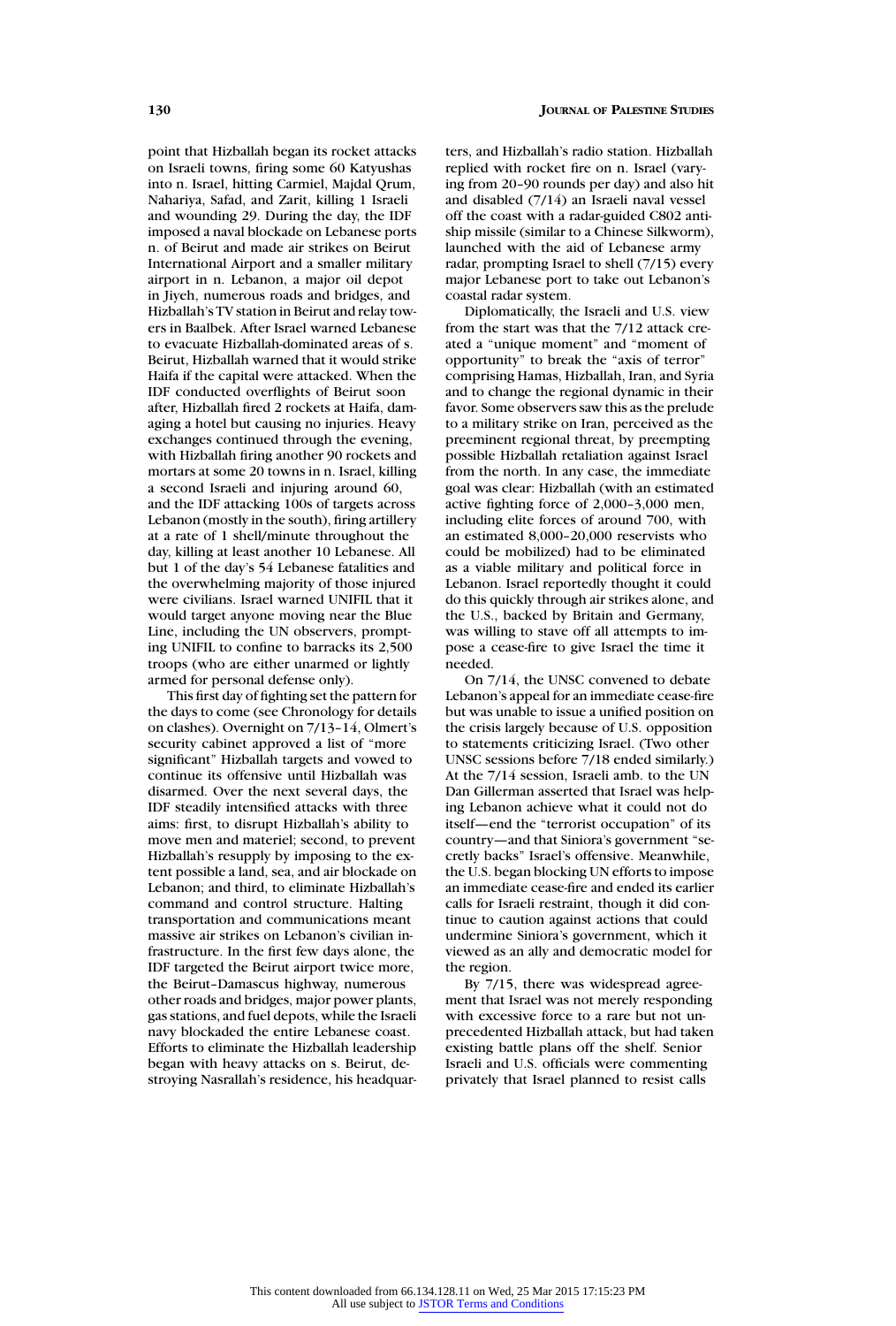point that Hizballah began its rocket attacks on Israeli towns, firing some 60 Katyushas into n. Israel, hitting Carmiel, Majdal Qrum, Nahariya, Safad, and Zarit, killing 1 Israeli and wounding 29. During the day, the IDF imposed a naval blockade on Lebanese ports n. of Beirut and made air strikes on Beirut International Airport and a smaller military airport in n. Lebanon, a major oil depot in Jiyeh, numerous roads and bridges, and Hizballah's TV station in Beirut and relay towers in Baalbek. After Israel warned Lebanese to evacuate Hizballah-dominated areas of s. Beirut, Hizballah warned that it would strike Haifa if the capital were attacked. When the IDF conducted overflights of Beirut soon after, Hizballah fired 2 rockets at Haifa, damaging a hotel but causing no injuries. Heavy exchanges continued through the evening, with Hizballah firing another 90 rockets and mortars at some 20 towns in n. Israel, killing a second Israeli and injuring around 60, and the IDF attacking 100s of targets across Lebanon (mostly in the south), firing artillery at a rate of 1 shell/minute throughout the day, killing at least another 10 Lebanese. All but 1 of the day's 54 Lebanese fatalities and the overwhelming majority of those injured were civilians. Israel warned UNIFIL that it would target anyone moving near the Blue Line, including the UN observers, prompting UNIFIL to confine to barracks its 2,500 troops (who are either unarmed or lightly armed for personal defense only).

This first day of fighting set the pattern for the days to come (see Chronology for details on clashes). Overnight on 7/13–14, Olmert's security cabinet approved a list of "more significant" Hizballah targets and vowed to continue its offensive until Hizballah was disarmed. Over the next several days, the IDF steadily intensified attacks with three aims: first, to disrupt Hizballah's ability to move men and materiel; second, to prevent Hizballah's resupply by imposing to the extent possible a land, sea, and air blockade on Lebanon; and third, to eliminate Hizballah's command and control structure. Halting transportation and communications meant massive air strikes on Lebanon's civilian infrastructure. In the first few days alone, the IDF targeted the Beirut airport twice more, the Beirut–Damascus highway, numerous other roads and bridges, major power plants, gas stations, and fuel depots, while the Israeli navy blockaded the entire Lebanese coast. Efforts to eliminate the Hizballah leadership began with heavy attacks on s. Beirut, destroying Nasrallah's residence, his headquarters, and Hizballah's radio station. Hizballah replied with rocket fire on n. Israel (varying from 20–90 rounds per day) and also hit and disabled (7/14) an Israeli naval vessel off the coast with a radar-guided C802 anti-ship missile (similar to a Chinese Silkworm), launched with the aid of Lebanese army radar, prompting Israel to shell (7/15) every major Lebanese port to take out Lebanon's coastal radar system.

Diplomatically, the Israeli and U.S. view from the start was that the 7/12 attack created a "unique moment" and "moment of opportunity" to break the "axis of terror" comprising Hamas, Hizballah, Iran, and Syria and to change the regional dynamic in their favor. Some observers saw this as the prelude to a military strike on Iran, perceived as the preeminent regional threat, by preempting possible Hizballah retaliation against Israel from the north. In any case, the immediate goal was clear: Hizballah (with an estimated active fighting force of 2,000–3,000 men, including elite forces of around 700, with an estimated 8,000–20,000 reservists who could be mobilized) had to be eliminated as a viable military and political force in Lebanon. Israel reportedly thought it could do this quickly through air strikes alone, and the U.S., backed by Britain and Germany, was willing to stave off all attempts to impose a cease-fire to give Israel the time it needed.

On 7/14, the UNSC convened to debate Lebanon's appeal for an immediate cease-fire but was unable to issue a unified position on the crisis largely because of U.S. opposition to statements criticizing Israel. (Two other UNSC sessions before 7/18 ended similarly.) At the 7/14 session, Israeli amb. to the UN Dan Gillerman asserted that Israel was helping Lebanon achieve what it could not do itself—end the "terrorist occupation" of its country—and that Siniora's government "secretly backs" Israel's offensive. Meanwhile, the U.S. began blocking UN efforts to impose an immediate cease-fire and ended its earlier calls for Israeli restraint, though it did continue to caution against actions that could undermine Siniora's government, which it viewed as an ally and democratic model for the region.

By 7/15, there was widespread agreement that Israel was not merely responding with excessive force to a rare but not unprecedented Hizballah attack, but had taken existing battle plans off the shelf. Senior Israeli and U.S. officials were commenting privately that Israel planned to resist calls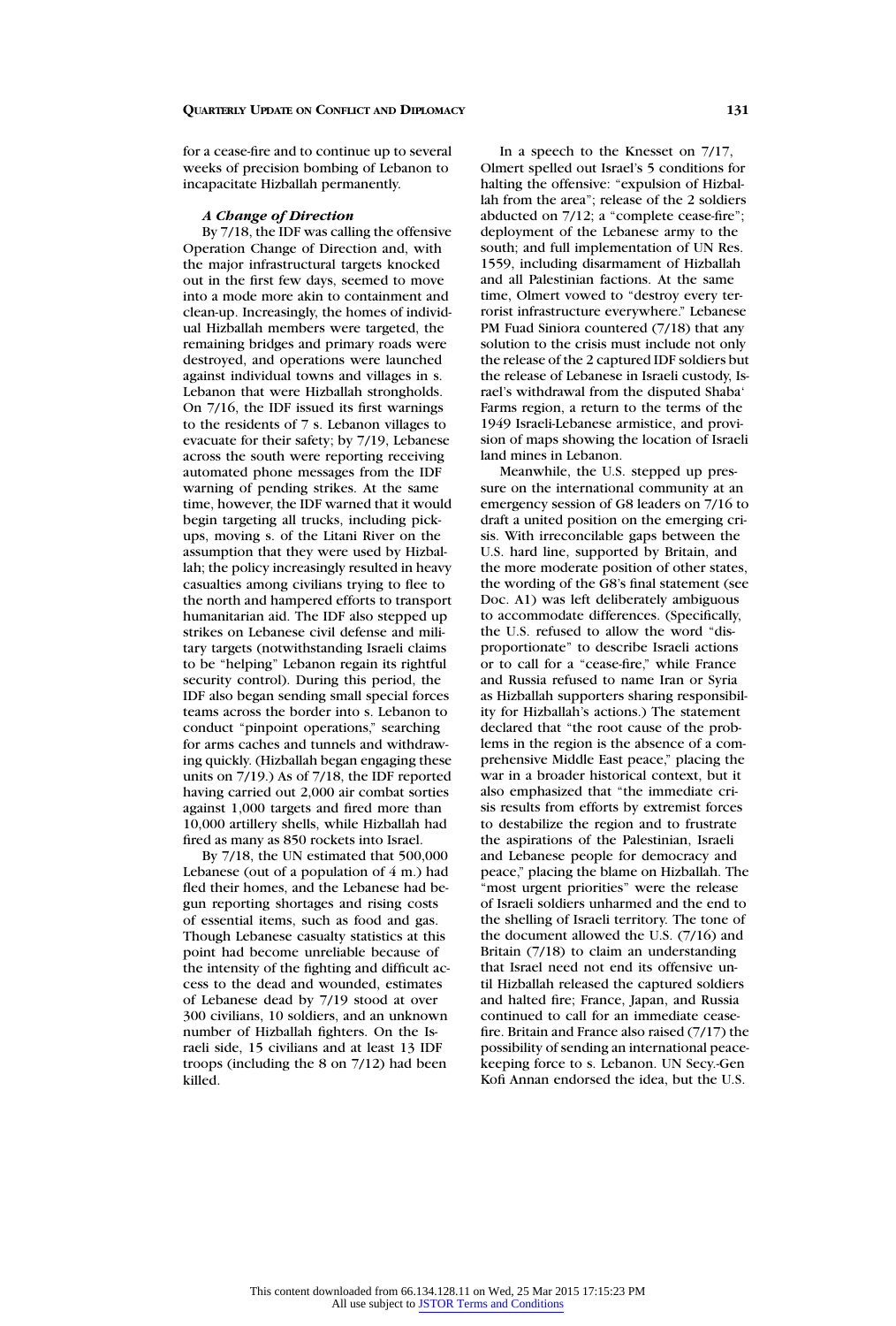for a cease-fire and to continue up to several weeks of precision bombing of Lebanon to incapacitate Hizballah permanently.

### *A Change of Direction*

By 7/18, the IDF was calling the offensive Operation Change of Direction and, with the major infrastructural targets knocked out in the first few days, seemed to move into a mode more akin to containment and clean-up. Increasingly, the homes of individual Hizballah members were targeted, the remaining bridges and primary roads were destroyed, and operations were launched against individual towns and villages in s. Lebanon that were Hizballah strongholds. On 7/16, the IDF issued its first warnings to the residents of 7 s. Lebanon villages to evacuate for their safety; by 7/19, Lebanese across the south were reporting receiving automated phone messages from the IDF warning of pending strikes. At the same time, however, the IDF warned that it would begin targeting all trucks, including pickups, moving s. of the Litani River on the assumption that they were used by Hizballah; the policy increasingly resulted in heavy casualties among civilians trying to flee to the north and hampered efforts to transport humanitarian aid. The IDF also stepped up strikes on Lebanese civil defense and military targets (notwithstanding Israeli claims to be "helping" Lebanon regain its rightful security control). During this period, the IDF also began sending small special forces teams across the border into s. Lebanon to conduct "pinpoint operations," searching for arms caches and tunnels and withdrawing quickly. (Hizballah began engaging these units on 7/19.) As of 7/18, the IDF reported having carried out 2,000 air combat sorties against 1,000 targets and fired more than 10,000 artillery shells, while Hizballah had fired as many as 850 rockets into Israel.

By 7/18, the UN estimated that 500,000 Lebanese (out of a population of 4 m.) had fled their homes, and the Lebanese had begun reporting shortages and rising costs of essential items, such as food and gas. Though Lebanese casualty statistics at this point had become unreliable because of the intensity of the fighting and difficult access to the dead and wounded, estimates of Lebanese dead by 7/19 stood at over 300 civilians, 10 soldiers, and an unknown number of Hizballah fighters. On the Israeli side, 15 civilians and at least 13 IDF troops (including the 8 on 7/12) had been killed.

In a speech to the Knesset on 7/17, Olmert spelled out Israel's 5 conditions for halting the offensive: "expulsion of Hizballah from the area"; release of the 2 soldiers abducted on 7/12; a "complete cease-fire"; deployment of the Lebanese army to the south; and full implementation of UN Res. 1559, including disarmament of Hizballah and all Palestinian factions. At the same time, Olmert vowed to "destroy every terrorist infrastructure everywhere." Lebanese PM Fuad Siniora countered (7/18) that any solution to the crisis must include not only the release of the 2 captured IDF soldiers but the release of Lebanese in Israeli custody, Israel's withdrawal from the disputed Shaba' Farms region, a return to the terms of the 1949 Israeli-Lebanese armistice, and provision of maps showing the location of Israeli land mines in Lebanon.

Meanwhile, the U.S. stepped up pressure on the international community at an emergency session of G8 leaders on 7/16 to draft a united position on the emerging crisis. With irreconcilable gaps between the U.S. hard line, supported by Britain, and the more moderate position of other states, the wording of the G8's final statement (see Doc. A1) was left deliberately ambiguous to accommodate differences. (Specifically, the U.S. refused to allow the word "disproportionate" to describe Israeli actions or to call for a "cease-fire," while France and Russia refused to name Iran or Syria as Hizballah supporters sharing responsibility for Hizballah's actions.) The statement declared that "the root cause of the problems in the region is the absence of a comprehensive Middle East peace," placing the war in a broader historical context, but it also emphasized that "the immediate crisis results from efforts by extremist forces to destabilize the region and to frustrate the aspirations of the Palestinian, Israeli and Lebanese people for democracy and peace," placing the blame on Hizballah. The "most urgent priorities" were the release of Israeli soldiers unharmed and the end to the shelling of Israeli territory. The tone of the document allowed the U.S. (7/16) and Britain (7/18) to claim an understanding that Israel need not end its offensive until Hizballah released the captured soldiers and halted fire; France, Japan, and Russia continued to call for an immediate cease-fire. Britain and France also raised (7/17) the possibility of sending an international peacekeeping force to s. Lebanon. UN Secy.-Gen Kofi Annan endorsed the idea, but the U.S.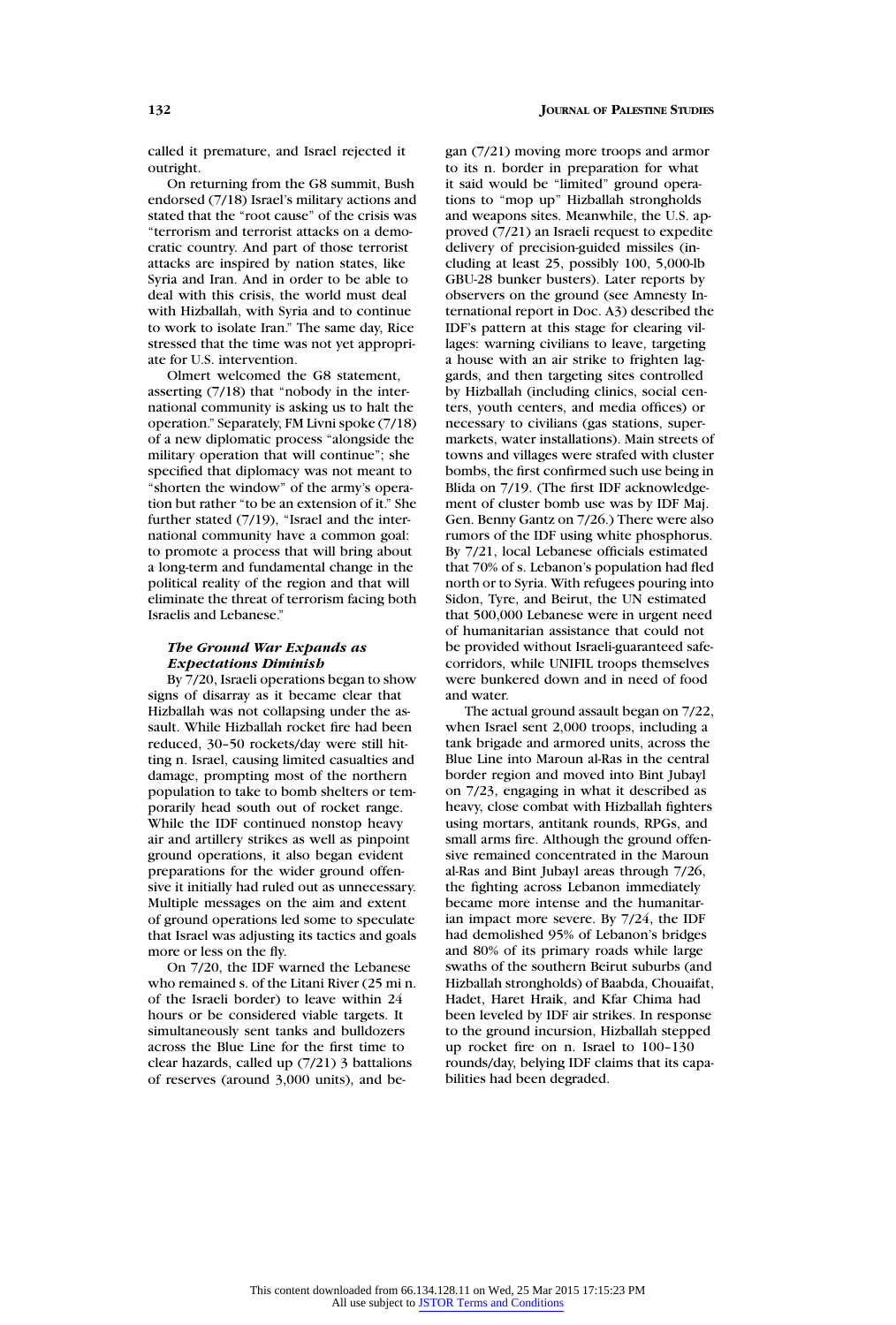called it premature, and Israel rejected it outright.

On returning from the G8 summit, Bush endorsed (7/18) Israel's military actions and stated that the "root cause" of the crisis was "terrorism and terrorist attacks on a democratic country. And part of those terrorist attacks are inspired by nation states, like Syria and Iran. And in order to be able to deal with this crisis, the world must deal with Hizballah, with Syria and to continue to work to isolate Iran." The same day, Rice stressed that the time was not yet appropriate for U.S. intervention.

Olmert welcomed the G8 statement, asserting (7/18) that "nobody in the international community is asking us to halt the operation." Separately, FM Livni spoke (7/18) of a new diplomatic process "alongside the military operation that will continue"; she specified that diplomacy was not meant to "shorten the window" of the army's operation but rather "to be an extension of it." She further stated (7/19), "Israel and the international community have a common goal: to promote a process that will bring about a long-term and fundamental change in the political reality of the region and that will eliminate the threat of terrorism facing both Israelis and Lebanese."

### *The Ground War Expands as Expectations Diminish*

By 7/20, Israeli operations began to show signs of disarray as it became clear that Hizballah was not collapsing under the assault. While Hizballah rocket fire had been reduced, 30–50 rockets/day were still hitting n. Israel, causing limited casualties and damage, prompting most of the northern population to take to bomb shelters or temporarily head south out of rocket range. While the IDF continued nonstop heavy air and artillery strikes as well as pinpoint ground operations, it also began evident preparations for the wider ground offensive it initially had ruled out as unnecessary. Multiple messages on the aim and extent of ground operations led some to speculate that Israel was adjusting its tactics and goals more or less on the fly.

On 7/20, the IDF warned the Lebanese who remained s. of the Litani River (25 mi n. of the Israeli border) to leave within 24 hours or be considered viable targets. It simultaneously sent tanks and bulldozers across the Blue Line for the first time to clear hazards, called up (7/21) 3 battalions of reserves (around 3,000 units), and began (7/21) moving more troops and armor to its n. border in preparation for what it said would be "limited" ground operations to "mop up" Hizballah strongholds and weapons sites. Meanwhile, the U.S. approved (7/21) an Israeli request to expedite delivery of precision-guided missiles (including at least 25, possibly 100, 5,000-lb GBU-28 bunker busters). Later reports by observers on the ground (see Amnesty International report in Doc. A3) described the IDF's pattern at this stage for clearing villages: warning civilians to leave, targeting a house with an air strike to frighten laggards, and then targeting sites controlled by Hizballah (including clinics, social centers, youth centers, and media offices) or necessary to civilians (gas stations, supermarkets, water installations). Main streets of towns and villages were strafed with cluster bombs, the first confirmed such use being in Blida on 7/19. (The first IDF acknowledgement of cluster bomb use was by IDF Maj. Gen. Benny Gantz on 7/26.) There were also rumors of the IDF using white phosphorus. By 7/21, local Lebanese officials estimated that 70% of s. Lebanon's population had fled north or to Syria. With refugees pouring into Sidon, Tyre, and Beirut, the UN estimated that 500,000 Lebanese were in urgent need of humanitarian assistance that could not be provided without Israeli-guaranteed safe-corridors, while UNIFIL troops themselves were bunkered down and in need of food and water.

The actual ground assault began on 7/22, when Israel sent 2,000 troops, including a tank brigade and armored units, across the Blue Line into Maroun al-Ras in the central border region and moved into Bint Jubayl on 7/23, engaging in what it described as heavy, close combat with Hizballah fighters using mortars, antitank rounds, RPGs, and small arms fire. Although the ground offensive remained concentrated in the Maroun al-Ras and Bint Jubayl areas through 7/26, the fighting across Lebanon immediately became more intense and the humanitarian impact more severe. By 7/24, the IDF had demolished 95% of Lebanon's bridges and 80% of its primary roads while large swaths of the southern Beirut suburbs (and Hizballah strongholds) of Baabda, Chouaifat, Hadet, Haret Hraik, and Kfar Chima had been leveled by IDF air strikes. In response to the ground incursion, Hizballah stepped up rocket fire on n. Israel to 100–130 rounds/day, belying IDF claims that its capabilities had been degraded.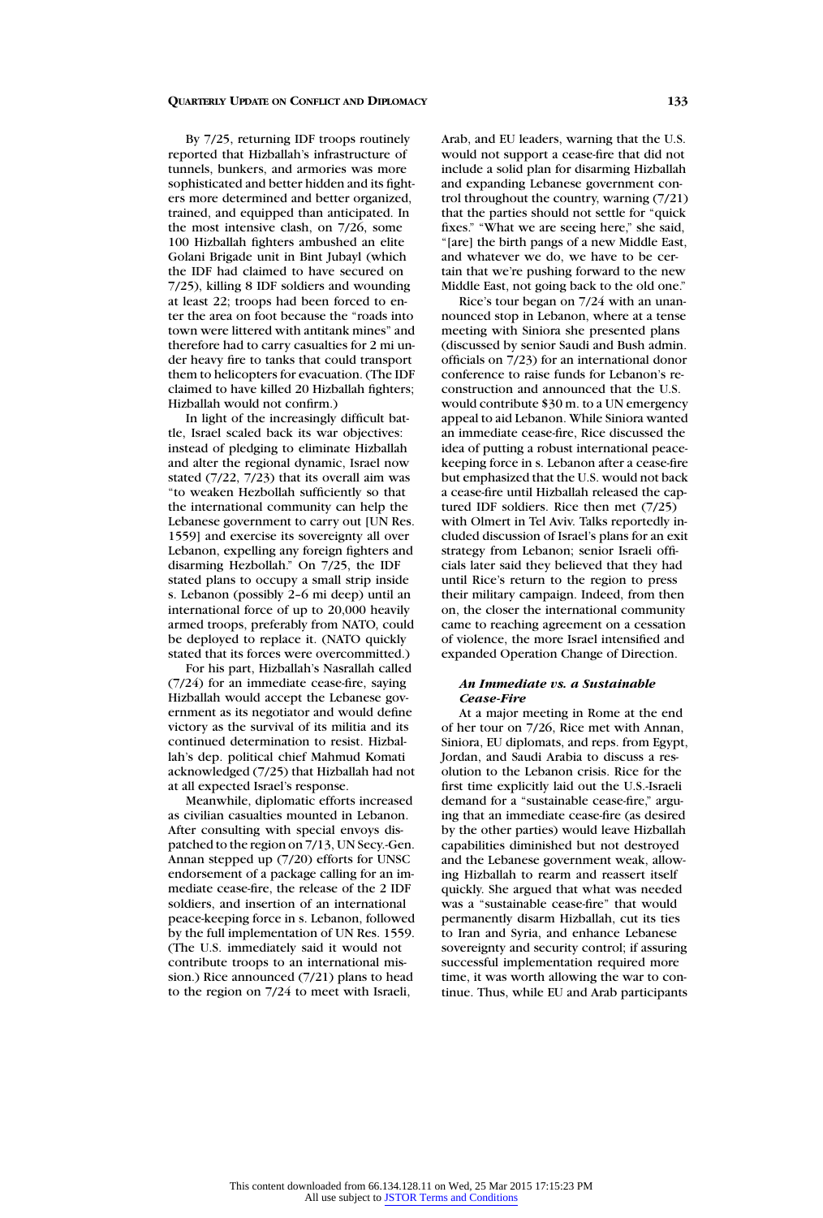By 7/25, returning IDF troops routinely reported that Hizballah's infrastructure of tunnels, bunkers, and armories was more sophisticated and better hidden and its fighters more determined and better organized, trained, and equipped than anticipated. In the most intensive clash, on 7/26, some 100 Hizballah fighters ambushed an elite Golani Brigade unit in Bint Jubayl (which the IDF had claimed to have secured on 7/25), killing 8 IDF soldiers and wounding at least 22; troops had been forced to enter the area on foot because the "roads into town were littered with antitank mines" and therefore had to carry casualties for 2 mi under heavy fire to tanks that could transport them to helicopters for evacuation. (The IDF claimed to have killed 20 Hizballah fighters; Hizballah would not confirm.)

In light of the increasingly difficult battle, Israel scaled back its war objectives: instead of pledging to eliminate Hizballah and alter the regional dynamic, Israel now stated (7/22, 7/23) that its overall aim was "to weaken Hezbollah sufficiently so that the international community can help the Lebanese government to carry out [UN Res. 1559] and exercise its sovereignty all over Lebanon, expelling any foreign fighters and disarming Hezbollah." On 7/25, the IDF stated plans to occupy a small strip inside s. Lebanon (possibly 2–6 mi deep) until an international force of up to 20,000 heavily armed troops, preferably from NATO, could be deployed to replace it. (NATO quickly stated that its forces were overcommitted.)

For his part, Hizballah's Nasrallah called (7/24) for an immediate cease-fire, saying Hizballah would accept the Lebanese government as its negotiator and would define victory as the survival of its militia and its continued determination to resist. Hizballah's dep. political chief Mahmud Komati acknowledged (7/25) that Hizballah had not at all expected Israel's response.

Meanwhile, diplomatic efforts increased as civilian casualties mounted in Lebanon. After consulting with special envoys dispatched to the region on 7/13, UN Secy.-Gen. Annan stepped up (7/20) efforts for UNSC endorsement of a package calling for an immediate cease-fire, the release of the 2 IDF soldiers, and insertion of an international peace-keeping force in s. Lebanon, followed by the full implementation of UN Res. 1559. (The U.S. immediately said it would not contribute troops to an international mission.) Rice announced (7/21) plans to head to the region on 7/24 to meet with Israeli, Arab, and EU leaders, warning that the U.S. would not support a cease-fire that did not include a solid plan for disarming Hizballah and expanding Lebanese government control throughout the country, warning (7/21) that the parties should not settle for "quick fixes." "What we are seeing here," she said, "[are] the birth pangs of a new Middle East, and whatever we do, we have to be certain that we're pushing forward to the new Middle East, not going back to the old one."

Rice's tour began on 7/24 with an unannounced stop in Lebanon, where at a tense meeting with Siniora she presented plans (discussed by senior Saudi and Bush admin. officials on 7/23) for an international donor conference to raise funds for Lebanon's reconstruction and announced that the U.S. would contribute $30 m. to a UN emergency appeal to aid Lebanon. While Siniora wanted an immediate cease-fire, Rice discussed the idea of putting a robust international peace-keeping force in s. Lebanon after a cease-fire but emphasized that the U.S. would not back a cease-fire until Hizballah released the captured IDF soldiers. Rice then met (7/25) with Olmert in Tel Aviv. Talks reportedly included discussion of Israel's plans for an exit strategy from Lebanon; senior Israeli officials later said they believed that they had until Rice's return to the region to press their military campaign. Indeed, from then on, the closer the international community came to reaching agreement on a cessation of violence, the more Israel intensified and expanded Operation Change of Direction.

### *An Immediate vs. a Sustainable Cease-Fire*

At a major meeting in Rome at the end of her tour on 7/26, Rice met with Annan, Siniora, EU diplomats, and reps. from Egypt, Jordan, and Saudi Arabia to discuss a resolution to the Lebanon crisis. Rice for the first time explicitly laid out the U.S.-Israeli demand for a "sustainable cease-fire," arguing that an immediate cease-fire (as desired by the other parties) would leave Hizballah capabilities diminished but not destroyed and the Lebanese government weak, allowing Hizballah to rearm and reassert itself quickly. She argued that what was needed was a "sustainable cease-fire" that would permanently disarm Hizballah, cut its ties to Iran and Syria, and enhance Lebanese sovereignty and security control; if assuring successful implementation required more time, it was worth allowing the war to continue. Thus, while EU and Arab participants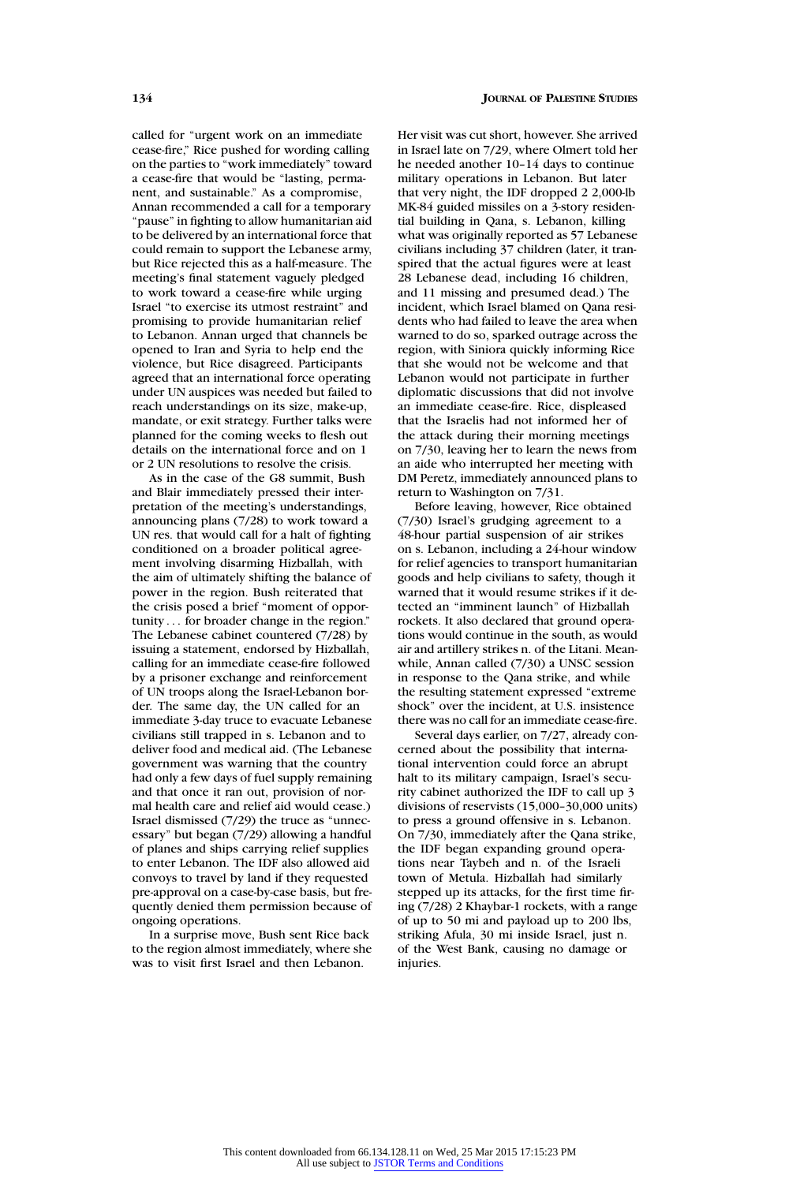called for "urgent work on an immediate cease-fire," Rice pushed for wording calling on the parties to "work immediately" toward a cease-fire that would be "lasting, permanent, and sustainable." As a compromise, Annan recommended a call for a temporary "pause" in fighting to allow humanitarian aid to be delivered by an international force that could remain to support the Lebanese army, but Rice rejected this as a half-measure. The meeting's final statement vaguely pledged to work toward a cease-fire while urging Israel "to exercise its utmost restraint" and promising to provide humanitarian relief to Lebanon. Annan urged that channels be opened to Iran and Syria to help end the violence, but Rice disagreed. Participants agreed that an international force operating under UN auspices was needed but failed to reach understandings on its size, make-up, mandate, or exit strategy. Further talks were planned for the coming weeks to flesh out details on the international force and on 1 or 2 UN resolutions to resolve the crisis.

As in the case of the G8 summit, Bush and Blair immediately pressed their interpretation of the meeting's understandings, announcing plans (7/28) to work toward a UN res. that would call for a halt of fighting conditioned on a broader political agreement involving disarming Hizballah, with the aim of ultimately shifting the balance of power in the region. Bush reiterated that the crisis posed a brief "moment of opportunity . . . for broader change in the region." The Lebanese cabinet countered (7/28) by issuing a statement, endorsed by Hizballah, calling for an immediate cease-fire followed by a prisoner exchange and reinforcement of UN troops along the Israel-Lebanon border. The same day, the UN called for an immediate 3-day truce to evacuate Lebanese civilians still trapped in s. Lebanon and to deliver food and medical aid. (The Lebanese government was warning that the country had only a few days of fuel supply remaining and that once it ran out, provision of normal health care and relief aid would cease.) Israel dismissed (7/29) the truce as "unnecessary" but began (7/29) allowing a handful of planes and ships carrying relief supplies to enter Lebanon. The IDF also allowed aid convoys to travel by land if they requested pre-approval on a case-by-case basis, but frequently denied them permission because of ongoing operations.

In a surprise move, Bush sent Rice back to the region almost immediately, where she was to visit first Israel and then Lebanon. Her visit was cut short, however. She arrived in Israel late on 7/29, where Olmert told her he needed another 10–14 days to continue military operations in Lebanon. But later that very night, the IDF dropped 2 2,000-lb MK-84 guided missiles on a 3-story residential building in Qana, s. Lebanon, killing what was originally reported as 57 Lebanese civilians including 37 children (later, it transpired that the actual figures were at least 28 Lebanese dead, including 16 children, and 11 missing and presumed dead.) The incident, which Israel blamed on Qana residents who had failed to leave the area when warned to do so, sparked outrage across the region, with Siniora quickly informing Rice that she would not be welcome and that Lebanon would not participate in further diplomatic discussions that did not involve an immediate cease-fire. Rice, displeased that the Israelis had not informed her of the attack during their morning meetings on 7/30, leaving her to learn the news from an aide who interrupted her meeting with DM Peretz, immediately announced plans to return to Washington on 7/31.

Before leaving, however, Rice obtained (7/30) Israel's grudging agreement to a 48-hour partial suspension of air strikes on s. Lebanon, including a 24-hour window for relief agencies to transport humanitarian goods and help civilians to safety, though it warned that it would resume strikes if it detected an "imminent launch" of Hizballah rockets. It also declared that ground operations would continue in the south, as would air and artillery strikes n. of the Litani. Meanwhile, Annan called (7/30) a UNSC session in response to the Qana strike, and while the resulting statement expressed "extreme shock" over the incident, at U.S. insistence there was no call for an immediate cease-fire.

Several days earlier, on 7/27, already concerned about the possibility that international intervention could force an abrupt halt to its military campaign, Israel's security cabinet authorized the IDF to call up 3 divisions of reservists (15,000–30,000 units) to press a ground offensive in s. Lebanon. On 7/30, immediately after the Qana strike, the IDF began expanding ground operations near Taybeh and n. of the Israeli town of Metula. Hizballah had similarly stepped up its attacks, for the first time firing (7/28) 2 Khaybar-1 rockets, with a range of up to 50 mi and payload up to 200 lbs, striking Afula, 30 mi inside Israel, just n. of the West Bank, causing no damage or injuries.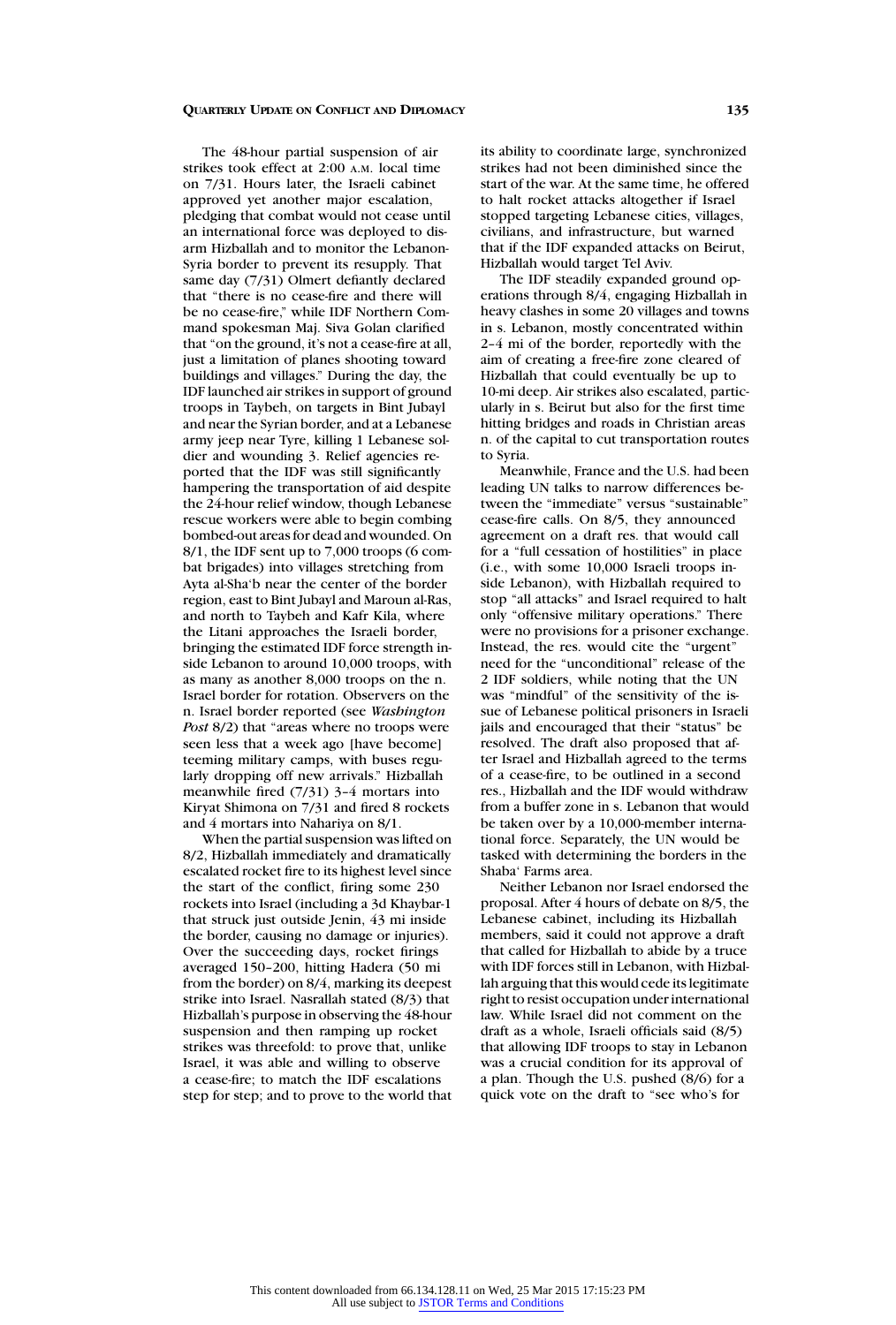The 48-hour partial suspension of air strikes took effect at 2:00 A.M. local time on 7/31. Hours later, the Israeli cabinet approved yet another major escalation, pledging that combat would not cease until an international force was deployed to disarm Hizballah and to monitor the Lebanon-Syria border to prevent its resupply. That same day (7/31) Olmert defiantly declared that "there is no cease-fire and there will be no cease-fire," while IDF Northern Command spokesman Maj. Siva Golan clarified that "on the ground, it's not a cease-fire at all, just a limitation of planes shooting toward buildings and villages." During the day, the IDF launched air strikes in support of ground troops in Taybeh, on targets in Bint Jubayl and near the Syrian border, and at a Lebanese army jeep near Tyre, killing 1 Lebanese soldier and wounding 3. Relief agencies reported that the IDF was still significantly hampering the transportation of aid despite the 24-hour relief window, though Lebanese rescue workers were able to begin combing bombed-out areas for dead and wounded. On 8/1, the IDF sent up to 7,000 troops (6 combat brigades) into villages stretching from Ayta al-Sha'b near the center of the border region, east to Bint Jubayl and Maroun al-Ras, and north to Taybeh and Kafr Kila, where the Litani approaches the Israeli border, bringing the estimated IDF force strength inside Lebanon to around 10,000 troops, with as many as another 8,000 troops on the n. Israel border for rotation. Observers on the n. Israel border reported (see *Washington Post* 8/2) that "areas where no troops were seen less that a week ago [have become] teeming military camps, with buses regularly dropping off new arrivals." Hizballah meanwhile fired (7/31) 3–4 mortars into Kiryat Shimona on 7/31 and fired 8 rockets and 4 mortars into Nahariya on 8/1.

When the partial suspension was lifted on 8/2, Hizballah immediately and dramatically escalated rocket fire to its highest level since the start of the conflict, firing some 230 rockets into Israel (including a 3d Khaybar-1 that struck just outside Jenin, 43 mi inside the border, causing no damage or injuries). Over the succeeding days, rocket firings averaged 150–200, hitting Hadera (50 mi from the border) on 8/4, marking its deepest strike into Israel. Nasrallah stated (8/3) that Hizballah's purpose in observing the 48-hour suspension and then ramping up rocket strikes was threefold: to prove that, unlike Israel, it was able and willing to observe a cease-fire; to match the IDF escalations step for step; and to prove to the world that its ability to coordinate large, synchronized strikes had not been diminished since the start of the war. At the same time, he offered to halt rocket attacks altogether if Israel stopped targeting Lebanese cities, villages, civilians, and infrastructure, but warned that if the IDF expanded attacks on Beirut, Hizballah would target Tel Aviv.

The IDF steadily expanded ground operations through 8/4, engaging Hizballah in heavy clashes in some 20 villages and towns in s. Lebanon, mostly concentrated within 2–4 mi of the border, reportedly with the aim of creating a free-fire zone cleared of Hizballah that could eventually be up to 10-mi deep. Air strikes also escalated, particularly in s. Beirut but also for the first time hitting bridges and roads in Christian areas n. of the capital to cut transportation routes to Syria.

Meanwhile, France and the U.S. had been leading UN talks to narrow differences between the "immediate" versus "sustainable" cease-fire calls. On 8/5, they announced agreement on a draft res. that would call for a "full cessation of hostilities" in place (i.e., with some 10,000 Israeli troops inside Lebanon), with Hizballah required to stop "all attacks" and Israel required to halt only "offensive military operations." There were no provisions for a prisoner exchange. Instead, the res. would cite the "urgent" need for the "unconditional" release of the 2 IDF soldiers, while noting that the UN was "mindful" of the sensitivity of the issue of Lebanese political prisoners in Israeli jails and encouraged that their "status" be resolved. The draft also proposed that after Israel and Hizballah agreed to the terms of a cease-fire, to be outlined in a second res., Hizballah and the IDF would withdraw from a buffer zone in s. Lebanon that would be taken over by a 10,000-member international force. Separately, the UN would be tasked with determining the borders in the Shaba' Farms area.

Neither Lebanon nor Israel endorsed the proposal. After 4 hours of debate on 8/5, the Lebanese cabinet, including its Hizballah members, said it could not approve a draft that called for Hizballah to abide by a truce with IDF forces still in Lebanon, with Hizballah arguing that this would cede its legitimate right to resist occupation under international law. While Israel did not comment on the draft as a whole, Israeli officials said (8/5) that allowing IDF troops to stay in Lebanon was a crucial condition for its approval of a plan. Though the U.S. pushed (8/6) for a quick vote on the draft to "see who's for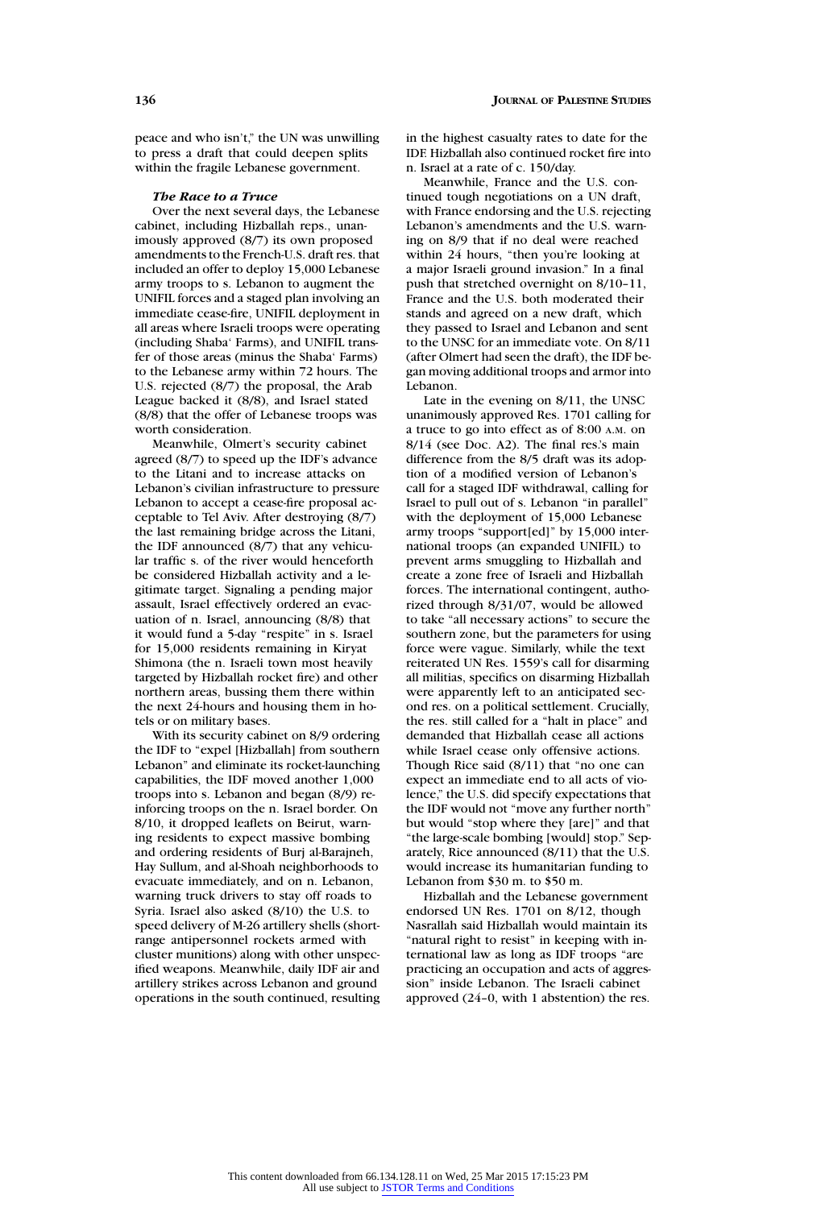peace and who isn't," the UN was unwilling to press a draft that could deepen splits within the fragile Lebanese government.

***The Race to a Truce***

Over the next several days, the Lebanese cabinet, including Hizballah reps., unanimously approved (8/7) its own proposed amendments to the French-U.S. draft res. that included an offer to deploy 15,000 Lebanese army troops to s. Lebanon to augment the UNIFIL forces and a staged plan involving an immediate cease-fire, UNIFIL deployment in all areas where Israeli troops were operating (including Shaba' Farms), and UNIFIL transfer of those areas (minus the Shaba' Farms) to the Lebanese army within 72 hours. The U.S. rejected (8/7) the proposal, the Arab League backed it (8/8), and Israel stated (8/8) that the offer of Lebanese troops was worth consideration.

Meanwhile, Olmert's security cabinet agreed (8/7) to speed up the IDF's advance to the Litani and to increase attacks on Lebanon's civilian infrastructure to pressure Lebanon to accept a cease-fire proposal acceptable to Tel Aviv. After destroying (8/7) the last remaining bridge across the Litani, the IDF announced (8/7) that any vehicular traffic s. of the river would henceforth be considered Hizballah activity and a legitimate target. Signaling a pending major assault, Israel effectively ordered an evacuation of n. Israel, announcing (8/8) that it would fund a 5-day "respite" in s. Israel for 15,000 residents remaining in Kiryat Shimona (the n. Israeli town most heavily targeted by Hizballah rocket fire) and other northern areas, bussing them there within the next 24-hours and housing them in hotels or on military bases.

With its security cabinet on 8/9 ordering the IDF to "expel [Hizballah] from southern Lebanon" and eliminate its rocket-launching capabilities, the IDF moved another 1,000 troops into s. Lebanon and began (8/9) reinforcing troops on the n. Israel border. On 8/10, it dropped leaflets on Beirut, warning residents to expect massive bombing and ordering residents of Burj al-Barajneh, Hay Sullum, and al-Shoah neighborhoods to evacuate immediately, and on n. Lebanon, warning truck drivers to stay off roads to Syria. Israel also asked (8/10) the U.S. to speed delivery of M-26 artillery shells (short-range antipersonnel rockets armed with cluster munitions) along with other unspecified weapons. Meanwhile, daily IDF air and artillery strikes across Lebanon and ground operations in the south continued, resulting in the highest casualty rates to date for the IDF. Hizballah also continued rocket fire into n. Israel at a rate of c. 150/day.

Meanwhile, France and the U.S. continued tough negotiations on a UN draft, with France endorsing and the U.S. rejecting Lebanon's amendments and the U.S. warning on 8/9 that if no deal were reached within 24 hours, "then you're looking at a major Israeli ground invasion." In a final push that stretched overnight on 8/10–11, France and the U.S. both moderated their stands and agreed on a new draft, which they passed to Israel and Lebanon and sent to the UNSC for an immediate vote. On 8/11 (after Olmert had seen the draft), the IDF began moving additional troops and armor into Lebanon.

Late in the evening on 8/11, the UNSC unanimously approved Res. 1701 calling for a truce to go into effect as of 8:00 A.M. on 8/14 (see Doc. A2). The final res.'s main difference from the 8/5 draft was its adoption of a modified version of Lebanon's call for a staged IDF withdrawal, calling for Israel to pull out of s. Lebanon "in parallel" with the deployment of 15,000 Lebanese army troops "support[ed]" by 15,000 international troops (an expanded UNIFIL) to prevent arms smuggling to Hizballah and create a zone free of Israeli and Hizballah forces. The international contingent, authorized through 8/31/07, would be allowed to take "all necessary actions" to secure the southern zone, but the parameters for using force were vague. Similarly, while the text reiterated UN Res. 1559's call for disarming all militias, specifics on disarming Hizballah were apparently left to an anticipated second res. on a political settlement. Crucially, the res. still called for a "halt in place" and demanded that Hizballah cease all actions while Israel cease only offensive actions. Though Rice said (8/11) that "no one can expect an immediate end to all acts of violence," the U.S. did specify expectations that the IDF would not "move any further north" but would "stop where they [are]" and that "the large-scale bombing [would] stop." Separately, Rice announced (8/11) that the U.S. would increase its humanitarian funding to Lebanon from $30 m. to $50 m.

Hizballah and the Lebanese government endorsed UN Res. 1701 on 8/12, though Nasrallah said Hizballah would maintain its "natural right to resist" in keeping with international law as long as IDF troops "are practicing an occupation and acts of aggression" inside Lebanon. The Israeli cabinet approved (24–0, with 1 abstention) the res.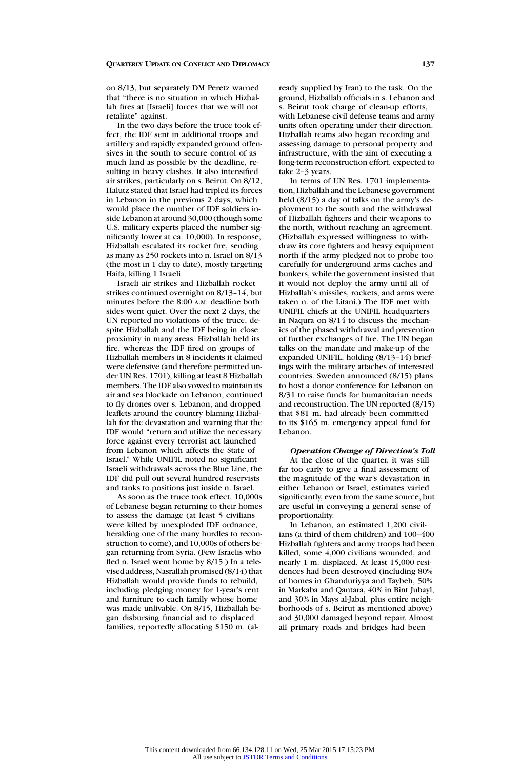on 8/13, but separately DM Peretz warned that "there is no situation in which Hizballah fires at [Israeli] forces that we will not retaliate" against.

In the two days before the truce took effect, the IDF sent in additional troops and artillery and rapidly expanded ground offensives in the south to secure control of as much land as possible by the deadline, resulting in heavy clashes. It also intensified air strikes, particularly on s. Beirut. On 8/12, Halutz stated that Israel had tripled its forces in Lebanon in the previous 2 days, which would place the number of IDF soldiers inside Lebanon at around 30,000 (though some U.S. military experts placed the number significantly lower at ca. 10,000). In response, Hizballah escalated its rocket fire, sending as many as 250 rockets into n. Israel on 8/13 (the most in 1 day to date), mostly targeting Haifa, killing 1 Israeli.

Israeli air strikes and Hizballah rocket strikes continued overnight on 8/13–14, but minutes before the 8:00 A.M. deadline both sides went quiet. Over the next 2 days, the UN reported no violations of the truce, despite Hizballah and the IDF being in close proximity in many areas. Hizballah held its fire, whereas the IDF fired on groups of Hizballah members in 8 incidents it claimed were defensive (and therefore permitted under UN Res. 1701), killing at least 8 Hizballah members. The IDF also vowed to maintain its air and sea blockade on Lebanon, continued to fly drones over s. Lebanon, and dropped leaflets around the country blaming Hizballah for the devastation and warning that the IDF would "return and utilize the necessary force against every terrorist act launched from Lebanon which affects the State of Israel." While UNIFIL noted no significant Israeli withdrawals across the Blue Line, the IDF did pull out several hundred reservists and tanks to positions just inside n. Israel.

As soon as the truce took effect, 10,000s of Lebanese began returning to their homes to assess the damage (at least 5 civilians were killed by unexploded IDF ordnance, heralding one of the many hurdles to reconstruction to come), and 10,000s of others began returning from Syria. (Few Israelis who fled n. Israel went home by 8/15.) In a televised address, Nasrallah promised (8/14) that Hizballah would provide funds to rebuild, including pledging money for 1-year's rent and furniture to each family whose home was made unlivable. On 8/15, Hizballah began disbursing financial aid to displaced families, reportedly allocating \$150 m. (already supplied by Iran) to the task. On the ground, Hizballah officials in s. Lebanon and s. Beirut took charge of clean-up efforts, with Lebanese civil defense teams and army units often operating under their direction. Hizballah teams also began recording and assessing damage to personal property and infrastructure, with the aim of executing a long-term reconstruction effort, expected to take 2–3 years.

In terms of UN Res. 1701 implementation, Hizballah and the Lebanese government held (8/15) a day of talks on the army's deployment to the south and the withdrawal of Hizballah fighters and their weapons to the north, without reaching an agreement. (Hizballah expressed willingness to withdraw its core fighters and heavy equipment north if the army pledged not to probe too carefully for underground arms caches and bunkers, while the government insisted that it would not deploy the army until all of Hizballah's missiles, rockets, and arms were taken n. of the Litani.) The IDF met with UNIFIL chiefs at the UNIFIL headquarters in Naqura on 8/14 to discuss the mechanics of the phased withdrawal and prevention of further exchanges of fire. The UN began talks on the mandate and make-up of the expanded UNIFIL, holding (8/13–14) briefings with the military attaches of interested countries. Sweden announced (8/15) plans to host a donor conference for Lebanon on 8/31 to raise funds for humanitarian needs and reconstruction. The UN reported (8/15) that \$81 m. had already been committed to its \$165 m. emergency appeal fund for Lebanon.

***Operation Change of Direction's Toll***

At the close of the quarter, it was still far too early to give a final assessment of the magnitude of the war's devastation in either Lebanon or Israel; estimates varied significantly, even from the same source, but are useful in conveying a general sense of proportionality.

In Lebanon, an estimated 1,200 civilians (a third of them children) and 100–400 Hizballah fighters and army troops had been killed, some 4,000 civilians wounded, and nearly 1 m. displaced. At least 15,000 residences had been destroyed (including 80% of homes in Ghanduriyya and Taybeh, 50% in Markaba and Qantara, 40% in Bint Jubayl, and 30% in Mays al-Jabal, plus entire neighborhoods of s. Beirut as mentioned above) and 30,000 damaged beyond repair. Almost all primary roads and bridges had been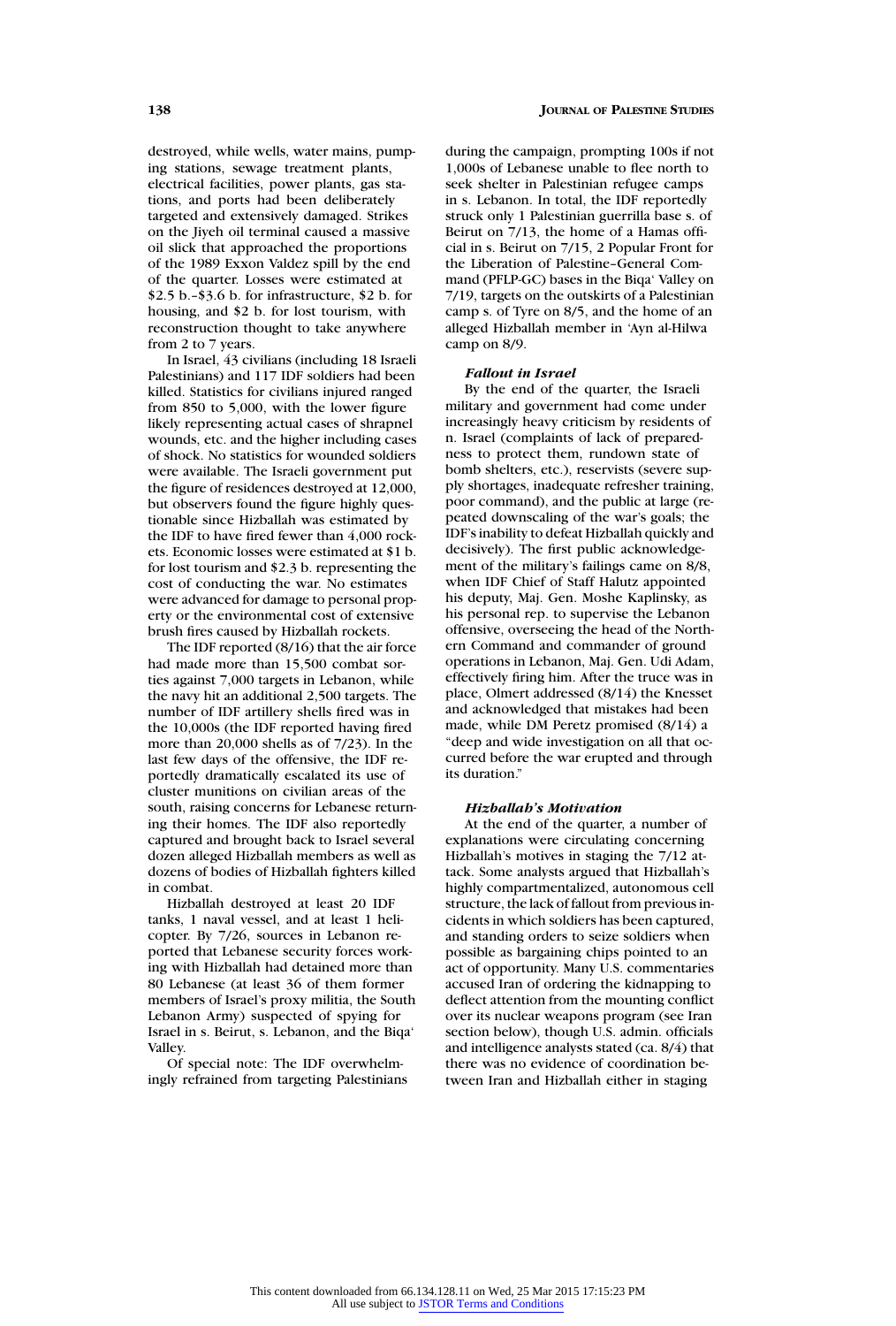destroyed, while wells, water mains, pumping stations, sewage treatment plants, electrical facilities, power plants, gas stations, and ports had been deliberately targeted and extensively damaged. Strikes on the Jiyeh oil terminal caused a massive oil slick that approached the proportions of the 1989 Exxon Valdez spill by the end of the quarter. Losses were estimated at $2.5 b.–$3.6 b. for infrastructure, $2 b. for housing, and $2 b. for lost tourism, with reconstruction thought to take anywhere from 2 to 7 years.

In Israel, 43 civilians (including 18 Israeli Palestinians) and 117 IDF soldiers had been killed. Statistics for civilians injured ranged from 850 to 5,000, with the lower figure likely representing actual cases of shrapnel wounds, etc. and the higher including cases of shock. No statistics for wounded soldiers were available. The Israeli government put the figure of residences destroyed at 12,000, but observers found the figure highly questionable since Hizballah was estimated by the IDF to have fired fewer than 4,000 rockets. Economic losses were estimated at $1 b. for lost tourism and $2.3 b. representing the cost of conducting the war. No estimates were advanced for damage to personal property or the environmental cost of extensive brush fires caused by Hizballah rockets.

The IDF reported (8/16) that the air force had made more than 15,500 combat sorties against 7,000 targets in Lebanon, while the navy hit an additional 2,500 targets. The number of IDF artillery shells fired was in the 10,000s (the IDF reported having fired more than 20,000 shells as of 7/23). In the last few days of the offensive, the IDF reportedly dramatically escalated its use of cluster munitions on civilian areas of the south, raising concerns for Lebanese returning their homes. The IDF also reportedly captured and brought back to Israel several dozen alleged Hizballah members as well as dozens of bodies of Hizballah fighters killed in combat.

Hizballah destroyed at least 20 IDF tanks, 1 naval vessel, and at least 1 helicopter. By 7/26, sources in Lebanon reported that Lebanese security forces working with Hizballah had detained more than 80 Lebanese (at least 36 of them former members of Israel's proxy militia, the South Lebanon Army) suspected of spying for Israel in s. Beirut, s. Lebanon, and the Biqa' Valley.

Of special note: The IDF overwhelmingly refrained from targeting Palestinians during the campaign, prompting 100s if not 1,000s of Lebanese unable to flee north to seek shelter in Palestinian refugee camps in s. Lebanon. In total, the IDF reportedly struck only 1 Palestinian guerrilla base s. of Beirut on 7/13, the home of a Hamas official in s. Beirut on 7/15, 2 Popular Front for the Liberation of Palestine–General Command (PFLP-GC) bases in the Biqa' Valley on 7/19, targets on the outskirts of a Palestinian camp s. of Tyre on 8/5, and the home of an alleged Hizballah member in 'Ayn al-Hilwa camp on 8/9.

### *Fallout in Israel*

By the end of the quarter, the Israeli military and government had come under increasingly heavy criticism by residents of n. Israel (complaints of lack of preparedness to protect them, rundown state of bomb shelters, etc.), reservists (severe supply shortages, inadequate refresher training, poor command), and the public at large (repeated downscaling of the war's goals; the IDF's inability to defeat Hizballah quickly and decisively). The first public acknowledgement of the military's failings came on 8/8, when IDF Chief of Staff Halutz appointed his deputy, Maj. Gen. Moshe Kaplinsky, as his personal rep. to supervise the Lebanon offensive, overseeing the head of the Northern Command and commander of ground operations in Lebanon, Maj. Gen. Udi Adam, effectively firing him. After the truce was in place, Olmert addressed (8/14) the Knesset and acknowledged that mistakes had been made, while DM Peretz promised (8/14) a "deep and wide investigation on all that occurred before the war erupted and through its duration."

### *Hizballah's Motivation*

At the end of the quarter, a number of explanations were circulating concerning Hizballah's motives in staging the 7/12 attack. Some analysts argued that Hizballah's highly compartmentalized, autonomous cell structure, the lack of fallout from previous incidents in which soldiers has been captured, and standing orders to seize soldiers when possible as bargaining chips pointed to an act of opportunity. Many U.S. commentaries accused Iran of ordering the kidnapping to deflect attention from the mounting conflict over its nuclear weapons program (see Iran section below), though U.S. admin. officials and intelligence analysts stated (ca. 8/4) that there was no evidence of coordination between Iran and Hizballah either in staging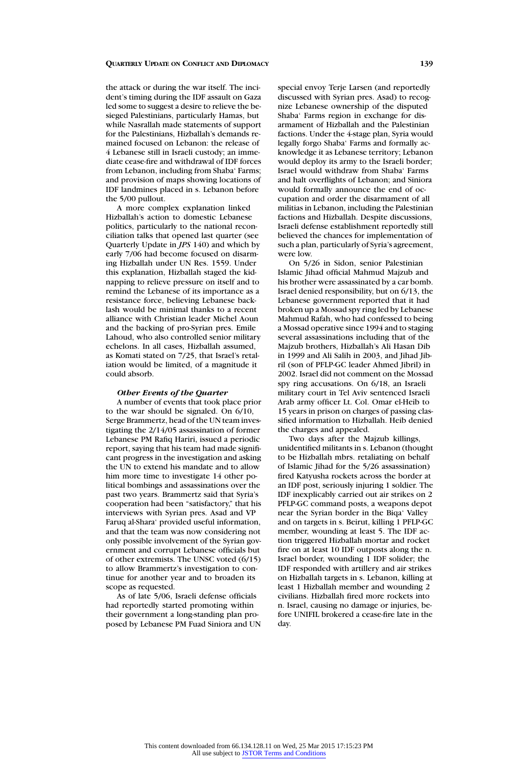the attack or during the war itself. The incident's timing during the IDF assault on Gaza led some to suggest a desire to relieve the besieged Palestinians, particularly Hamas, but while Nasrallah made statements of support for the Palestinians, Hizballah's demands remained focused on Lebanon: the release of 4 Lebanese still in Israeli custody; an immediate cease-fire and withdrawal of IDF forces from Lebanon, including from Shaba' Farms; and provision of maps showing locations of IDF landmines placed in s. Lebanon before the 5/00 pullout.

A more complex explanation linked Hizballah's action to domestic Lebanese politics, particularly to the national reconciliation talks that opened last quarter (see Quarterly Update in *JPS* 140) and which by early 7/06 had become focused on disarming Hizballah under UN Res. 1559. Under this explanation, Hizballah staged the kidnapping to relieve pressure on itself and to remind the Lebanese of its importance as a resistance force, believing Lebanese backlash would be minimal thanks to a recent alliance with Christian leader Michel Aoun and the backing of pro-Syrian pres. Emile Lahoud, who also controlled senior military echelons. In all cases, Hizballah assumed, as Komati stated on 7/25, that Israel's retaliation would be limited, of a magnitude it could absorb.

### *Other Events of the Quarter*

A number of events that took place prior to the war should be signaled. On 6/10, Serge Brammertz, head of the UN team investigating the 2/14/05 assassination of former Lebanese PM Rafiq Hariri, issued a periodic report, saying that his team had made significant progress in the investigation and asking the UN to extend his mandate and to allow him more time to investigate 14 other political bombings and assassinations over the past two years. Brammertz said that Syria's cooperation had been "satisfactory," that his interviews with Syrian pres. Asad and VP Faruq al-Shara' provided useful information, and that the team was now considering not only possible involvement of the Syrian government and corrupt Lebanese officials but of other extremists. The UNSC voted (6/15) to allow Brammertz's investigation to continue for another year and to broaden its scope as requested.

As of late 5/06, Israeli defense officials had reportedly started promoting within their government a long-standing plan proposed by Lebanese PM Fuad Siniora and UN special envoy Terje Larsen (and reportedly discussed with Syrian pres. Asad) to recognize Lebanese ownership of the disputed Shaba' Farms region in exchange for disarmament of Hizballah and the Palestinian factions. Under the 4-stage plan, Syria would legally forgo Shaba' Farms and formally acknowledge it as Lebanese territory; Lebanon would deploy its army to the Israeli border; Israel would withdraw from Shaba' Farms and halt overflights of Lebanon; and Siniora would formally announce the end of occupation and order the disarmament of all militias in Lebanon, including the Palestinian factions and Hizballah. Despite discussions, Israeli defense establishment reportedly still believed the chances for implementation of such a plan, particularly of Syria's agreement, were low.

On 5/26 in Sidon, senior Palestinian Islamic Jihad official Mahmud Majzub and his brother were assassinated by a car bomb. Israel denied responsibility, but on 6/13, the Lebanese government reported that it had broken up a Mossad spy ring led by Lebanese Mahmud Rafah, who had confessed to being a Mossad operative since 1994 and to staging several assassinations including that of the Majzub brothers, Hizballah's Ali Hasan Dib in 1999 and Ali Salih in 2003, and Jihad Jibril (son of PFLP-GC leader Ahmed Jibril) in 2002. Israel did not comment on the Mossad spy ring accusations. On 6/18, an Israeli military court in Tel Aviv sentenced Israeli Arab army officer Lt. Col. Omar el-Heib to 15 years in prison on charges of passing classified information to Hizballah. Heib denied the charges and appealed.

Two days after the Majzub killings, unidentified militants in s. Lebanon (thought to be Hizballah mbrs. retaliating on behalf of Islamic Jihad for the 5/26 assassination) fired Katyusha rockets across the border at an IDF post, seriously injuring 1 soldier. The IDF inexplicably carried out air strikes on 2 PFLP-GC command posts, a weapons depot near the Syrian border in the Biqa' Valley and on targets in s. Beirut, killing 1 PFLP-GC member, wounding at least 5. The IDF action triggered Hizballah mortar and rocket fire on at least 10 IDF outposts along the n. Israel border, wounding 1 IDF solider; the IDF responded with artillery and air strikes on Hizballah targets in s. Lebanon, killing at least 1 Hizballah member and wounding 2 civilians. Hizballah fired more rockets into n. Israel, causing no damage or injuries, before UNIFIL brokered a cease-fire late in the day.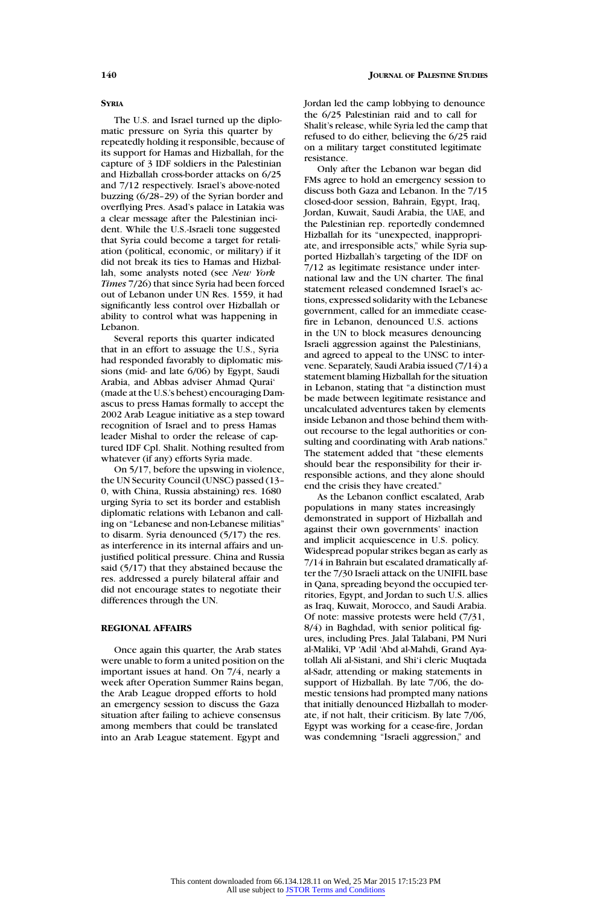### SYRIA

The U.S. and Israel turned up the diplomatic pressure on Syria this quarter by repeatedly holding it responsible, because of its support for Hamas and Hizballah, for the capture of 3 IDF soldiers in the Palestinian and Hizballah cross-border attacks on 6/25 and 7/12 respectively. Israel's above-noted buzzing (6/28–29) of the Syrian border and overflying Pres. Asad's palace in Latakia was a clear message after the Palestinian incident. While the U.S.-Israeli tone suggested that Syria could become a target for retaliation (political, economic, or military) if it did not break its ties to Hamas and Hizballah, some analysts noted (see *New York Times* 7/26) that since Syria had been forced out of Lebanon under UN Res. 1559, it had significantly less control over Hizballah or ability to control what was happening in Lebanon.

Several reports this quarter indicated that in an effort to assuage the U.S., Syria had responded favorably to diplomatic missions (mid- and late 6/06) by Egypt, Saudi Arabia, and Abbas adviser Ahmad Qurai' (made at the U.S.'s behest) encouraging Damascus to press Hamas formally to accept the 2002 Arab League initiative as a step toward recognition of Israel and to press Hamas leader Mishal to order the release of captured IDF Cpl. Shalit. Nothing resulted from whatever (if any) efforts Syria made.

On 5/17, before the upswing in violence, the UN Security Council (UNSC) passed (13–0, with China, Russia abstaining) res. 1680 urging Syria to set its border and establish diplomatic relations with Lebanon and calling on "Lebanese and non-Lebanese militias" to disarm. Syria denounced (5/17) the res. as interference in its internal affairs and unjustified political pressure. China and Russia said (5/17) that they abstained because the res. addressed a purely bilateral affair and did not encourage states to negotiate their differences through the UN.

## REGIONAL AFFAIRS

Once again this quarter, the Arab states were unable to form a united position on the important issues at hand. On 7/4, nearly a week after Operation Summer Rains began, the Arab League dropped efforts to hold an emergency session to discuss the Gaza situation after failing to achieve consensus among members that could be translated into an Arab League statement. Egypt and Jordan led the camp lobbying to denounce the 6/25 Palestinian raid and to call for Shalit's release, while Syria led the camp that refused to do either, believing the 6/25 raid on a military target constituted legitimate resistance.

Only after the Lebanon war began did FMs agree to hold an emergency session to discuss both Gaza and Lebanon. In the 7/15 closed-door session, Bahrain, Egypt, Iraq, Jordan, Kuwait, Saudi Arabia, the UAE, and the Palestinian rep. reportedly condemned Hizballah for its "unexpected, inappropriate, and irresponsible acts," while Syria supported Hizballah's targeting of the IDF on 7/12 as legitimate resistance under international law and the UN charter. The final statement released condemned Israel's actions, expressed solidarity with the Lebanese government, called for an immediate cease-fire in Lebanon, denounced U.S. actions in the UN to block measures denouncing Israeli aggression against the Palestinians, and agreed to appeal to the UNSC to intervene. Separately, Saudi Arabia issued (7/14) a statement blaming Hizballah for the situation in Lebanon, stating that "a distinction must be made between legitimate resistance and uncalculated adventures taken by elements inside Lebanon and those behind them without recourse to the legal authorities or consulting and coordinating with Arab nations." The statement added that "these elements should bear the responsibility for their irresponsible actions, and they alone should end the crisis they have created."

As the Lebanon conflict escalated, Arab populations in many states increasingly demonstrated in support of Hizballah and against their own governments' inaction and implicit acquiescence in U.S. policy. Widespread popular strikes began as early as 7/14 in Bahrain but escalated dramatically after the 7/30 Israeli attack on the UNIFIL base in Qana, spreading beyond the occupied territories, Egypt, and Jordan to such U.S. allies as Iraq, Kuwait, Morocco, and Saudi Arabia. Of note: massive protests were held (7/31, 8/4) in Baghdad, with senior political figures, including Pres. Jalal Talabani, PM Nuri al-Maliki, VP 'Adil 'Abd al-Mahdi, Grand Ayatollah Ali al-Sistani, and Shi'i cleric Muqtada al-Sadr, attending or making statements in support of Hizballah. By late 7/06, the domestic tensions had prompted many nations that initially denounced Hizballah to moderate, if not halt, their criticism. By late 7/06, Egypt was working for a cease-fire, Jordan was condemning "Israeli aggression," and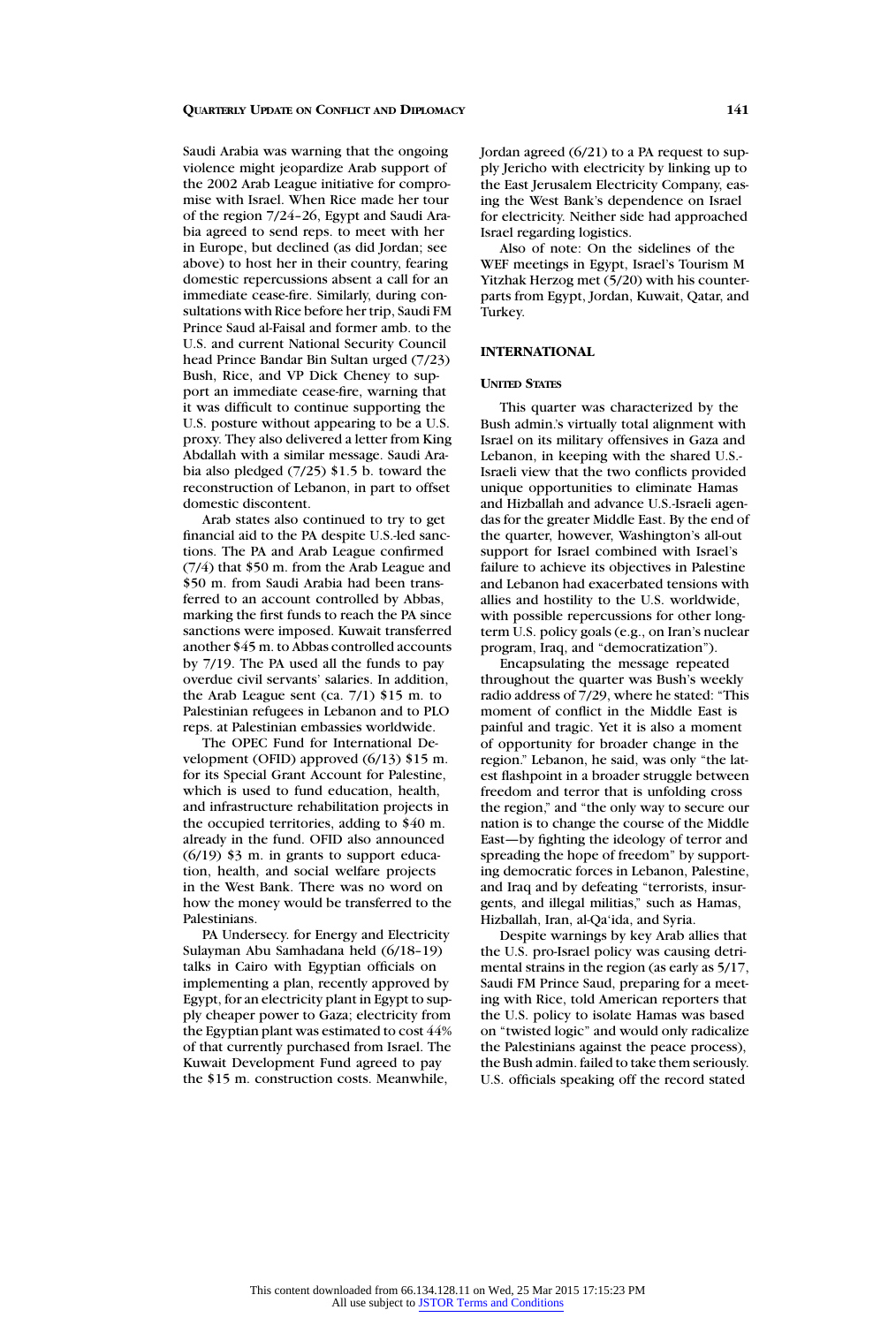Saudi Arabia was warning that the ongoing violence might jeopardize Arab support of the 2002 Arab League initiative for compromise with Israel. When Rice made her tour of the region 7/24–26, Egypt and Saudi Arabia agreed to send reps. to meet with her in Europe, but declined (as did Jordan; see above) to host her in their country, fearing domestic repercussions absent a call for an immediate cease-fire. Similarly, during consultations with Rice before her trip, Saudi FM Prince Saud al-Faisal and former amb. to the U.S. and current National Security Council head Prince Bandar Bin Sultan urged (7/23) Bush, Rice, and VP Dick Cheney to support an immediate cease-fire, warning that it was difficult to continue supporting the U.S. posture without appearing to be a U.S. proxy. They also delivered a letter from King Abdallah with a similar message. Saudi Arabia also pledged (7/25) $1.5 b. toward the reconstruction of Lebanon, in part to offset domestic discontent.

Arab states also continued to try to get financial aid to the PA despite U.S.-led sanctions. The PA and Arab League confirmed (7/4) that $50 m. from the Arab League and $50 m. from Saudi Arabia had been transferred to an account controlled by Abbas, marking the first funds to reach the PA since sanctions were imposed. Kuwait transferred another $45 m. to Abbas controlled accounts by 7/19. The PA used all the funds to pay overdue civil servants' salaries. In addition, the Arab League sent (ca. 7/1) $15 m. to Palestinian refugees in Lebanon and to PLO reps. at Palestinian embassies worldwide.

The OPEC Fund for International Development (OFID) approved (6/13) $15 m. for its Special Grant Account for Palestine, which is used to fund education, health, and infrastructure rehabilitation projects in the occupied territories, adding to $40 m. already in the fund. OFID also announced (6/19) $3 m. in grants to support education, health, and social welfare projects in the West Bank. There was no word on how the money would be transferred to the Palestinians.

PA Undersecy. for Energy and Electricity Sulayman Abu Samhadana held (6/18–19) talks in Cairo with Egyptian officials on implementing a plan, recently approved by Egypt, for an electricity plant in Egypt to supply cheaper power to Gaza; electricity from the Egyptian plant was estimated to cost 44% of that currently purchased from Israel. The Kuwait Development Fund agreed to pay the $15 m. construction costs. Meanwhile, Jordan agreed (6/21) to a PA request to supply Jericho with electricity by linking up to the East Jerusalem Electricity Company, easing the West Bank's dependence on Israel for electricity. Neither side had approached Israel regarding logistics.

Also of note: On the sidelines of the WEF meetings in Egypt, Israel's Tourism M Yitzhak Herzog met (5/20) with his counterparts from Egypt, Jordan, Kuwait, Qatar, and Turkey.

## INTERNATIONAL

### UNITED STATES

This quarter was characterized by the Bush admin.'s virtually total alignment with Israel on its military offensives in Gaza and Lebanon, in keeping with the shared U.S.-Israeli view that the two conflicts provided unique opportunities to eliminate Hamas and Hizballah and advance U.S.-Israeli agendas for the greater Middle East. By the end of the quarter, however, Washington's all-out support for Israel combined with Israel's failure to achieve its objectives in Palestine and Lebanon had exacerbated tensions with allies and hostility to the U.S. worldwide, with possible repercussions for other long-term U.S. policy goals (e.g., on Iran's nuclear program, Iraq, and "democratization").

Encapsulating the message repeated throughout the quarter was Bush's weekly radio address of 7/29, where he stated: "This moment of conflict in the Middle East is painful and tragic. Yet it is also a moment of opportunity for broader change in the region." Lebanon, he said, was only "the latest flashpoint in a broader struggle between freedom and terror that is unfolding cross the region," and "the only way to secure our nation is to change the course of the Middle East—by fighting the ideology of terror and spreading the hope of freedom" by supporting democratic forces in Lebanon, Palestine, and Iraq and by defeating "terrorists, insurgents, and illegal militias," such as Hamas, Hizballah, Iran, al-Qa'ida, and Syria.

Despite warnings by key Arab allies that the U.S. pro-Israel policy was causing detrimental strains in the region (as early as 5/17, Saudi FM Prince Saud, preparing for a meeting with Rice, told American reporters that the U.S. policy to isolate Hamas was based on "twisted logic" and would only radicalize the Palestinians against the peace process), the Bush admin. failed to take them seriously. U.S. officials speaking off the record stated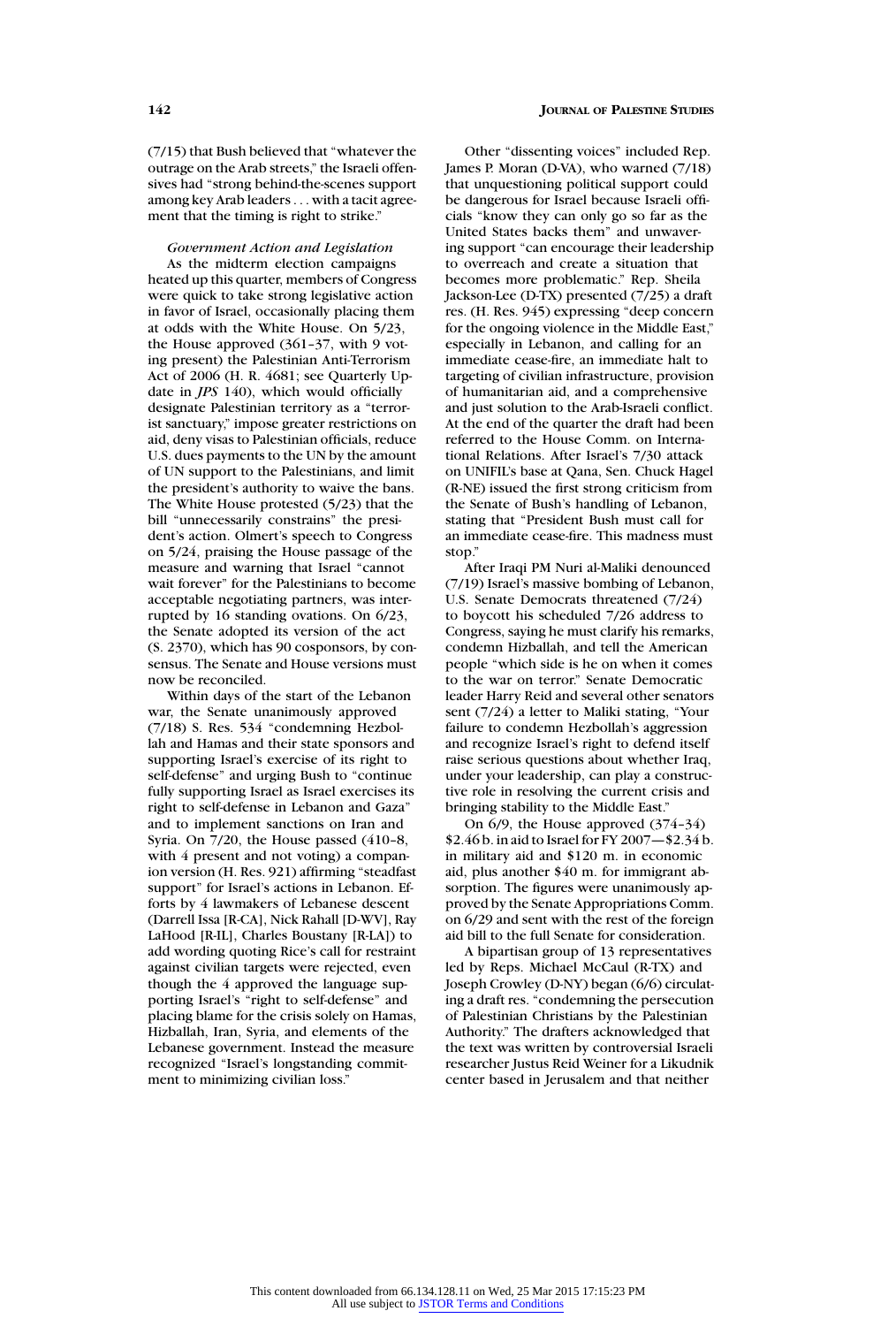(7/15) that Bush believed that "whatever the outrage on the Arab streets," the Israeli offensives had "strong behind-the-scenes support among key Arab leaders . . . with a tacit agreement that the timing is right to strike."

*Government Action and Legislation*

As the midterm election campaigns heated up this quarter, members of Congress were quick to take strong legislative action in favor of Israel, occasionally placing them at odds with the White House. On 5/23, the House approved (361–37, with 9 voting present) the Palestinian Anti-Terrorism Act of 2006 (H. R. 4681; see Quarterly Update in *JPS* 140), which would officially designate Palestinian territory as a "terrorist sanctuary," impose greater restrictions on aid, deny visas to Palestinian officials, reduce U.S. dues payments to the UN by the amount of UN support to the Palestinians, and limit the president's authority to waive the bans. The White House protested (5/23) that the bill "unnecessarily constrains" the president's action. Olmert's speech to Congress on 5/24, praising the House passage of the measure and warning that Israel "cannot wait forever" for the Palestinians to become acceptable negotiating partners, was interrupted by 16 standing ovations. On 6/23, the Senate adopted its version of the act (S. 2370), which has 90 cosponsors, by consensus. The Senate and House versions must now be reconciled.

Within days of the start of the Lebanon war, the Senate unanimously approved (7/18) S. Res. 534 "condemning Hezbollah and Hamas and their state sponsors and supporting Israel's exercise of its right to self-defense" and urging Bush to "continue fully supporting Israel as Israel exercises its right to self-defense in Lebanon and Gaza" and to implement sanctions on Iran and Syria. On 7/20, the House passed (410–8, with 4 present and not voting) a companion version (H. Res. 921) affirming "steadfast support" for Israel's actions in Lebanon. Efforts by 4 lawmakers of Lebanese descent (Darrell Issa [R-CA], Nick Rahall [D-WV], Ray LaHood [R-IL], Charles Boustany [R-LA]) to add wording quoting Rice's call for restraint against civilian targets were rejected, even though the 4 approved the language supporting Israel's "right to self-defense" and placing blame for the crisis solely on Hamas, Hizballah, Iran, Syria, and elements of the Lebanese government. Instead the measure recognized "Israel's longstanding commitment to minimizing civilian loss."

Other "dissenting voices" included Rep. James P. Moran (D-VA), who warned (7/18) that unquestioning political support could be dangerous for Israel because Israeli officials "know they can only go so far as the United States backs them" and unwavering support "can encourage their leadership to overreach and create a situation that becomes more problematic." Rep. Sheila Jackson-Lee (D-TX) presented (7/25) a draft res. (H. Res. 945) expressing "deep concern for the ongoing violence in the Middle East," especially in Lebanon, and calling for an immediate cease-fire, an immediate halt to targeting of civilian infrastructure, provision of humanitarian aid, and a comprehensive and just solution to the Arab-Israeli conflict. At the end of the quarter the draft had been referred to the House Comm. on International Relations. After Israel's 7/30 attack on UNIFIL's base at Qana, Sen. Chuck Hagel (R-NE) issued the first strong criticism from the Senate of Bush's handling of Lebanon, stating that "President Bush must call for an immediate cease-fire. This madness must stop."

After Iraqi PM Nuri al-Maliki denounced (7/19) Israel's massive bombing of Lebanon, U.S. Senate Democrats threatened (7/24) to boycott his scheduled 7/26 address to Congress, saying he must clarify his remarks, condemn Hizballah, and tell the American people "which side is he on when it comes to the war on terror." Senate Democratic leader Harry Reid and several other senators sent (7/24) a letter to Maliki stating, "Your failure to condemn Hezbollah's aggression and recognize Israel's right to defend itself raise serious questions about whether Iraq, under your leadership, can play a constructive role in resolving the current crisis and bringing stability to the Middle East."

On 6/9, the House approved (374–34) \$2.46 b. in aid to Israel for FY 2007—\$2.34 b. in military aid and \$120 m. in economic aid, plus another \$40 m. for immigrant absorption. The figures were unanimously approved by the Senate Appropriations Comm. on 6/29 and sent with the rest of the foreign aid bill to the full Senate for consideration.

A bipartisan group of 13 representatives led by Reps. Michael McCaul (R-TX) and Joseph Crowley (D-NY) began (6/6) circulating a draft res. "condemning the persecution of Palestinian Christians by the Palestinian Authority." The drafters acknowledged that the text was written by controversial Israeli researcher Justus Reid Weiner for a Likudnik center based in Jerusalem and that neither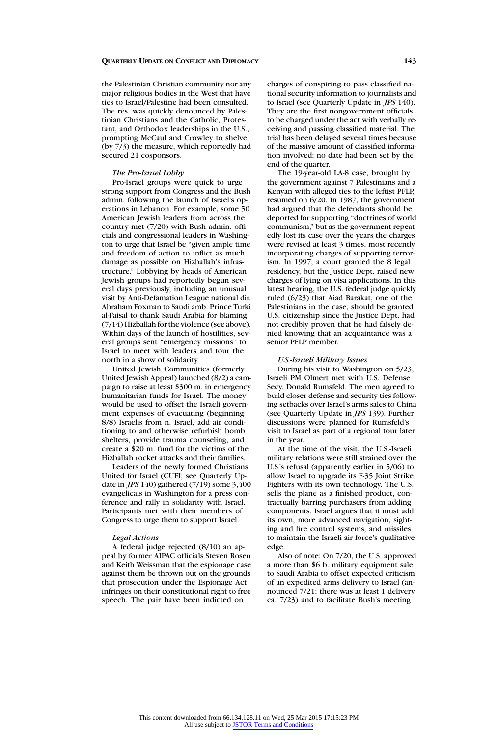the Palestinian Christian community nor any major religious bodies in the West that have ties to Israel/Palestine had been consulted. The res. was quickly denounced by Palestinian Christians and the Catholic, Protestant, and Orthodox leaderships in the U.S., prompting McCaul and Crowley to shelve (by 7/3) the measure, which reportedly had secured 21 cosponsors.

*The Pro-Israel Lobby*

Pro-Israel groups were quick to urge strong support from Congress and the Bush admin. following the launch of Israel's operations in Lebanon. For example, some 50 American Jewish leaders from across the country met (7/20) with Bush admin. officials and congressional leaders in Washington to urge that Israel be "given ample time and freedom of action to inflict as much damage as possible on Hizballah's infrastructure." Lobbying by heads of American Jewish groups had reportedly begun several days previously, including an unusual visit by Anti-Defamation League national dir. Abraham Foxman to Saudi amb. Prince Turki al-Faisal to thank Saudi Arabia for blaming (7/14) Hizballah for the violence (see above). Within days of the launch of hostilities, several groups sent "emergency missions" to Israel to meet with leaders and tour the north in a show of solidarity.

United Jewish Communities (formerly United Jewish Appeal) launched (8/2) a campaign to raise at least $300 m. in emergency humanitarian funds for Israel. The money would be used to offset the Israeli government expenses of evacuating (beginning 8/8) Israelis from n. Israel, add air conditioning to and otherwise refurbish bomb shelters, provide trauma counseling, and create a $20 m. fund for the victims of the Hizballah rocket attacks and their families.

Leaders of the newly formed Christians United for Israel (CUFI; see Quarterly Update in *JPS* 140) gathered (7/19) some 3,400 evangelicals in Washington for a press conference and rally in solidarity with Israel. Participants met with their members of Congress to urge them to support Israel.

*Legal Actions*

A federal judge rejected (8/10) an appeal by former AIPAC officials Steven Rosen and Keith Weissman that the espionage case against them be thrown out on the grounds that prosecution under the Espionage Act infringes on their constitutional right to free speech. The pair have been indicted on charges of conspiring to pass classified national security information to journalists and to Israel (see Quarterly Update in *JPS* 140). They are the first nongovernment officials to be charged under the act with verbally receiving and passing classified material. The trial has been delayed several times because of the massive amount of classified information involved; no date had been set by the end of the quarter.

The 19-year-old LA-8 case, brought by the government against 7 Palestinians and a Kenyan with alleged ties to the leftist PFLP, resumed on 6/20. In 1987, the government had argued that the defendants should be deported for supporting "doctrines of world communism," but as the government repeatedly lost its case over the years the charges were revised at least 3 times, most recently incorporating charges of supporting terrorism. In 1997, a court granted the 8 legal residency, but the Justice Dept. raised new charges of lying on visa applications. In this latest hearing, the U.S. federal judge quickly ruled (6/23) that Aiad Barakat, one of the Palestinians in the case, should be granted U.S. citizenship since the Justice Dept. had not credibly proven that he had falsely denied knowing that an acquaintance was a senior PFLP member.

*U.S.-Israeli Military Issues*

During his visit to Washington on 5/23, Israeli PM Olmert met with U.S. Defense Secy. Donald Rumsfeld. The men agreed to build closer defense and security ties following setbacks over Israel's arms sales to China (see Quarterly Update in *JPS* 139). Further discussions were planned for Rumsfeld's visit to Israel as part of a regional tour later in the year.

At the time of the visit, the U.S.-Israeli military relations were still strained over the U.S.'s refusal (apparently earlier in 5/06) to allow Israel to upgrade its F-35 Joint Strike Fighters with its own technology. The U.S. sells the plane as a finished product, contractually barring purchasers from adding components. Israel argues that it must add its own, more advanced navigation, sighting and fire control systems, and missiles to maintain the Israeli air force's qualitative edge.

Also of note: On 7/20, the U.S. approved a more than $6 b. military equipment sale to Saudi Arabia to offset expected criticism of an expedited arms delivery to Israel (announced 7/21; there was at least 1 delivery ca. 7/23) and to facilitate Bush's meeting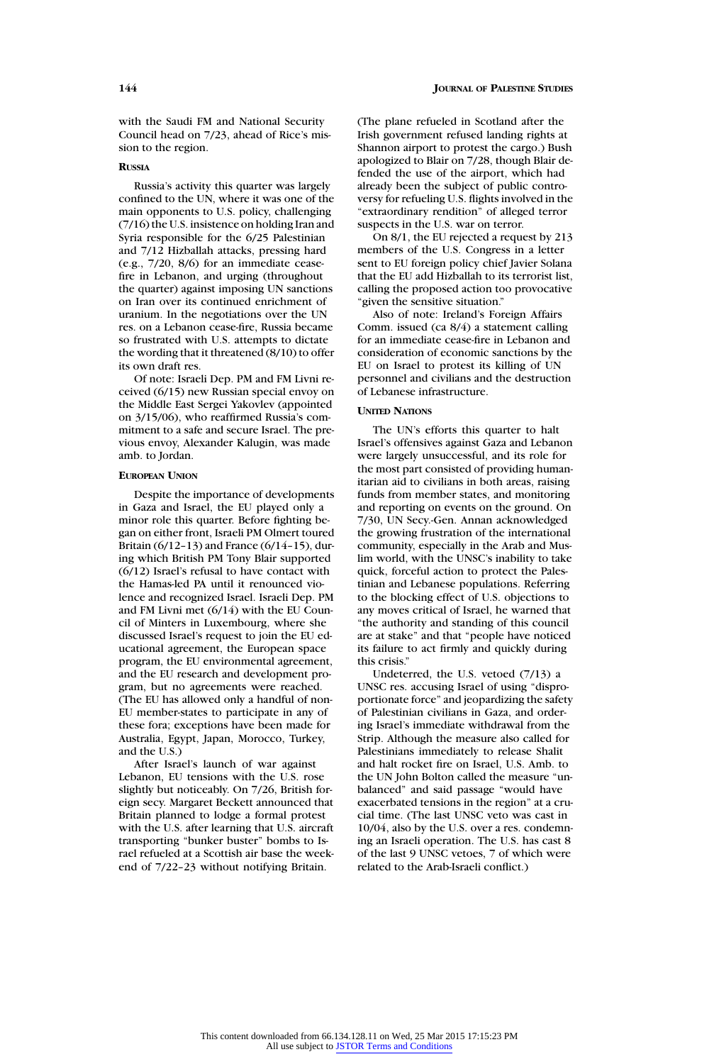with the Saudi FM and National Security Council head on 7/23, ahead of Rice's mission to the region.

### RUSSIA

Russia's activity this quarter was largely confined to the UN, where it was one of the main opponents to U.S. policy, challenging (7/16) the U.S. insistence on holding Iran and Syria responsible for the 6/25 Palestinian and 7/12 Hizballah attacks, pressing hard (e.g., 7/20, 8/6) for an immediate cease-fire in Lebanon, and urging (throughout the quarter) against imposing UN sanctions on Iran over its continued enrichment of uranium. In the negotiations over the UN res. on a Lebanon cease-fire, Russia became so frustrated with U.S. attempts to dictate the wording that it threatened (8/10) to offer its own draft res.

Of note: Israeli Dep. PM and FM Livni received (6/15) new Russian special envoy on the Middle East Sergei Yakovlev (appointed on 3/15/06), who reaffirmed Russia's commitment to a safe and secure Israel. The previous envoy, Alexander Kalugin, was made amb. to Jordan.

### EUROPEAN UNION

Despite the importance of developments in Gaza and Israel, the EU played only a minor role this quarter. Before fighting began on either front, Israeli PM Olmert toured Britain (6/12–13) and France (6/14–15), during which British PM Tony Blair supported (6/12) Israel's refusal to have contact with the Hamas-led PA until it renounced violence and recognized Israel. Israeli Dep. PM and FM Livni met (6/14) with the EU Council of Minters in Luxembourg, where she discussed Israel's request to join the EU educational agreement, the European space program, the EU environmental agreement, and the EU research and development program, but no agreements were reached. (The EU has allowed only a handful of non-EU member-states to participate in any of these fora; exceptions have been made for Australia, Egypt, Japan, Morocco, Turkey, and the U.S.)

After Israel's launch of war against Lebanon, EU tensions with the U.S. rose slightly but noticeably. On 7/26, British foreign secy. Margaret Beckett announced that Britain planned to lodge a formal protest with the U.S. after learning that U.S. aircraft transporting "bunker buster" bombs to Israel refueled at a Scottish air base the weekend of 7/22–23 without notifying Britain. (The plane refueled in Scotland after the Irish government refused landing rights at Shannon airport to protest the cargo.) Bush apologized to Blair on 7/28, though Blair defended the use of the airport, which had already been the subject of public controversy for refueling U.S. flights involved in the "extraordinary rendition" of alleged terror suspects in the U.S. war on terror.

On 8/1, the EU rejected a request by 213 members of the U.S. Congress in a letter sent to EU foreign policy chief Javier Solana that the EU add Hizballah to its terrorist list, calling the proposed action too provocative "given the sensitive situation."

Also of note: Ireland's Foreign Affairs Comm. issued (ca 8/4) a statement calling for an immediate cease-fire in Lebanon and consideration of economic sanctions by the EU on Israel to protest its killing of UN personnel and civilians and the destruction of Lebanese infrastructure.

### UNITED NATIONS

The UN's efforts this quarter to halt Israel's offensives against Gaza and Lebanon were largely unsuccessful, and its role for the most part consisted of providing humanitarian aid to civilians in both areas, raising funds from member states, and monitoring and reporting on events on the ground. On 7/30, UN Secy.-Gen. Annan acknowledged the growing frustration of the international community, especially in the Arab and Muslim world, with the UNSC's inability to take quick, forceful action to protect the Palestinian and Lebanese populations. Referring to the blocking effect of U.S. objections to any moves critical of Israel, he warned that "the authority and standing of this council are at stake" and that "people have noticed its failure to act firmly and quickly during this crisis."

Undeterred, the U.S. vetoed (7/13) a UNSC res. accusing Israel of using "disproportionate force" and jeopardizing the safety of Palestinian civilians in Gaza, and ordering Israel's immediate withdrawal from the Strip. Although the measure also called for Palestinians immediately to release Shalit and halt rocket fire on Israel, U.S. Amb. to the UN John Bolton called the measure "unbalanced" and said passage "would have exacerbated tensions in the region" at a crucial time. (The last UNSC veto was cast in 10/04, also by the U.S. over a res. condemning an Israeli operation. The U.S. has cast 8 of the last 9 UNSC vetoes, 7 of which were related to the Arab-Israeli conflict.)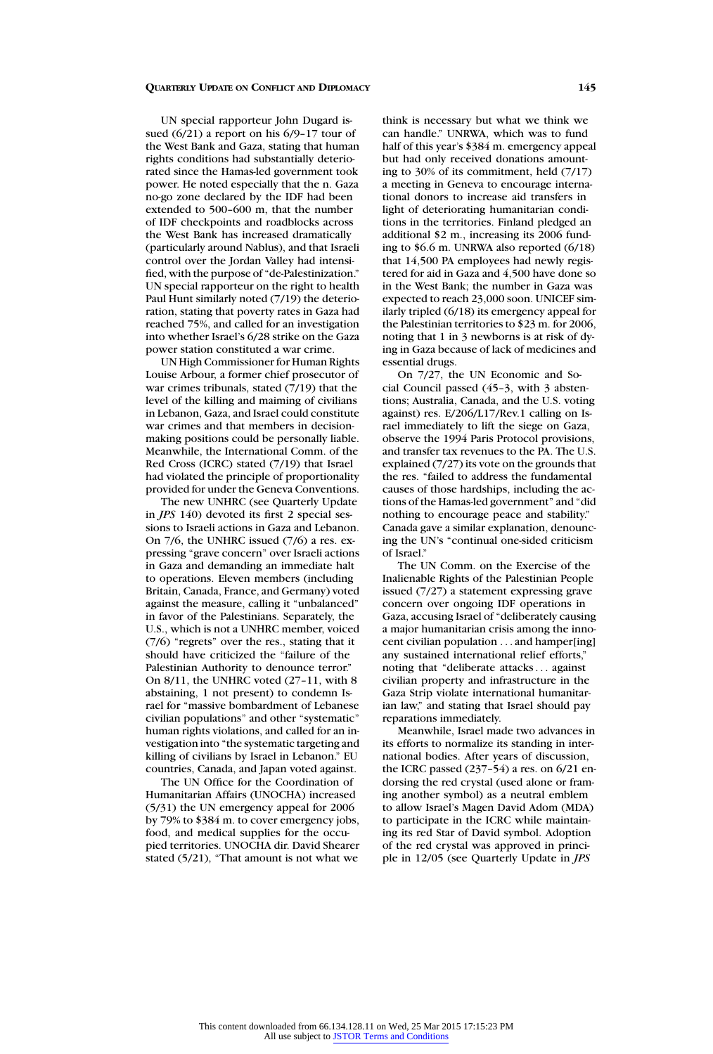UN special rapporteur John Dugard issued (6/21) a report on his 6/9–17 tour of the West Bank and Gaza, stating that human rights conditions had substantially deteriorated since the Hamas-led government took power. He noted especially that the n. Gaza no-go zone declared by the IDF had been extended to 500–600 m, that the number of IDF checkpoints and roadblocks across the West Bank has increased dramatically (particularly around Nablus), and that Israeli control over the Jordan Valley had intensified, with the purpose of "de-Palestinization." UN special rapporteur on the right to health Paul Hunt similarly noted (7/19) the deterioration, stating that poverty rates in Gaza had reached 75%, and called for an investigation into whether Israel's 6/28 strike on the Gaza power station constituted a war crime.

UN High Commissioner for Human Rights Louise Arbour, a former chief prosecutor of war crimes tribunals, stated (7/19) that the level of the killing and maiming of civilians in Lebanon, Gaza, and Israel could constitute war crimes and that members in decision-making positions could be personally liable. Meanwhile, the International Comm. of the Red Cross (ICRC) stated (7/19) that Israel had violated the principle of proportionality provided for under the Geneva Conventions.

The new UNHRC (see Quarterly Update in *JPS* 140) devoted its first 2 special sessions to Israeli actions in Gaza and Lebanon. On 7/6, the UNHRC issued (7/6) a res. expressing "grave concern" over Israeli actions in Gaza and demanding an immediate halt to operations. Eleven members (including Britain, Canada, France, and Germany) voted against the measure, calling it "unbalanced" in favor of the Palestinians. Separately, the U.S., which is not a UNHRC member, voiced (7/6) "regrets" over the res., stating that it should have criticized the "failure of the Palestinian Authority to denounce terror." On 8/11, the UNHRC voted (27–11, with 8 abstaining, 1 not present) to condemn Israel for "massive bombardment of Lebanese civilian populations" and other "systematic" human rights violations, and called for an investigation into "the systematic targeting and killing of civilians by Israel in Lebanon." EU countries, Canada, and Japan voted against.

The UN Office for the Coordination of Humanitarian Affairs (UNOCHA) increased (5/31) the UN emergency appeal for 2006 by 79% to $384 m. to cover emergency jobs, food, and medical supplies for the occupied territories. UNOCHA dir. David Shearer stated (5/21), "That amount is not what we think is necessary but what we think we can handle." UNRWA, which was to fund half of this year's $384 m. emergency appeal but had only received donations amounting to 30% of its commitment, held (7/17) a meeting in Geneva to encourage international donors to increase aid transfers in light of deteriorating humanitarian conditions in the territories. Finland pledged an additional $2 m., increasing its 2006 funding to $6.6 m. UNRWA also reported (6/18) that 14,500 PA employees had newly registered for aid in Gaza and 4,500 have done so in the West Bank; the number in Gaza was expected to reach 23,000 soon. UNICEF similarly tripled (6/18) its emergency appeal for the Palestinian territories to $23 m. for 2006, noting that 1 in 3 newborns is at risk of dying in Gaza because of lack of medicines and essential drugs.

On 7/27, the UN Economic and Social Council passed (45–3, with 3 abstentions; Australia, Canada, and the U.S. voting against) res. E/206/L17/Rev.1 calling on Israel immediately to lift the siege on Gaza, observe the 1994 Paris Protocol provisions, and transfer tax revenues to the PA. The U.S. explained (7/27) its vote on the grounds that the res. "failed to address the fundamental causes of those hardships, including the actions of the Hamas-led government" and "did nothing to encourage peace and stability." Canada gave a similar explanation, denouncing the UN's "continual one-sided criticism of Israel."

The UN Comm. on the Exercise of the Inalienable Rights of the Palestinian People issued (7/27) a statement expressing grave concern over ongoing IDF operations in Gaza, accusing Israel of "deliberately causing a major humanitarian crisis among the innocent civilian population . . . and hamper[ing] any sustained international relief efforts," noting that "deliberate attacks . . . against civilian property and infrastructure in the Gaza Strip violate international humanitarian law," and stating that Israel should pay reparations immediately.

Meanwhile, Israel made two advances in its efforts to normalize its standing in international bodies. After years of discussion, the ICRC passed (237–54) a res. on 6/21 endorsing the red crystal (used alone or framing another symbol) as a neutral emblem to allow Israel's Magen David Adom (MDA) to participate in the ICRC while maintaining its red Star of David symbol. Adoption of the red crystal was approved in principle in 12/05 (see Quarterly Update in *JPS*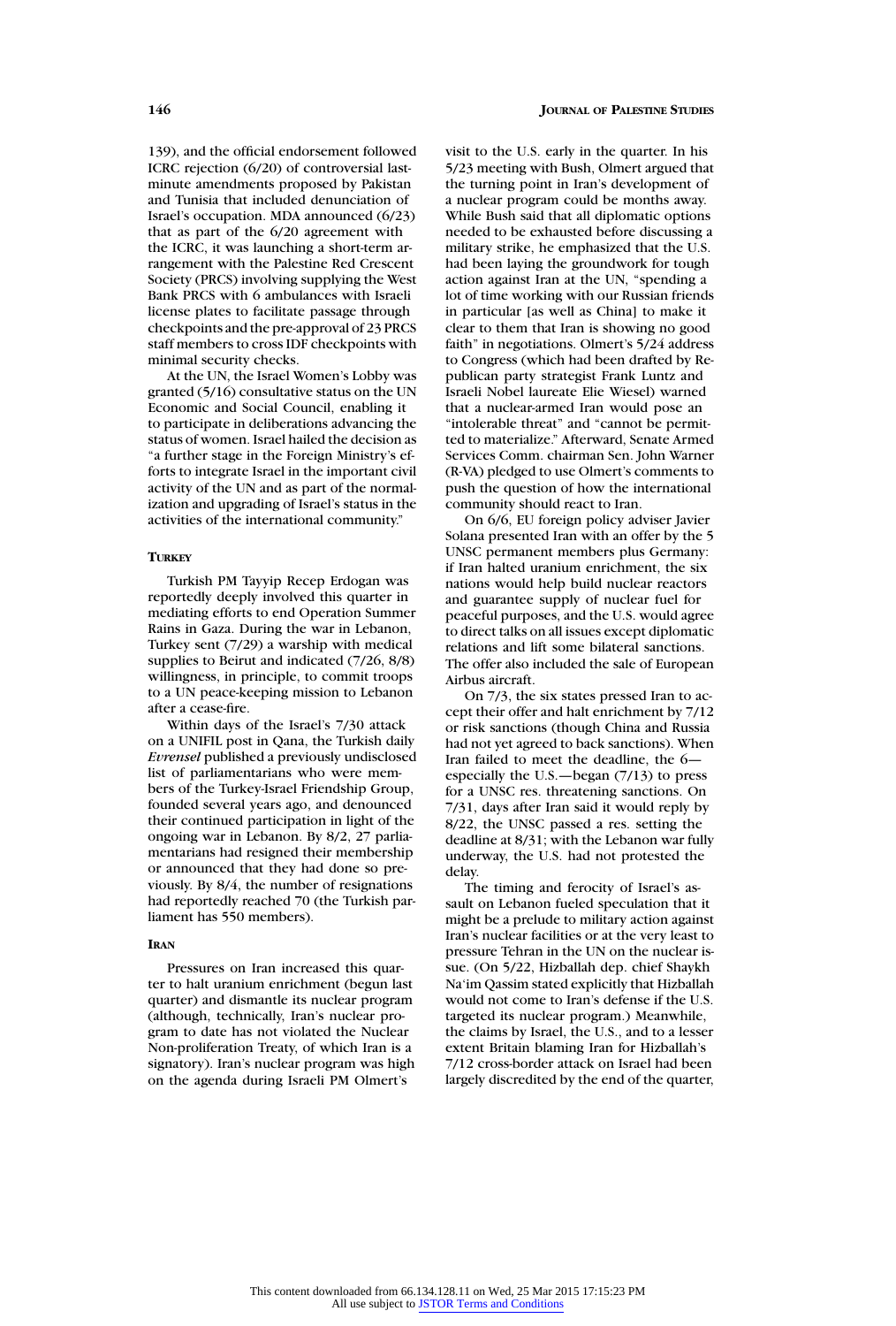139), and the official endorsement followed ICRC rejection (6/20) of controversial last-minute amendments proposed by Pakistan and Tunisia that included denunciation of Israel's occupation. MDA announced (6/23) that as part of the 6/20 agreement with the ICRC, it was launching a short-term arrangement with the Palestine Red Crescent Society (PRCS) involving supplying the West Bank PRCS with 6 ambulances with Israeli license plates to facilitate passage through checkpoints and the pre-approval of 23 PRCS staff members to cross IDF checkpoints with minimal security checks.

At the UN, the Israel Women's Lobby was granted (5/16) consultative status on the UN Economic and Social Council, enabling it to participate in deliberations advancing the status of women. Israel hailed the decision as "a further stage in the Foreign Ministry's efforts to integrate Israel in the important civil activity of the UN and as part of the normalization and upgrading of Israel's status in the activities of the international community."

### TURKEY

Turkish PM Tayyip Recep Erdogan was reportedly deeply involved this quarter in mediating efforts to end Operation Summer Rains in Gaza. During the war in Lebanon, Turkey sent (7/29) a warship with medical supplies to Beirut and indicated (7/26, 8/8) willingness, in principle, to commit troops to a UN peace-keeping mission to Lebanon after a cease-fire.

Within days of the Israel's 7/30 attack on a UNIFIL post in Qana, the Turkish daily *Evrensel* published a previously undisclosed list of parliamentarians who were members of the Turkey-Israel Friendship Group, founded several years ago, and denounced their continued participation in light of the ongoing war in Lebanon. By 8/2, 27 parliamentarians had resigned their membership or announced that they had done so previously. By 8/4, the number of resignations had reportedly reached 70 (the Turkish parliament has 550 members).

### IRAN

Pressures on Iran increased this quarter to halt uranium enrichment (begun last quarter) and dismantle its nuclear program (although, technically, Iran's nuclear program to date has not violated the Nuclear Non-proliferation Treaty, of which Iran is a signatory). Iran's nuclear program was high on the agenda during Israeli PM Olmert's visit to the U.S. early in the quarter. In his 5/23 meeting with Bush, Olmert argued that the turning point in Iran's development of a nuclear program could be months away. While Bush said that all diplomatic options needed to be exhausted before discussing a military strike, he emphasized that the U.S. had been laying the groundwork for tough action against Iran at the UN, "spending a lot of time working with our Russian friends in particular [as well as China] to make it clear to them that Iran is showing no good faith" in negotiations. Olmert's 5/24 address to Congress (which had been drafted by Republican party strategist Frank Luntz and Israeli Nobel laureate Elie Wiesel) warned that a nuclear-armed Iran would pose an "intolerable threat" and "cannot be permitted to materialize." Afterward, Senate Armed Services Comm. chairman Sen. John Warner (R-VA) pledged to use Olmert's comments to push the question of how the international community should react to Iran.

On 6/6, EU foreign policy adviser Javier Solana presented Iran with an offer by the 5 UNSC permanent members plus Germany: if Iran halted uranium enrichment, the six nations would help build nuclear reactors and guarantee supply of nuclear fuel for peaceful purposes, and the U.S. would agree to direct talks on all issues except diplomatic relations and lift some bilateral sanctions. The offer also included the sale of European Airbus aircraft.

On 7/3, the six states pressed Iran to accept their offer and halt enrichment by 7/12 or risk sanctions (though China and Russia had not yet agreed to back sanctions). When Iran failed to meet the deadline, the 6—especially the U.S.—began (7/13) to press for a UNSC res. threatening sanctions. On 7/31, days after Iran said it would reply by 8/22, the UNSC passed a res. setting the deadline at 8/31; with the Lebanon war fully underway, the U.S. had not protested the delay.

The timing and ferocity of Israel's assault on Lebanon fueled speculation that it might be a prelude to military action against Iran's nuclear facilities or at the very least to pressure Tehran in the UN on the nuclear issue. (On 5/22, Hizballah dep. chief Shaykh Na'im Qassim stated explicitly that Hizballah would not come to Iran's defense if the U.S. targeted its nuclear program.) Meanwhile, the claims by Israel, the U.S., and to a lesser extent Britain blaming Iran for Hizballah's 7/12 cross-border attack on Israel had been largely discredited by the end of the quarter,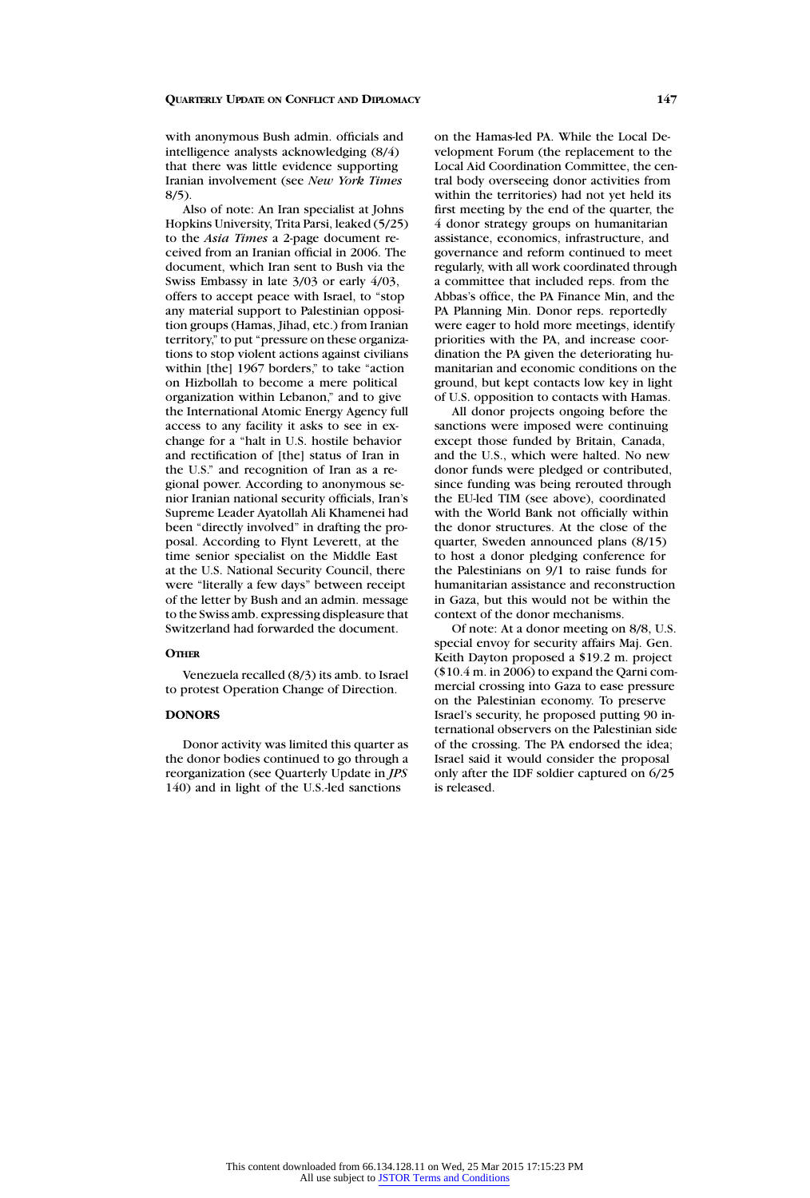with anonymous Bush admin. officials and intelligence analysts acknowledging (8/4) that there was little evidence supporting Iranian involvement (see *New York Times* 8/5).

Also of note: An Iran specialist at Johns Hopkins University, Trita Parsi, leaked (5/25) to the *Asia Times* a 2-page document received from an Iranian official in 2006. The document, which Iran sent to Bush via the Swiss Embassy in late 3/03 or early 4/03, offers to accept peace with Israel, to "stop any material support to Palestinian opposition groups (Hamas, Jihad, etc.) from Iranian territory," to put "pressure on these organizations to stop violent actions against civilians within [the] 1967 borders," to take "action on Hizbollah to become a mere political organization within Lebanon," and to give the International Atomic Energy Agency full access to any facility it asks to see in exchange for a "halt in U.S. hostile behavior and rectification of [the] status of Iran in the U.S." and recognition of Iran as a regional power. According to anonymous senior Iranian national security officials, Iran's Supreme Leader Ayatollah Ali Khamenei had been "directly involved" in drafting the proposal. According to Flynt Leverett, at the time senior specialist on the Middle East at the U.S. National Security Council, there were "literally a few days" between receipt of the letter by Bush and an admin. message to the Swiss amb. expressing displeasure that Switzerland had forwarded the document.

#### OTHER

Venezuela recalled (8/3) its amb. to Israel to protest Operation Change of Direction.

### DONORS

Donor activity was limited this quarter as the donor bodies continued to go through a reorganization (see Quarterly Update in *JPS* 140) and in light of the U.S.-led sanctions on the Hamas-led PA. While the Local Development Forum (the replacement to the Local Aid Coordination Committee, the central body overseeing donor activities from within the territories) had not yet held its first meeting by the end of the quarter, the 4 donor strategy groups on humanitarian assistance, economics, infrastructure, and governance and reform continued to meet regularly, with all work coordinated through a committee that included reps. from the Abbas's office, the PA Finance Min, and the PA Planning Min. Donor reps. reportedly were eager to hold more meetings, identify priorities with the PA, and increase coordination the PA given the deteriorating humanitarian and economic conditions on the ground, but kept contacts low key in light of U.S. opposition to contacts with Hamas.

All donor projects ongoing before the sanctions were imposed were continuing except those funded by Britain, Canada, and the U.S., which were halted. No new donor funds were pledged or contributed, since funding was being rerouted through the EU-led TIM (see above), coordinated with the World Bank not officially within the donor structures. At the close of the quarter, Sweden announced plans (8/15) to host a donor pledging conference for the Palestinians on 9/1 to raise funds for humanitarian assistance and reconstruction in Gaza, but this would not be within the context of the donor mechanisms.

Of note: At a donor meeting on 8/8, U.S. special envoy for security affairs Maj. Gen. Keith Dayton proposed a \$19.2 m. project (\$10.4 m. in 2006) to expand the Qarni commercial crossing into Gaza to ease pressure on the Palestinian economy. To preserve Israel's security, he proposed putting 90 international observers on the Palestinian side of the crossing. The PA endorsed the idea; Israel said it would consider the proposal only after the IDF soldier captured on 6/25 is released.